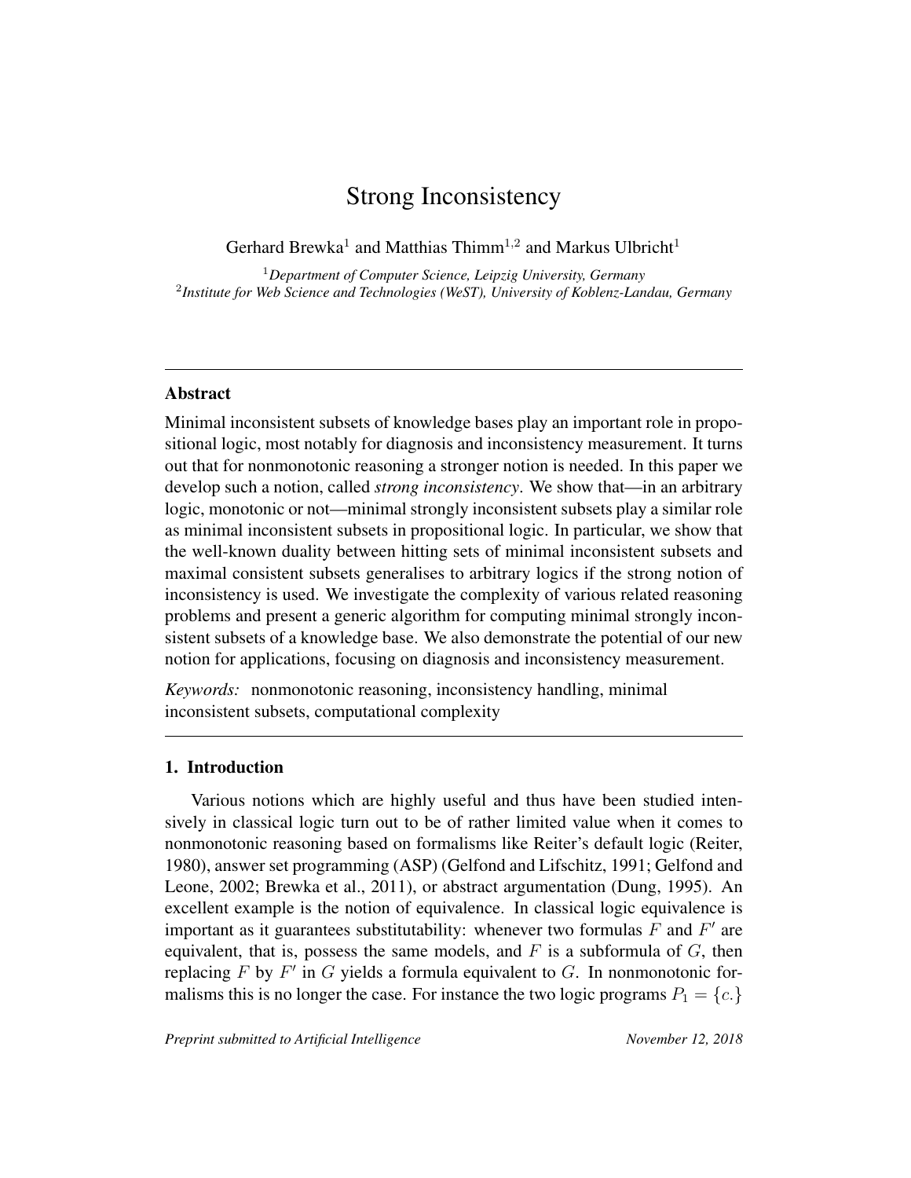# Strong Inconsistency

Gerhard Brewka[1] and Matthias Thimm[1,2] and Markus Ulbricht[1]

[1]*Department of Computer Science, Leipzig University, Germany*
[2]*Institute for Web Science and Technologies (WeST), University of Koblenz-Landau, Germany*

---

## Abstract

Minimal inconsistent subsets of knowledge bases play an important role in propositional logic, most notably for diagnosis and inconsistency measurement. It turns out that for nonmonotonic reasoning a stronger notion is needed. In this paper we develop such a notion, called *strong inconsistency*. We show that—in an arbitrary logic, monotonic or not—minimal strongly inconsistent subsets play a similar role as minimal inconsistent subsets in propositional logic. In particular, we show that the well-known duality between hitting sets of minimal inconsistent subsets and maximal consistent subsets generalises to arbitrary logics if the strong notion of inconsistency is used. We investigate the complexity of various related reasoning problems and present a generic algorithm for computing minimal strongly inconsistent subsets of a knowledge base. We also demonstrate the potential of our new notion for applications, focusing on diagnosis and inconsistency measurement.

*Keywords:* nonmonotonic reasoning, inconsistency handling, minimal inconsistent subsets, computational complexity

---

## 1. Introduction

Various notions which are highly useful and thus have been studied intensively in classical logic turn out to be of rather limited value when it comes to nonmonotonic reasoning based on formalisms like Reiter's default logic (Reiter, 1980), answer set programming (ASP) (Gelfond and Lifschitz, 1991; Gelfond and Leone, 2002; Brewka et al., 2011), or abstract argumentation (Dung, 1995). An excellent example is the notion of equivalence. In classical logic equivalence is important as it guarantees substitutability: whenever two formulas $F$ and $F'$ are equivalent, that is, possess the same models, and $F$ is a subformula of $G$, then replacing $F$ by $F'$ in $G$ yields a formula equivalent to $G$. In nonmonotonic formalisms this is no longer the case. For instance the two logic programs $P_1 = \{c.\}$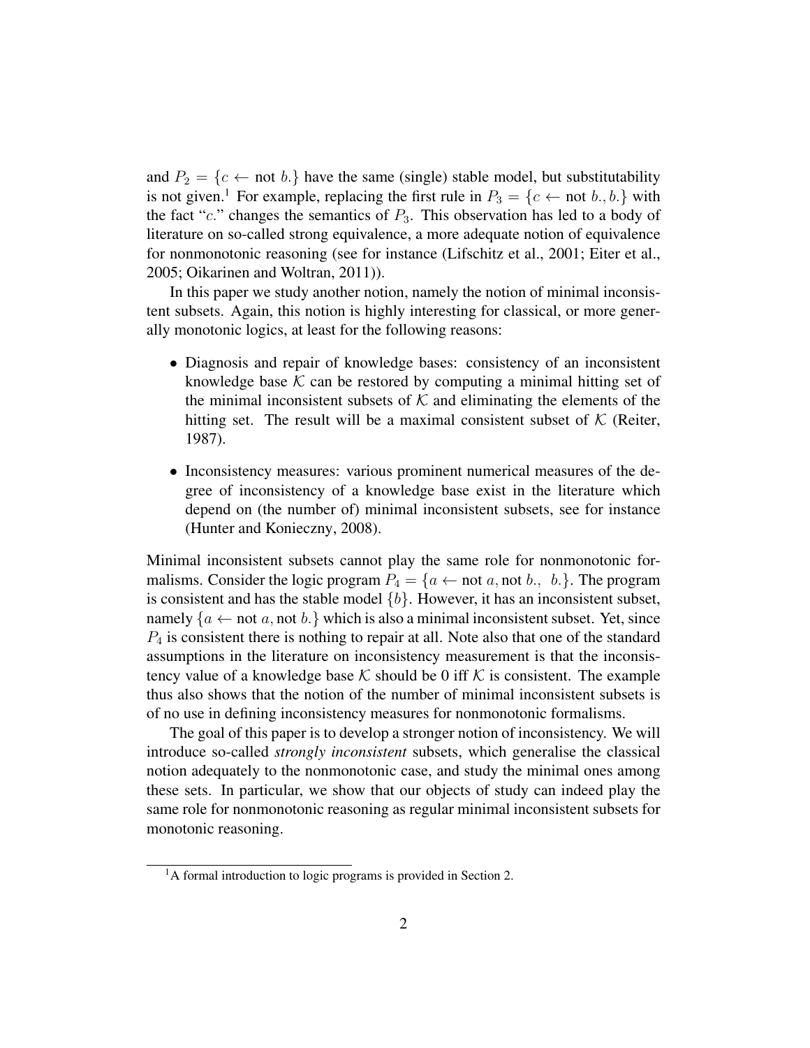and $P_2 = \{c \leftarrow \text{not } b.\}$ have the same (single) stable model, but substitutability is not given.[1] For example, replacing the first rule in $P_3 = \{c \leftarrow \text{not } b., b.\}$ with the fact "$c.$" changes the semantics of $P_3$. This observation has led to a body of literature on so-called strong equivalence, a more adequate notion of equivalence for nonmonotonic reasoning (see for instance (Lifschitz et al., 2001; Eiter et al., 2005; Oikarinen and Woltran, 2011)).

In this paper we study another notion, namely the notion of minimal inconsistent subsets. Again, this notion is highly interesting for classical, or more generally monotonic logics, at least for the following reasons:

- Diagnosis and repair of knowledge bases: consistency of an inconsistent knowledge base $\mathcal{K}$ can be restored by computing a minimal hitting set of the minimal inconsistent subsets of $\mathcal{K}$ and eliminating the elements of the hitting set. The result will be a maximal consistent subset of $\mathcal{K}$ (Reiter, 1987).
- Inconsistency measures: various prominent numerical measures of the degree of inconsistency of a knowledge base exist in the literature which depend on (the number of) minimal inconsistent subsets, see for instance (Hunter and Konieczny, 2008).

Minimal inconsistent subsets cannot play the same role for nonmonotonic formalisms. Consider the logic program $P_4 = \{a \leftarrow \text{not } a, \text{not } b., \ b.\}$. The program is consistent and has the stable model $\{b\}$. However, it has an inconsistent subset, namely $\{a \leftarrow \text{not } a, \text{not } b.\}$ which is also a minimal inconsistent subset. Yet, since $P_4$ is consistent there is nothing to repair at all. Note also that one of the standard assumptions in the literature on inconsistency measurement is that the inconsistency value of a knowledge base $\mathcal{K}$ should be 0 iff $\mathcal{K}$ is consistent. The example thus also shows that the notion of the number of minimal inconsistent subsets is of no use in defining inconsistency measures for nonmonotonic formalisms.

The goal of this paper is to develop a stronger notion of inconsistency. We will introduce so-called *strongly inconsistent* subsets, which generalise the classical notion adequately to the nonmonotonic case, and study the minimal ones among these sets. In particular, we show that our objects of study can indeed play the same role for nonmonotonic reasoning as regular minimal inconsistent subsets for monotonic reasoning.

[1] A formal introduction to logic programs is provided in Section 2.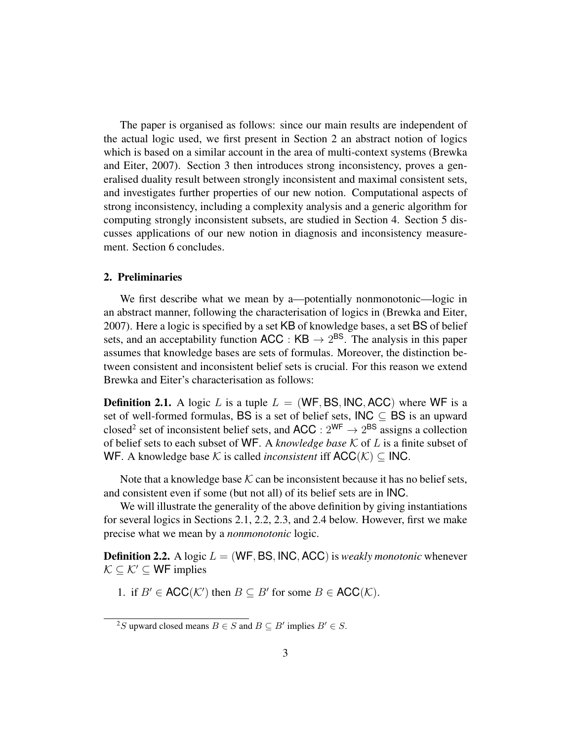The paper is organised as follows: since our main results are independent of the actual logic used, we first present in Section 2 an abstract notion of logics which is based on a similar account in the area of multi-context systems (Brewka and Eiter, 2007). Section 3 then introduces strong inconsistency, proves a generalised duality result between strongly inconsistent and maximal consistent sets, and investigates further properties of our new notion. Computational aspects of strong inconsistency, including a complexity analysis and a generic algorithm for computing strongly inconsistent subsets, are studied in Section 4. Section 5 discusses applications of our new notion in diagnosis and inconsistency measurement. Section 6 concludes.

## 2. Preliminaries

We first describe what we mean by a—potentially nonmonotonic—logic in an abstract manner, following the characterisation of logics in (Brewka and Eiter, 2007). Here a logic is specified by a set $\mathsf{KB}$ of knowledge bases, a set $\mathsf{BS}$ of belief sets, and an acceptability function $\mathsf{ACC} : \mathsf{KB} \to 2^{\mathsf{BS}}$. The analysis in this paper assumes that knowledge bases are sets of formulas. Moreover, the distinction between consistent and inconsistent belief sets is crucial. For this reason we extend Brewka and Eiter's characterisation as follows:

**Definition 2.1.** A logic $L$ is a tuple $L = (\mathsf{WF}, \mathsf{BS}, \mathsf{INC}, \mathsf{ACC})$ where $\mathsf{WF}$ is a set of well-formed formulas, $\mathsf{BS}$ is a set of belief sets, $\mathsf{INC} \subseteq \mathsf{BS}$ is an upward closed[2] set of inconsistent belief sets, and $\mathsf{ACC} : 2^{\mathsf{WF}} \to 2^{\mathsf{BS}}$ assigns a collection of belief sets to each subset of $\mathsf{WF}$. A *knowledge base* $\mathcal{K}$ of $L$ is a finite subset of $\mathsf{WF}$. A knowledge base $\mathcal{K}$ is called *inconsistent* iff $\mathsf{ACC}(\mathcal{K}) \subseteq \mathsf{INC}$.

Note that a knowledge base $\mathcal{K}$ can be inconsistent because it has no belief sets, and consistent even if some (but not all) of its belief sets are in $\mathsf{INC}$.

We will illustrate the generality of the above definition by giving instantiations for several logics in Sections 2.1, 2.2, 2.3, and 2.4 below. However, first we make precise what we mean by a *nonmonotonic* logic.

**Definition 2.2.** A logic $L = (\mathsf{WF}, \mathsf{BS}, \mathsf{INC}, \mathsf{ACC})$ is *weakly monotonic* whenever $\mathcal{K} \subseteq \mathcal{K}' \subseteq \mathsf{WF}$ implies

1. if $B' \in \mathsf{ACC}(\mathcal{K}')$ then $B \subseteq B'$ for some $B \in \mathsf{ACC}(\mathcal{K})$.

[2] $S$ upward closed means $B \in S$ and $B \subseteq B'$ implies $B' \in S$.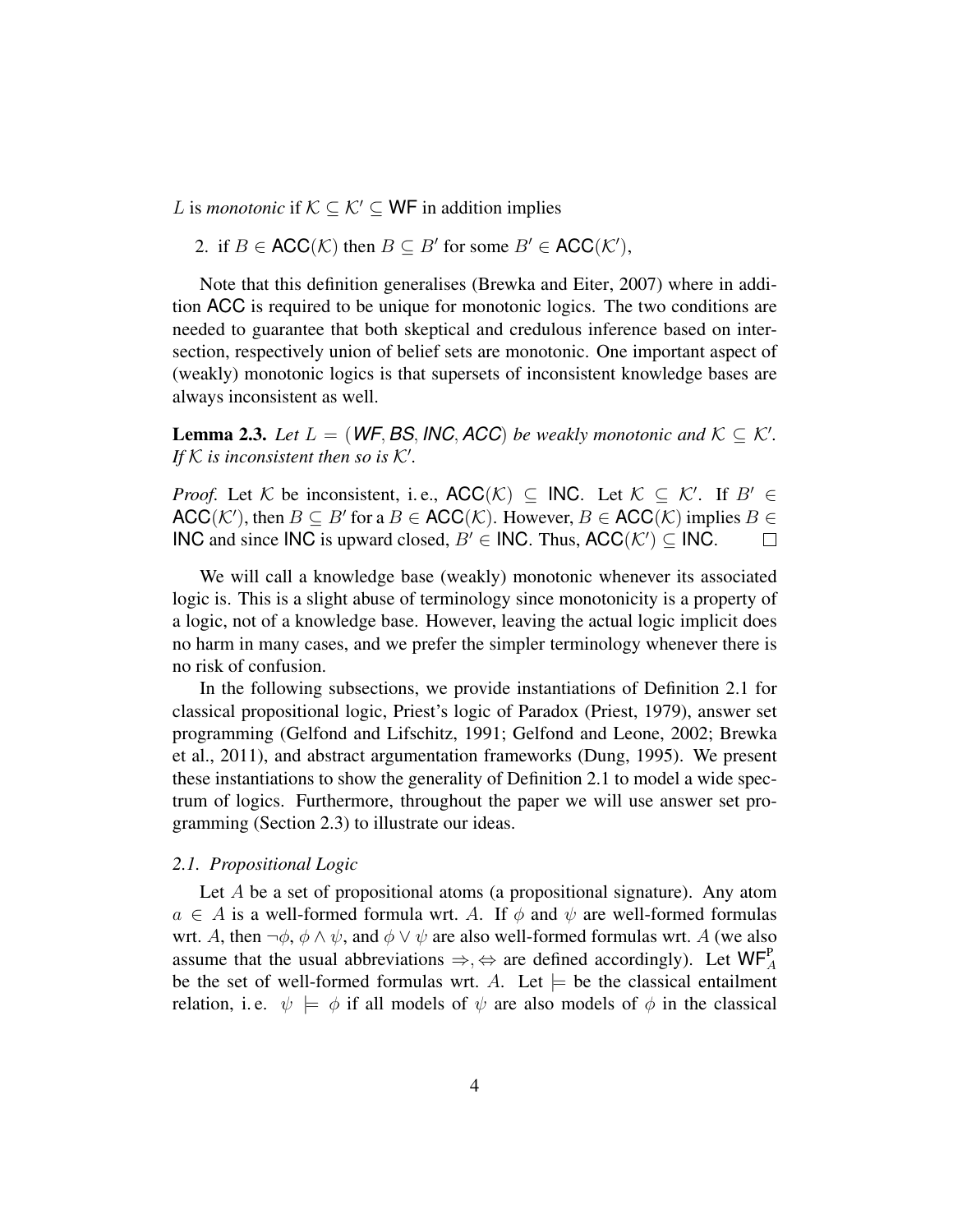$L$ is *monotonic* if $\mathcal{K} \subseteq \mathcal{K}' \subseteq \mathsf{WF}$ in addition implies

2. if $B \in \mathsf{ACC}(\mathcal{K})$ then $B \subseteq B'$ for some $B' \in \mathsf{ACC}(\mathcal{K}')$,

Note that this definition generalises (Brewka and Eiter, 2007) where in addition ACC is required to be unique for monotonic logics. The two conditions are needed to guarantee that both skeptical and credulous inference based on intersection, respectively union of belief sets are monotonic. One important aspect of (weakly) monotonic logics is that supersets of inconsistent knowledge bases are always inconsistent as well.

**Lemma 2.3.** *Let $L = (\mathsf{WF}, \mathsf{BS}, \mathsf{INC}, \mathsf{ACC})$ be weakly monotonic and $\mathcal{K} \subseteq \mathcal{K}'$. If $\mathcal{K}$ is inconsistent then so is $\mathcal{K}'$.*

*Proof.* Let $\mathcal{K}$ be inconsistent, i. e., $\mathsf{ACC}(\mathcal{K}) \subseteq \mathsf{INC}$. Let $\mathcal{K} \subseteq \mathcal{K}'$. If $B' \in \mathsf{ACC}(\mathcal{K}')$, then $B \subseteq B'$ for a $B \in \mathsf{ACC}(\mathcal{K})$. However, $B \in \mathsf{ACC}(\mathcal{K})$ implies $B \in \mathsf{INC}$ and since INC is upward closed, $B' \in \mathsf{INC}$. Thus, $\mathsf{ACC}(\mathcal{K}') \subseteq \mathsf{INC}$. □

We will call a knowledge base (weakly) monotonic whenever its associated logic is. This is a slight abuse of terminology since monotonicity is a property of a logic, not of a knowledge base. However, leaving the actual logic implicit does no harm in many cases, and we prefer the simpler terminology whenever there is no risk of confusion.

In the following subsections, we provide instantiations of Definition 2.1 for classical propositional logic, Priest's logic of Paradox (Priest, 1979), answer set programming (Gelfond and Lifschitz, 1991; Gelfond and Leone, 2002; Brewka et al., 2011), and abstract argumentation frameworks (Dung, 1995). We present these instantiations to show the generality of Definition 2.1 to model a wide spectrum of logics. Furthermore, throughout the paper we will use answer set programming (Section 2.3) to illustrate our ideas.

### *2.1. Propositional Logic*

Let $A$ be a set of propositional atoms (a propositional signature). Any atom $a \in A$ is a well-formed formula wrt. $A$. If $\phi$ and $\psi$ are well-formed formulas wrt. $A$, then $\neg\phi$, $\phi \wedge \psi$, and $\phi \vee \psi$ are also well-formed formulas wrt. $A$ (we also assume that the usual abbreviations $\Rightarrow, \Leftrightarrow$ are defined accordingly). Let $\mathsf{WF}^{\mathsf{P}}_{A}$ be the set of well-formed formulas wrt. $A$. Let $\models$ be the classical entailment relation, i. e. $\psi \models \phi$ if all models of $\psi$ are also models of $\phi$ in the classical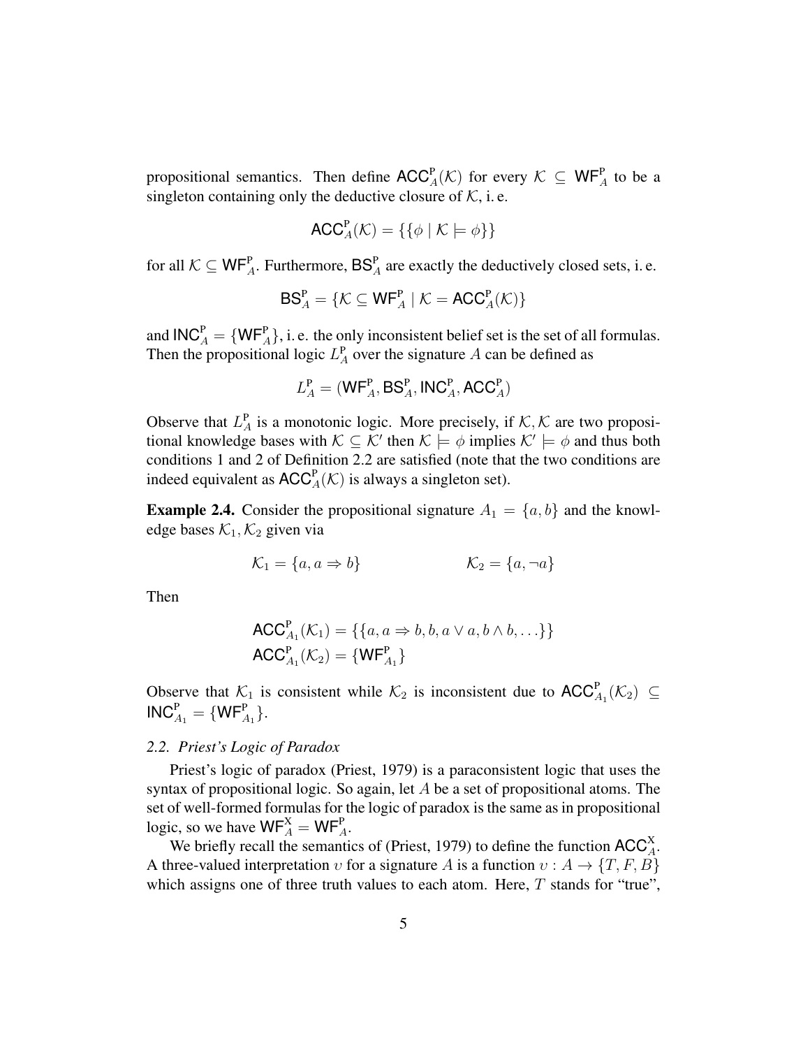propositional semantics. Then define $\mathsf{ACC}^{\mathrm{P}}_A(\mathcal{K})$ for every $\mathcal{K} \subseteq \mathsf{WF}^{\mathrm{P}}_A$ to be a singleton containing only the deductive closure of $\mathcal{K}$, i. e.

$$\mathsf{ACC}^{\mathrm{P}}_A(\mathcal{K}) = \{\{\phi \mid \mathcal{K} \models \phi\}\}$$

for all $\mathcal{K} \subseteq \mathsf{WF}^{\mathrm{P}}_A$. Furthermore, $\mathsf{BS}^{\mathrm{P}}_A$ are exactly the deductively closed sets, i. e.

$$\mathsf{BS}^{\mathrm{P}}_A = \{\mathcal{K} \subseteq \mathsf{WF}^{\mathrm{P}}_A \mid \mathcal{K} = \mathsf{ACC}^{\mathrm{P}}_A(\mathcal{K})\}$$

and $\mathsf{INC}^{\mathrm{P}}_A = \{\mathsf{WF}^{\mathrm{P}}_A\}$, i. e. the only inconsistent belief set is the set of all formulas. Then the propositional logic $L^{\mathrm{P}}_A$ over the signature $A$ can be defined as

$$L^{\mathrm{P}}_A = (\mathsf{WF}^{\mathrm{P}}_A, \mathsf{BS}^{\mathrm{P}}_A, \mathsf{INC}^{\mathrm{P}}_A, \mathsf{ACC}^{\mathrm{P}}_A)$$

Observe that $L^{\mathrm{P}}_A$ is a monotonic logic. More precisely, if $\mathcal{K}, \mathcal{K}$ are two propositional knowledge bases with $\mathcal{K} \subseteq \mathcal{K}'$ then $\mathcal{K} \models \phi$ implies $\mathcal{K}' \models \phi$ and thus both conditions 1 and 2 of Definition 2.2 are satisfied (note that the two conditions are indeed equivalent as $\mathsf{ACC}^{\mathrm{P}}_A(\mathcal{K})$ is always a singleton set).

**Example 2.4.** Consider the propositional signature $A_1 = \{a, b\}$ and the knowledge bases $\mathcal{K}_1, \mathcal{K}_2$ given via

$$\mathcal{K}_1 = \{a, a \Rightarrow b\} \qquad\qquad \mathcal{K}_2 = \{a, \neg a\}$$

Then

$$\mathsf{ACC}^{\mathrm{P}}_{A_1}(\mathcal{K}_1) = \{\{a, a \Rightarrow b, b, a \vee a, b \wedge b, \ldots\}\}$$
$$\mathsf{ACC}^{\mathrm{P}}_{A_1}(\mathcal{K}_2) = \{\mathsf{WF}^{\mathrm{P}}_{A_1}\}$$

Observe that $\mathcal{K}_1$ is consistent while $\mathcal{K}_2$ is inconsistent due to $\mathsf{ACC}^{\mathrm{P}}_{A_1}(\mathcal{K}_2) \subseteq \mathsf{INC}^{\mathrm{P}}_{A_1} = \{\mathsf{WF}^{\mathrm{P}}_{A_1}\}$.

### *2.2. Priest's Logic of Paradox*

Priest's logic of paradox (Priest, 1979) is a paraconsistent logic that uses the syntax of propositional logic. So again, let $A$ be a set of propositional atoms. The set of well-formed formulas for the logic of paradox is the same as in propositional logic, so we have $\mathsf{WF}^{\mathrm{X}}_A = \mathsf{WF}^{\mathrm{P}}_A$.

We briefly recall the semantics of (Priest, 1979) to define the function $\mathsf{ACC}^{\mathrm{X}}_A$. A three-valued interpretation $\upsilon$ for a signature $A$ is a function $\upsilon : A \to \{T, F, B\}$ which assigns one of three truth values to each atom. Here, $T$ stands for "true",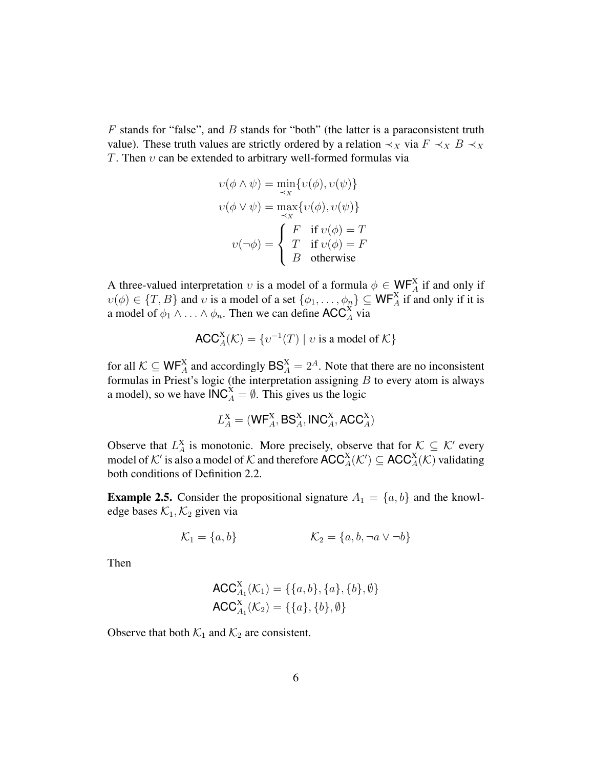$F$ stands for "false", and $B$ stands for "both" (the latter is a paraconsistent truth value). These truth values are strictly ordered by a relation $\prec_X$ via $F \prec_X B \prec_X T$. Then $\upsilon$ can be extended to arbitrary well-formed formulas via

$$\upsilon(\phi \wedge \psi) = \min_{\prec_X}\{\upsilon(\phi), \upsilon(\psi)\}$$

$$\upsilon(\phi \vee \psi) = \max_{\prec_X}\{\upsilon(\phi), \upsilon(\psi)\}$$

$$\upsilon(\neg\phi) = \begin{cases} F & \text{if } \upsilon(\phi) = T \\ T & \text{if } \upsilon(\phi) = F \\ B & \text{otherwise} \end{cases}$$

A three-valued interpretation $\upsilon$ is a model of a formula $\phi \in \mathsf{WF}^{\mathrm{X}}_A$ if and only if $\upsilon(\phi) \in \{T, B\}$ and $\upsilon$ is a model of a set $\{\phi_1, \ldots, \phi_n\} \subseteq \mathsf{WF}^{\mathrm{X}}_A$ if and only if it is a model of $\phi_1 \wedge \ldots \wedge \phi_n$. Then we can define $\mathsf{ACC}^{\mathrm{X}}_A$ via

$$\mathsf{ACC}^{\mathrm{X}}_A(\mathcal{K}) = \{\upsilon^{-1}(T) \mid \upsilon \text{ is a model of } \mathcal{K}\}$$

for all $\mathcal{K} \subseteq \mathsf{WF}^{\mathrm{X}}_A$ and accordingly $\mathsf{BS}^{\mathrm{X}}_A = 2^A$. Note that there are no inconsistent formulas in Priest's logic (the interpretation assigning $B$ to every atom is always a model), so we have $\mathsf{INC}^{\mathrm{X}}_A = \emptyset$. This gives us the logic

$$L^{\mathrm{X}}_A = (\mathsf{WF}^{\mathrm{X}}_A, \mathsf{BS}^{\mathrm{X}}_A, \mathsf{INC}^{\mathrm{X}}_A, \mathsf{ACC}^{\mathrm{X}}_A)$$

Observe that $L^{\mathrm{X}}_A$ is monotonic. More precisely, observe that for $\mathcal{K} \subseteq \mathcal{K}'$ every model of $\mathcal{K}'$ is also a model of $\mathcal{K}$ and therefore $\mathsf{ACC}^{\mathrm{X}}_A(\mathcal{K}') \subseteq \mathsf{ACC}^{\mathrm{X}}_A(\mathcal{K})$ validating both conditions of Definition 2.2.

**Example 2.5.** Consider the propositional signature $A_1 = \{a, b\}$ and the knowledge bases $\mathcal{K}_1, \mathcal{K}_2$ given via

$$\mathcal{K}_1 = \{a, b\} \qquad\qquad \mathcal{K}_2 = \{a, b, \neg a \vee \neg b\}$$

Then

$$\mathsf{ACC}^{\mathrm{X}}_{A_1}(\mathcal{K}_1) = \{\{a, b\}, \{a\}, \{b\}, \emptyset\}$$

$$\mathsf{ACC}^{\mathrm{X}}_{A_1}(\mathcal{K}_2) = \{\{a\}, \{b\}, \emptyset\}$$

Observe that both $\mathcal{K}_1$ and $\mathcal{K}_2$ are consistent.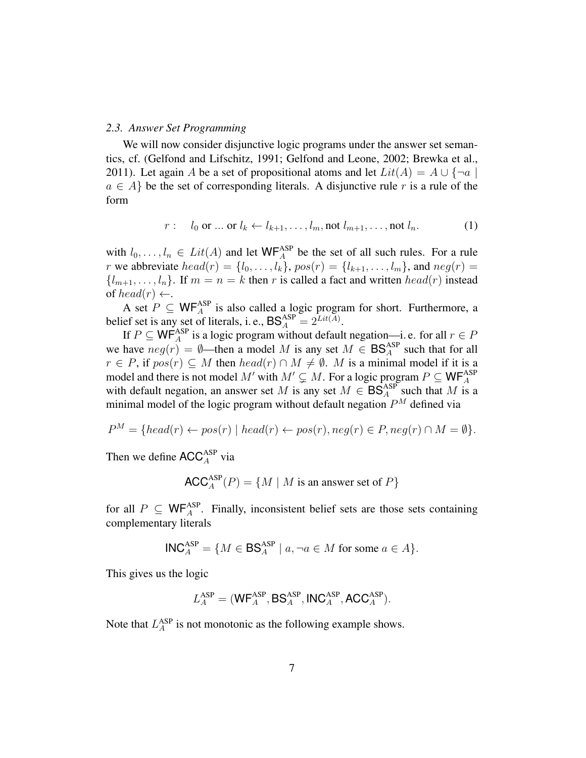### 2.3. Answer Set Programming

We will now consider disjunctive logic programs under the answer set semantics, cf. (Gelfond and Lifschitz, 1991; Gelfond and Leone, 2002; Brewka et al., 2011). Let again $A$ be a set of propositional atoms and let $Lit(A) = A \cup \{\neg a \mid a \in A\}$ be the set of corresponding literals. A disjunctive rule $r$ is a rule of the form

$$r: \quad l_0 \text{ or ... or } l_k \leftarrow l_{k+1}, \ldots, l_m, \text{not } l_{m+1}, \ldots, \text{not } l_n. \tag{1}$$

with $l_0, \ldots, l_n \in Lit(A)$ and let $\mathsf{WF}_A^{\text{ASP}}$ be the set of all such rules. For a rule $r$ we abbreviate $head(r) = \{l_0, \ldots, l_k\}$, $pos(r) = \{l_{k+1}, \ldots, l_m\}$, and $neg(r) = \{l_{m+1}, \ldots, l_n\}$. If $m = n = k$ then $r$ is called a fact and written $head(r)$ instead of $head(r) \leftarrow$.

A set $P \subseteq \mathsf{WF}_A^{\text{ASP}}$ is also called a logic program for short. Furthermore, a belief set is any set of literals, i. e., $\mathsf{BS}_A^{\text{ASP}} = 2^{Lit(A)}$.

If $P \subseteq \mathsf{WF}_A^{\text{ASP}}$ is a logic program without default negation—i. e. for all $r \in P$ we have $neg(r) = \emptyset$—then a model $M$ is any set $M \in \mathsf{BS}_A^{\text{ASP}}$ such that for all $r \in P$, if $pos(r) \subseteq M$ then $head(r) \cap M \neq \emptyset$. $M$ is a minimal model if it is a model and there is not model $M'$ with $M' \subsetneq M$. For a logic program $P \subseteq \mathsf{WF}_A^{\text{ASP}}$ with default negation, an answer set $M$ is any set $M \in \mathsf{BS}_A^{\text{ASP}}$ such that $M$ is a minimal model of the logic program without default negation $P^M$ defined via

$$P^M = \{head(r) \leftarrow pos(r) \mid head(r) \leftarrow pos(r), neg(r) \in P, neg(r) \cap M = \emptyset\}.$$

Then we define $\mathsf{ACC}_A^{\text{ASP}}$ via

$$\mathsf{ACC}_A^{\text{ASP}}(P) = \{M \mid M \text{ is an answer set of } P\}$$

for all $P \subseteq \mathsf{WF}_A^{\text{ASP}}$. Finally, inconsistent belief sets are those sets containing complementary literals

$$\mathsf{INC}_A^{\text{ASP}} = \{M \in \mathsf{BS}_A^{\text{ASP}} \mid a, \neg a \in M \text{ for some } a \in A\}.$$

This gives us the logic

$$L_A^{\text{ASP}} = (\mathsf{WF}_A^{\text{ASP}}, \mathsf{BS}_A^{\text{ASP}}, \mathsf{INC}_A^{\text{ASP}}, \mathsf{ACC}_A^{\text{ASP}}).$$

Note that $L_A^{\text{ASP}}$ is not monotonic as the following example shows.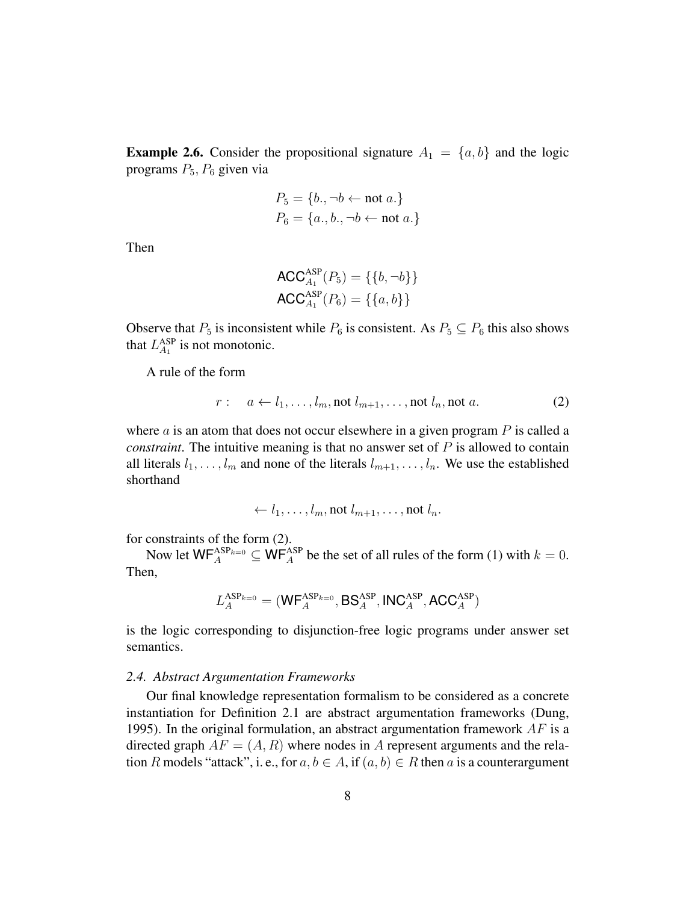**Example 2.6.** Consider the propositional signature $A_1 = \{a, b\}$ and the logic programs $P_5, P_6$ given via

$$P_5 = \{b., \neg b \leftarrow \text{not } a.\}$$
$$P_6 = \{a., b., \neg b \leftarrow \text{not } a.\}$$

Then

$$\mathsf{ACC}^{\text{ASP}}_{A_1}(P_5) = \{\{b, \neg b\}\}$$
$$\mathsf{ACC}^{\text{ASP}}_{A_1}(P_6) = \{\{a, b\}\}$$

Observe that $P_5$ is inconsistent while $P_6$ is consistent. As $P_5 \subseteq P_6$ this also shows that $L^{\text{ASP}}_{A_1}$ is not monotonic.

A rule of the form

$$r: \quad a \leftarrow l_1, \ldots, l_m, \text{not } l_{m+1}, \ldots, \text{not } l_n, \text{not } a. \tag{2}$$

where $a$ is an atom that does not occur elsewhere in a given program $P$ is called a *constraint*. The intuitive meaning is that no answer set of $P$ is allowed to contain all literals $l_1, \ldots, l_m$ and none of the literals $l_{m+1}, \ldots, l_n$. We use the established shorthand

$$\leftarrow l_1, \ldots, l_m, \text{not } l_{m+1}, \ldots, \text{not } l_n.$$

for constraints of the form (2).

Now let $\mathsf{WF}^{\text{ASP}_{k=0}}_{A} \subseteq \mathsf{WF}^{\text{ASP}}_{A}$ be the set of all rules of the form (1) with $k = 0$. Then,

$$L^{\text{ASP}_{k=0}}_{A} = (\mathsf{WF}^{\text{ASP}_{k=0}}_{A}, \mathsf{BS}^{\text{ASP}}_{A}, \mathsf{INC}^{\text{ASP}}_{A}, \mathsf{ACC}^{\text{ASP}}_{A})$$

is the logic corresponding to disjunction-free logic programs under answer set semantics.

### *2.4. Abstract Argumentation Frameworks*

Our final knowledge representation formalism to be considered as a concrete instantiation for Definition 2.1 are abstract argumentation frameworks (Dung, 1995). In the original formulation, an abstract argumentation framework $AF$ is a directed graph $AF = (A, R)$ where nodes in $A$ represent arguments and the relation $R$ models "attack", i. e., for $a, b \in A$, if $(a, b) \in R$ then $a$ is a counterargument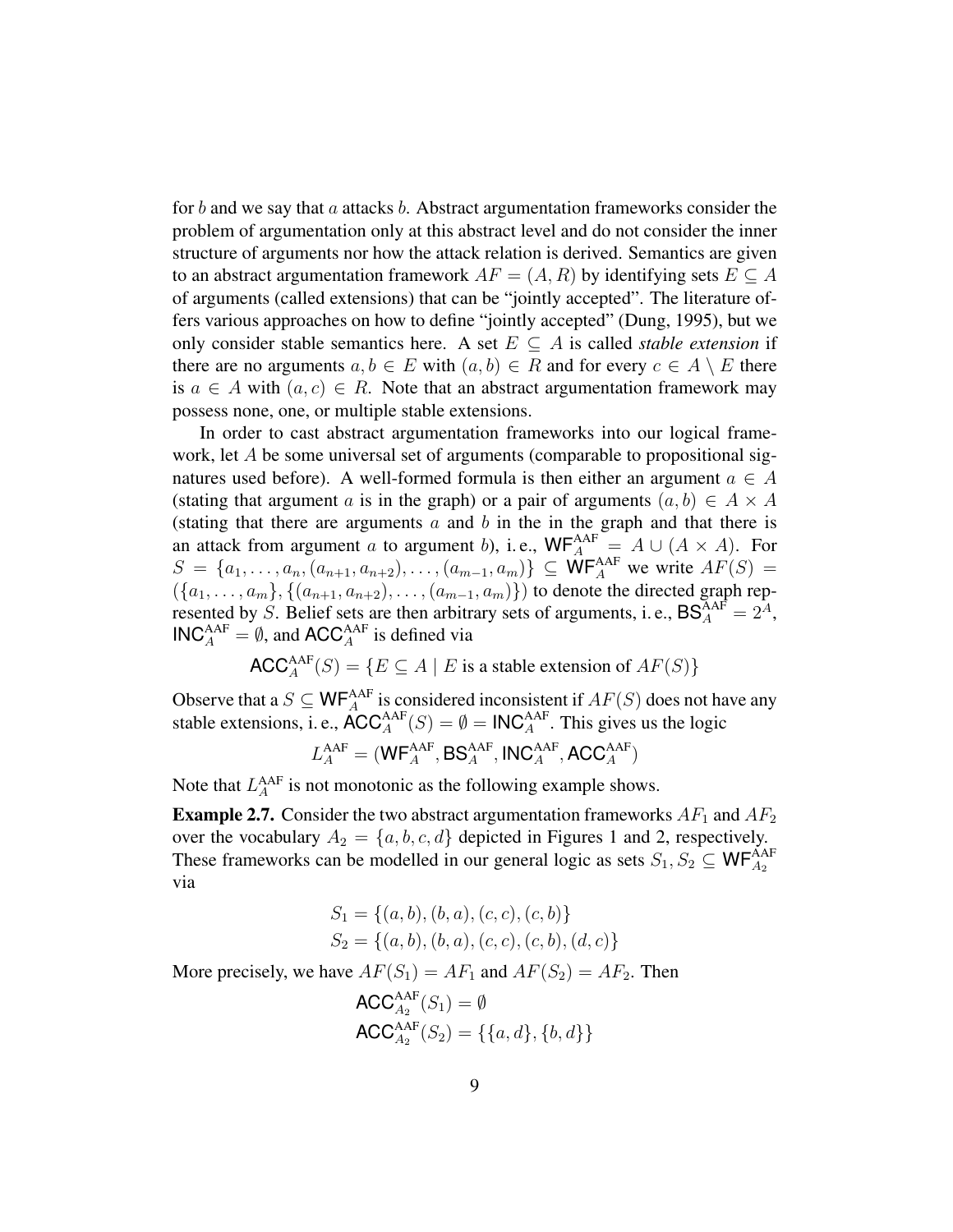for $b$ and we say that $a$ attacks $b$. Abstract argumentation frameworks consider the problem of argumentation only at this abstract level and do not consider the inner structure of arguments nor how the attack relation is derived. Semantics are given to an abstract argumentation framework $AF = (A, R)$ by identifying sets $E \subseteq A$ of arguments (called extensions) that can be "jointly accepted". The literature offers various approaches on how to define "jointly accepted" (Dung, 1995), but we only consider stable semantics here. A set $E \subseteq A$ is called *stable extension* if there are no arguments $a, b \in E$ with $(a, b) \in R$ and for every $c \in A \setminus E$ there is $a \in A$ with $(a, c) \in R$. Note that an abstract argumentation framework may possess none, one, or multiple stable extensions.

In order to cast abstract argumentation frameworks into our logical framework, let $A$ be some universal set of arguments (comparable to propositional signatures used before). A well-formed formula is then either an argument $a \in A$ (stating that argument $a$ is in the graph) or a pair of arguments $(a, b) \in A \times A$ (stating that there are arguments $a$ and $b$ in the in the graph and that there is an attack from argument $a$ to argument $b$), i. e., $\mathsf{WF}_A^{\text{AAF}} = A \cup (A \times A)$. For $S = \{a_1, \ldots, a_n, (a_{n+1}, a_{n+2}), \ldots, (a_{m-1}, a_m)\} \subseteq \mathsf{WF}_A^{\text{AAF}}$ we write $AF(S) = (\{a_1, \ldots, a_m\}, \{(a_{n+1}, a_{n+2}), \ldots, (a_{m-1}, a_m)\})$ to denote the directed graph represented by $S$. Belief sets are then arbitrary sets of arguments, i. e., $\mathsf{BS}_A^{\text{AAF}} = 2^A$, $\mathsf{INC}_A^{\text{AAF}} = \emptyset$, and $\mathsf{ACC}_A^{\text{AAF}}$ is defined via

$$\mathsf{ACC}_A^{\text{AAF}}(S) = \{E \subseteq A \mid E \text{ is a stable extension of } AF(S)\}$$

Observe that a $S \subseteq \mathsf{WF}_A^{\text{AAF}}$ is considered inconsistent if $AF(S)$ does not have any stable extensions, i. e., $\mathsf{ACC}_A^{\text{AAF}}(S) = \emptyset = \mathsf{INC}_A^{\text{AAF}}$. This gives us the logic

$$L_A^{\text{AAF}} = (\mathsf{WF}_A^{\text{AAF}}, \mathsf{BS}_A^{\text{AAF}}, \mathsf{INC}_A^{\text{AAF}}, \mathsf{ACC}_A^{\text{AAF}})$$

Note that $L_A^{\text{AAF}}$ is not monotonic as the following example shows.

**Example 2.7.** Consider the two abstract argumentation frameworks $AF_1$ and $AF_2$ over the vocabulary $A_2 = \{a, b, c, d\}$ depicted in Figures 1 and 2, respectively. These frameworks can be modelled in our general logic as sets $S_1, S_2 \subseteq \mathsf{WF}_{A_2}^{\text{AAF}}$ via

$$S_1 = \{(a, b), (b, a), (c, c), (c, b)\}$$
$$S_2 = \{(a, b), (b, a), (c, c), (c, b), (d, c)\}$$

More precisely, we have $AF(S_1) = AF_1$ and $AF(S_2) = AF_2$. Then

$$\mathsf{ACC}_{A_2}^{\text{AAF}}(S_1) = \emptyset$$
$$\mathsf{ACC}_{A_2}^{\text{AAF}}(S_2) = \{\{a, d\}, \{b, d\}\}$$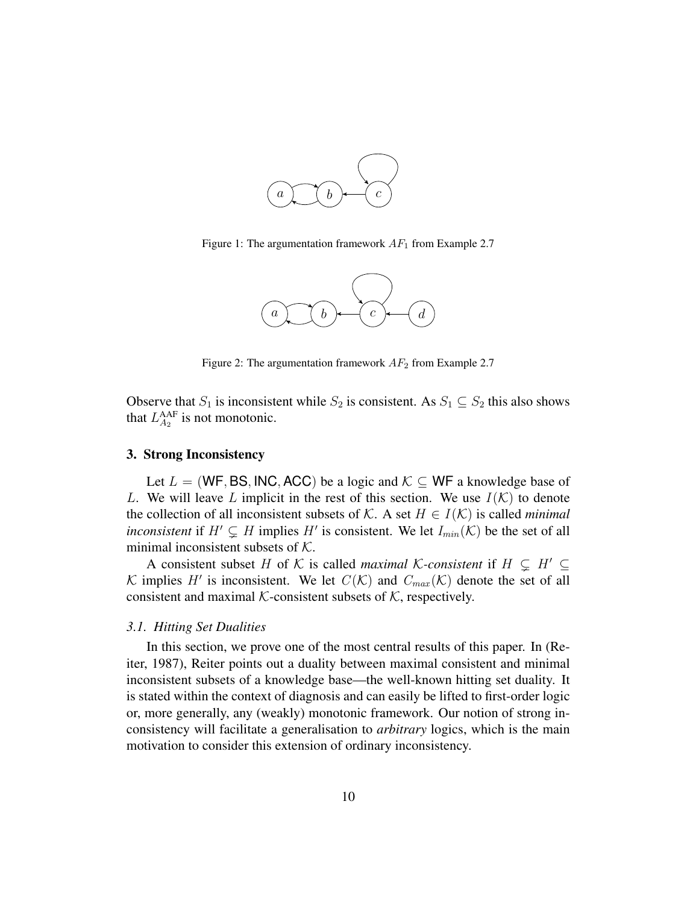Figure 1: The argumentation framework $AF_1$ from Example 2.7

Figure 2: The argumentation framework $AF_2$ from Example 2.7

Observe that $S_1$ is inconsistent while $S_2$ is consistent. As $S_1 \subseteq S_2$ this also shows that $L^{\text{AAF}}_{A_2}$ is not monotonic.

## 3. Strong Inconsistency

Let $L = (\mathsf{WF}, \mathsf{BS}, \mathsf{INC}, \mathsf{ACC})$ be a logic and $\mathcal{K} \subseteq \mathsf{WF}$ a knowledge base of $L$. We will leave $L$ implicit in the rest of this section. We use $I(\mathcal{K})$ to denote the collection of all inconsistent subsets of $\mathcal{K}$. A set $H \in I(\mathcal{K})$ is called *minimal inconsistent* if $H' \subsetneq H$ implies $H'$ is consistent. We let $I_{min}(\mathcal{K})$ be the set of all minimal inconsistent subsets of $\mathcal{K}$.

A consistent subset $H$ of $\mathcal{K}$ is called *maximal $\mathcal{K}$-consistent* if $H \subsetneq H' \subseteq \mathcal{K}$ implies $H'$ is inconsistent. We let $C(\mathcal{K})$ and $C_{max}(\mathcal{K})$ denote the set of all consistent and maximal $\mathcal{K}$-consistent subsets of $\mathcal{K}$, respectively.

### *3.1. Hitting Set Dualities*

In this section, we prove one of the most central results of this paper. In (Reiter, 1987), Reiter points out a duality between maximal consistent and minimal inconsistent subsets of a knowledge base—the well-known hitting set duality. It is stated within the context of diagnosis and can easily be lifted to first-order logic or, more generally, any (weakly) monotonic framework. Our notion of strong inconsistency will facilitate a generalisation to *arbitrary* logics, which is the main motivation to consider this extension of ordinary inconsistency.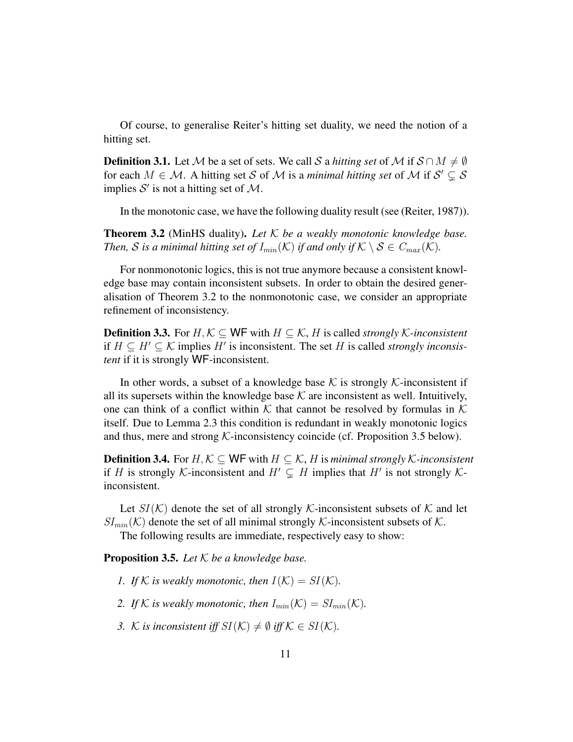Of course, to generalise Reiter's hitting set duality, we need the notion of a hitting set.

**Definition 3.1.** Let $\mathcal{M}$ be a set of sets. We call $\mathcal{S}$ a *hitting set* of $\mathcal{M}$ if $\mathcal{S} \cap M \neq \emptyset$ for each $M \in \mathcal{M}$. A hitting set $\mathcal{S}$ of $\mathcal{M}$ is a *minimal hitting set* of $\mathcal{M}$ if $\mathcal{S}' \subsetneq \mathcal{S}$ implies $\mathcal{S}'$ is not a hitting set of $\mathcal{M}$.

In the monotonic case, we have the following duality result (see (Reiter, 1987)).

**Theorem 3.2** (MinHS duality)**.** *Let $\mathcal{K}$ be a weakly monotonic knowledge base. Then, $\mathcal{S}$ is a minimal hitting set of $I_{min}(\mathcal{K})$ if and only if $\mathcal{K} \setminus \mathcal{S} \in C_{max}(\mathcal{K})$.*

For nonmonotonic logics, this is not true anymore because a consistent knowledge base may contain inconsistent subsets. In order to obtain the desired generalisation of Theorem 3.2 to the nonmonotonic case, we consider an appropriate refinement of inconsistency.

**Definition 3.3.** For $H, \mathcal{K} \subseteq \mathsf{WF}$ with $H \subseteq \mathcal{K}$, $H$ is called *strongly $\mathcal{K}$-inconsistent* if $H \subseteq H' \subseteq \mathcal{K}$ implies $H'$ is inconsistent. The set $H$ is called *strongly inconsistent* if it is strongly $\mathsf{WF}$-inconsistent.

In other words, a subset of a knowledge base $\mathcal{K}$ is strongly $\mathcal{K}$-inconsistent if all its supersets within the knowledge base $\mathcal{K}$ are inconsistent as well. Intuitively, one can think of a conflict within $\mathcal{K}$ that cannot be resolved by formulas in $\mathcal{K}$ itself. Due to Lemma 2.3 this condition is redundant in weakly monotonic logics and thus, mere and strong $\mathcal{K}$-inconsistency coincide (cf. Proposition 3.5 below).

**Definition 3.4.** For $H, \mathcal{K} \subseteq \mathsf{WF}$ with $H \subseteq \mathcal{K}$, $H$ is *minimal strongly $\mathcal{K}$-inconsistent* if $H$ is strongly $\mathcal{K}$-inconsistent and $H' \subsetneq H$ implies that $H'$ is not strongly $\mathcal{K}$-inconsistent.

Let $SI(\mathcal{K})$ denote the set of all strongly $\mathcal{K}$-inconsistent subsets of $\mathcal{K}$ and let $SI_{min}(\mathcal{K})$ denote the set of all minimal strongly $\mathcal{K}$-inconsistent subsets of $\mathcal{K}$.

The following results are immediate, respectively easy to show:

**Proposition 3.5.** *Let $\mathcal{K}$ be a knowledge base.*

1. *If $\mathcal{K}$ is weakly monotonic, then $I(\mathcal{K}) = SI(\mathcal{K})$.*
2. *If $\mathcal{K}$ is weakly monotonic, then $I_{min}(\mathcal{K}) = SI_{min}(\mathcal{K})$.*
3. *$\mathcal{K}$ is inconsistent iff $SI(\mathcal{K}) \neq \emptyset$ iff $\mathcal{K} \in SI(\mathcal{K})$.*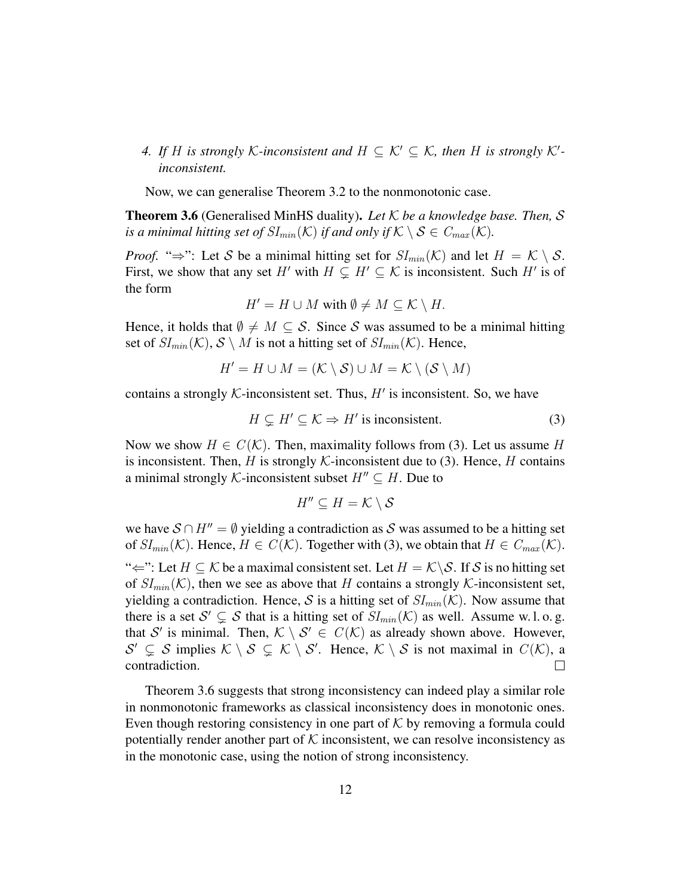4. *If $H$ is strongly $\mathcal{K}$-inconsistent and $H \subseteq \mathcal{K}' \subseteq \mathcal{K}$, then $H$ is strongly $\mathcal{K}'$-inconsistent.*

Now, we can generalise Theorem 3.2 to the nonmonotonic case.

**Theorem 3.6** (Generalised MinHS duality)**.** *Let $\mathcal{K}$ be a knowledge base. Then, $\mathcal{S}$ is a minimal hitting set of $SI_{min}(\mathcal{K})$ if and only if $\mathcal{K} \setminus \mathcal{S} \in C_{max}(\mathcal{K})$.*

*Proof.* "$\Rightarrow$": Let $\mathcal{S}$ be a minimal hitting set for $SI_{min}(\mathcal{K})$ and let $H = \mathcal{K} \setminus \mathcal{S}$. First, we show that any set $H'$ with $H \subsetneq H' \subseteq \mathcal{K}$ is inconsistent. Such $H'$ is of the form

$$H' = H \cup M \text{ with } \emptyset \neq M \subseteq \mathcal{K} \setminus H.$$

Hence, it holds that $\emptyset \neq M \subseteq \mathcal{S}$. Since $\mathcal{S}$ was assumed to be a minimal hitting set of $SI_{min}(\mathcal{K})$, $\mathcal{S} \setminus M$ is not a hitting set of $SI_{min}(\mathcal{K})$. Hence,

$$H' = H \cup M = (\mathcal{K} \setminus \mathcal{S}) \cup M = \mathcal{K} \setminus (\mathcal{S} \setminus M)$$

contains a strongly $\mathcal{K}$-inconsistent set. Thus, $H'$ is inconsistent. So, we have

$$H \subsetneq H' \subseteq \mathcal{K} \Rightarrow H' \text{ is inconsistent.} \tag{3}$$

Now we show $H \in C(\mathcal{K})$. Then, maximality follows from (3). Let us assume $H$ is inconsistent. Then, $H$ is strongly $\mathcal{K}$-inconsistent due to (3). Hence, $H$ contains a minimal strongly $\mathcal{K}$-inconsistent subset $H'' \subseteq H$. Due to

$$H'' \subseteq H = \mathcal{K} \setminus \mathcal{S}$$

we have $\mathcal{S} \cap H'' = \emptyset$ yielding a contradiction as $\mathcal{S}$ was assumed to be a hitting set of $SI_{min}(\mathcal{K})$. Hence, $H \in C(\mathcal{K})$. Together with (3), we obtain that $H \in C_{max}(\mathcal{K})$.

"$\Leftarrow$": Let $H \subseteq \mathcal{K}$ be a maximal consistent set. Let $H = \mathcal{K} \setminus \mathcal{S}$. If $\mathcal{S}$ is no hitting set of $SI_{min}(\mathcal{K})$, then we see as above that $H$ contains a strongly $\mathcal{K}$-inconsistent set, yielding a contradiction. Hence, $\mathcal{S}$ is a hitting set of $SI_{min}(\mathcal{K})$. Now assume that there is a set $\mathcal{S}' \subsetneq \mathcal{S}$ that is a hitting set of $SI_{min}(\mathcal{K})$ as well. Assume w. l. o. g. that $\mathcal{S}'$ is minimal. Then, $\mathcal{K} \setminus \mathcal{S}' \in C(\mathcal{K})$ as already shown above. However, $\mathcal{S}' \subsetneq \mathcal{S}$ implies $\mathcal{K} \setminus \mathcal{S} \subsetneq \mathcal{K} \setminus \mathcal{S}'$. Hence, $\mathcal{K} \setminus \mathcal{S}$ is not maximal in $C(\mathcal{K})$, a contradiction. □

Theorem 3.6 suggests that strong inconsistency can indeed play a similar role in nonmonotonic frameworks as classical inconsistency does in monotonic ones. Even though restoring consistency in one part of $\mathcal{K}$ by removing a formula could potentially render another part of $\mathcal{K}$ inconsistent, we can resolve inconsistency as in the monotonic case, using the notion of strong inconsistency.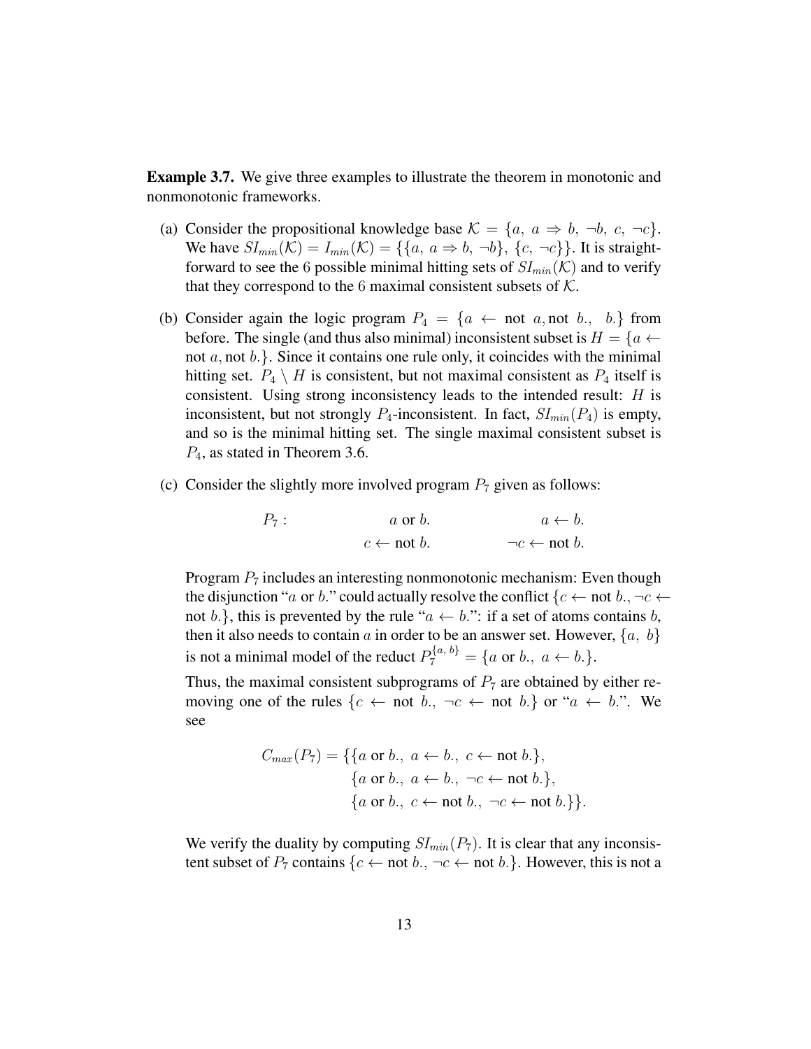**Example 3.7.** We give three examples to illustrate the theorem in monotonic and nonmonotonic frameworks.

(a) Consider the propositional knowledge base $\mathcal{K} = \{a,\ a \Rightarrow b,\ \neg b,\ c,\ \neg c\}$. We have $SI_{min}(\mathcal{K}) = I_{min}(\mathcal{K}) = \{\{a,\ a \Rightarrow b,\ \neg b\},\ \{c,\ \neg c\}\}$. It is straightforward to see the 6 possible minimal hitting sets of $SI_{min}(\mathcal{K})$ and to verify that they correspond to the 6 maximal consistent subsets of $\mathcal{K}$.

(b) Consider again the logic program $P_4 = \{a \leftarrow \text{not } a, \text{not } b.,\ \ b.\}$ from before. The single (and thus also minimal) inconsistent subset is $H = \{a \leftarrow \text{not } a, \text{not } b.\}$. Since it contains one rule only, it coincides with the minimal hitting set. $P_4 \setminus H$ is consistent, but not maximal consistent as $P_4$ itself is consistent. Using strong inconsistency leads to the intended result: $H$ is inconsistent, but not strongly $P_4$-inconsistent. In fact, $SI_{min}(P_4)$ is empty, and so is the minimal hitting set. The single maximal consistent subset is $P_4$, as stated in Theorem 3.6.

(c) Consider the slightly more involved program $P_7$ given as follows:

$$
\begin{array}{lll}
P_7: & a \text{ or } b. & a \leftarrow b. \\
 & c \leftarrow \text{not } b. & \neg c \leftarrow \text{not } b.
\end{array}
$$

Program $P_7$ includes an interesting nonmonotonic mechanism: Even though the disjunction "$a$ or $b$." could actually resolve the conflict $\{c \leftarrow \text{not } b., \neg c \leftarrow \text{not } b.\}$, this is prevented by the rule "$a \leftarrow b.$": if a set of atoms contains $b$, then it also needs to contain $a$ in order to be an answer set. However, $\{a,\ b\}$ is not a minimal model of the reduct $P_7^{\{a,\ b\}} = \{a \text{ or } b.,\ a \leftarrow b.\}$.

Thus, the maximal consistent subprograms of $P_7$ are obtained by either removing one of the rules $\{c \leftarrow \text{not } b.,\ \neg c \leftarrow \text{not } b.\}$ or "$a \leftarrow b.$". We see

$$
\begin{aligned}
C_{max}(P_7) = \{&\{a \text{ or } b.,\ a \leftarrow b.,\ c \leftarrow \text{not } b.\}, \\
&\{a \text{ or } b.,\ a \leftarrow b.,\ \neg c \leftarrow \text{not } b.\}, \\
&\{a \text{ or } b.,\ c \leftarrow \text{not } b.,\ \neg c \leftarrow \text{not } b.\}\}.
\end{aligned}
$$

We verify the duality by computing $SI_{min}(P_7)$. It is clear that any inconsistent subset of $P_7$ contains $\{c \leftarrow \text{not } b., \neg c \leftarrow \text{not } b.\}$. However, this is not a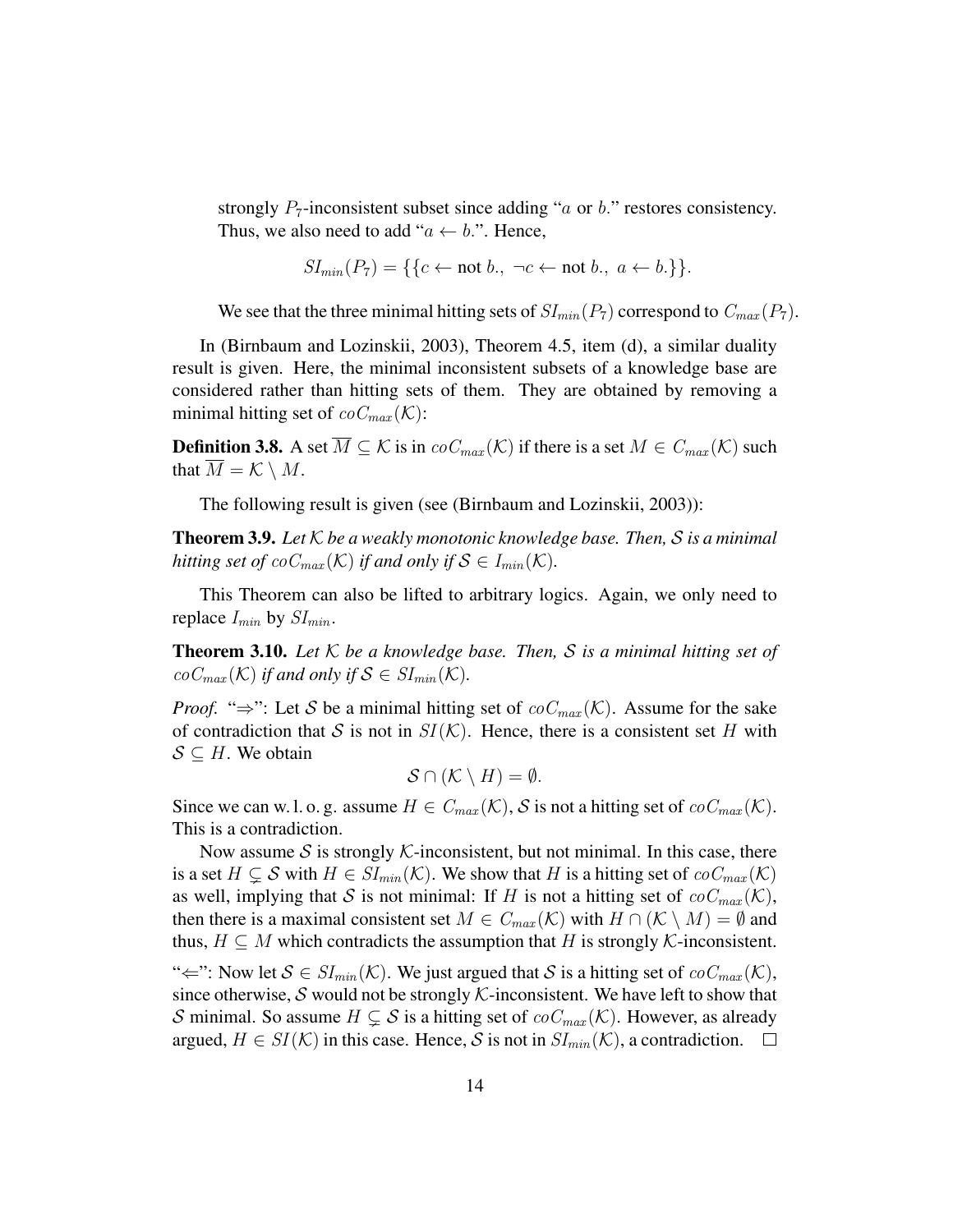strongly $P_7$-inconsistent subset since adding "$a$ or $b$." restores consistency. Thus, we also need to add "$a \leftarrow b$.". Hence,

$$SI_{min}(P_7) = \{\{c \leftarrow \text{not } b.,\ \neg c \leftarrow \text{not } b.,\ a \leftarrow b.\}\}.$$

We see that the three minimal hitting sets of $SI_{min}(P_7)$ correspond to $C_{max}(P_7)$.

In (Birnbaum and Lozinskii, 2003), Theorem 4.5, item (d), a similar duality result is given. Here, the minimal inconsistent subsets of a knowledge base are considered rather than hitting sets of them. They are obtained by removing a minimal hitting set of $coC_{max}(\mathcal{K})$:

**Definition 3.8.** A set $\overline{M} \subseteq \mathcal{K}$ is in $coC_{max}(\mathcal{K})$ if there is a set $M \in C_{max}(\mathcal{K})$ such that $\overline{M} = \mathcal{K} \setminus M$.

The following result is given (see (Birnbaum and Lozinskii, 2003)):

**Theorem 3.9.** *Let $\mathcal{K}$ be a weakly monotonic knowledge base. Then, $\mathcal{S}$ is a minimal hitting set of $coC_{max}(\mathcal{K})$ if and only if $\mathcal{S} \in I_{min}(\mathcal{K})$.*

This Theorem can also be lifted to arbitrary logics. Again, we only need to replace $I_{min}$ by $SI_{min}$.

**Theorem 3.10.** *Let $\mathcal{K}$ be a knowledge base. Then, $\mathcal{S}$ is a minimal hitting set of $coC_{max}(\mathcal{K})$ if and only if $\mathcal{S} \in SI_{min}(\mathcal{K})$.*

*Proof.* "$\Rightarrow$": Let $\mathcal{S}$ be a minimal hitting set of $coC_{max}(\mathcal{K})$. Assume for the sake of contradiction that $\mathcal{S}$ is not in $SI(\mathcal{K})$. Hence, there is a consistent set $H$ with $\mathcal{S} \subseteq H$. We obtain

$$\mathcal{S} \cap (\mathcal{K} \setminus H) = \emptyset.$$

Since we can w. l. o. g. assume $H \in C_{max}(\mathcal{K})$, $\mathcal{S}$ is not a hitting set of $coC_{max}(\mathcal{K})$. This is a contradiction.

Now assume $\mathcal{S}$ is strongly $\mathcal{K}$-inconsistent, but not minimal. In this case, there is a set $H \subsetneq \mathcal{S}$ with $H \in SI_{min}(\mathcal{K})$. We show that $H$ is a hitting set of $coC_{max}(\mathcal{K})$ as well, implying that $\mathcal{S}$ is not minimal: If $H$ is not a hitting set of $coC_{max}(\mathcal{K})$, then there is a maximal consistent set $M \in C_{max}(\mathcal{K})$ with $H \cap (\mathcal{K} \setminus M) = \emptyset$ and thus, $H \subseteq M$ which contradicts the assumption that $H$ is strongly $\mathcal{K}$-inconsistent.

"$\Leftarrow$": Now let $\mathcal{S} \in SI_{min}(\mathcal{K})$. We just argued that $\mathcal{S}$ is a hitting set of $coC_{max}(\mathcal{K})$, since otherwise, $\mathcal{S}$ would not be strongly $\mathcal{K}$-inconsistent. We have left to show that $\mathcal{S}$ minimal. So assume $H \subsetneq \mathcal{S}$ is a hitting set of $coC_{max}(\mathcal{K})$. However, as already argued, $H \in SI(\mathcal{K})$ in this case. Hence, $\mathcal{S}$ is not in $SI_{min}(\mathcal{K})$, a contradiction. $\square$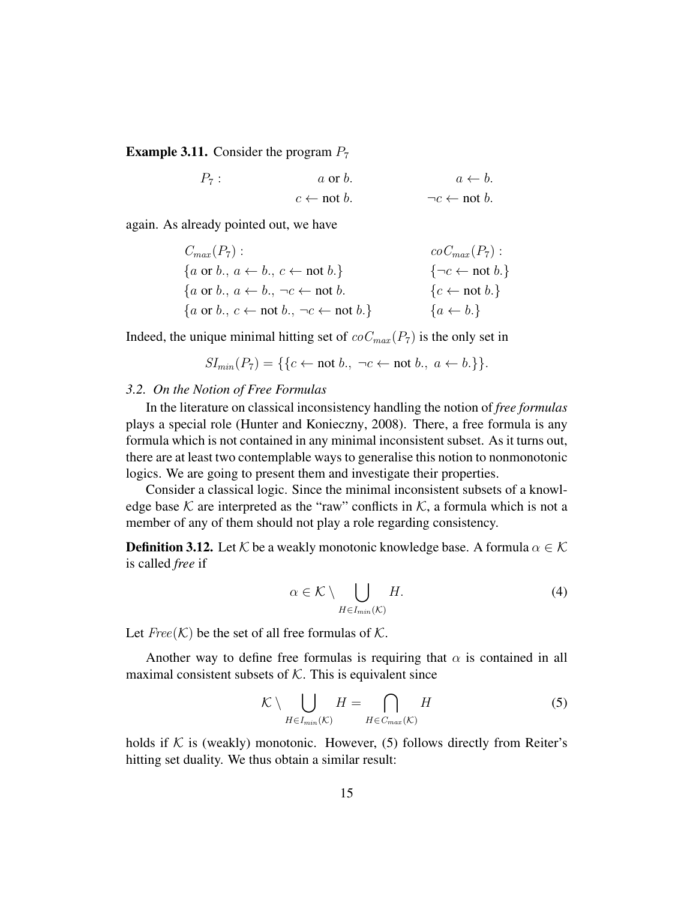**Example 3.11.** Consider the program $P_7$

$$
\begin{array}{lll}
P_7: & a \text{ or } b. & a \leftarrow b. \\
 & c \leftarrow \text{not } b. & \neg c \leftarrow \text{not } b.
\end{array}
$$

again. As already pointed out, we have

$$
\begin{array}{ll}
C_{max}(P_7): & coC_{max}(P_7): \\
\{a \text{ or } b.,\ a \leftarrow b.,\ c \leftarrow \text{not } b.\} & \{\neg c \leftarrow \text{not } b.\} \\
\{a \text{ or } b.,\ a \leftarrow b.,\ \neg c \leftarrow \text{not } b. & \{c \leftarrow \text{not } b.\} \\
\{a \text{ or } b.,\ c \leftarrow \text{not } b.,\ \neg c \leftarrow \text{not } b.\} & \{a \leftarrow b.\}
\end{array}
$$

Indeed, the unique minimal hitting set of $coC_{max}(P_7)$ is the only set in

$$
SI_{min}(P_7) = \{\{c \leftarrow \text{not } b.,\ \neg c \leftarrow \text{not } b.,\ a \leftarrow b.\}\}.
$$

### *3.2. On the Notion of Free Formulas*

In the literature on classical inconsistency handling the notion of *free formulas* plays a special role (Hunter and Konieczny, 2008). There, a free formula is any formula which is not contained in any minimal inconsistent subset. As it turns out, there are at least two contemplable ways to generalise this notion to nonmonotonic logics. We are going to present them and investigate their properties.

Consider a classical logic. Since the minimal inconsistent subsets of a knowledge base $\mathcal{K}$ are interpreted as the "raw" conflicts in $\mathcal{K}$, a formula which is not a member of any of them should not play a role regarding consistency.

**Definition 3.12.** Let $\mathcal{K}$ be a weakly monotonic knowledge base. A formula $\alpha \in \mathcal{K}$ is called *free* if

$$
\alpha \in \mathcal{K} \setminus \bigcup_{H \in I_{min}(\mathcal{K})} H. \tag{4}
$$

Let $Free(\mathcal{K})$ be the set of all free formulas of $\mathcal{K}$.

Another way to define free formulas is requiring that $\alpha$ is contained in all maximal consistent subsets of $\mathcal{K}$. This is equivalent since

$$
\mathcal{K} \setminus \bigcup_{H \in I_{min}(\mathcal{K})} H = \bigcap_{H \in C_{max}(\mathcal{K})} H \tag{5}
$$

holds if $\mathcal{K}$ is (weakly) monotonic. However, (5) follows directly from Reiter's hitting set duality. We thus obtain a similar result: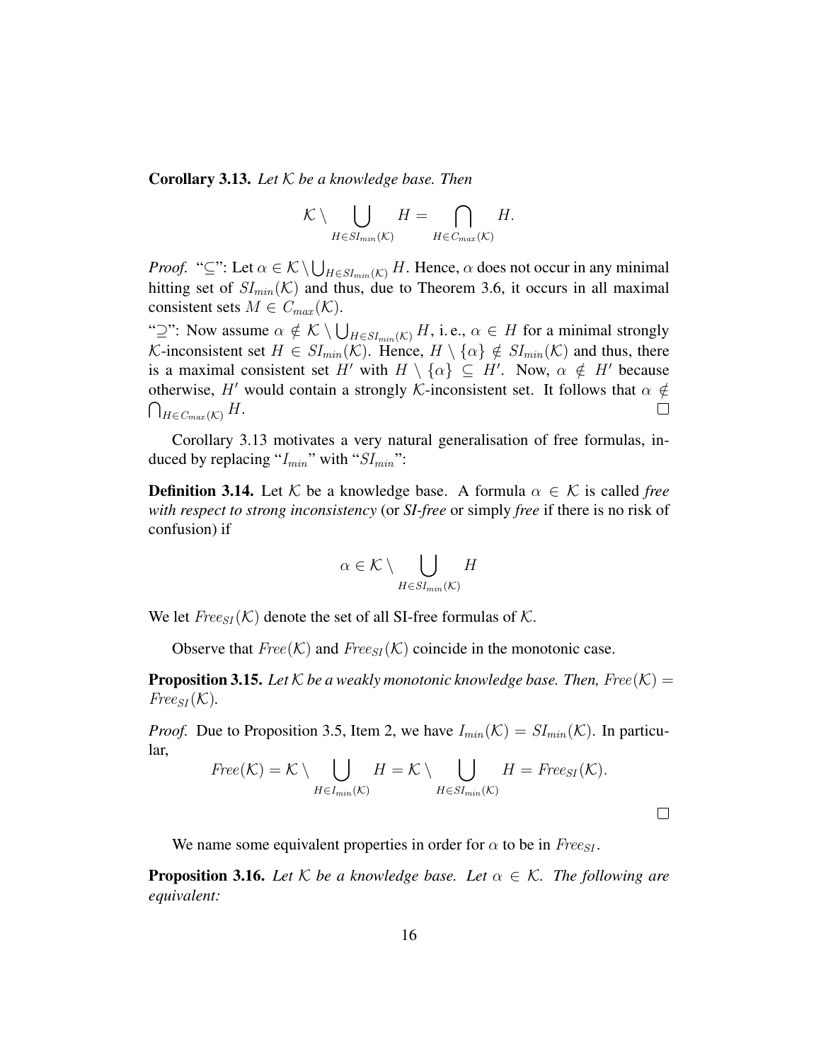**Corollary 3.13.** *Let $\mathcal{K}$ be a knowledge base. Then*

$$\mathcal{K} \setminus \bigcup_{H \in SI_{min}(\mathcal{K})} H = \bigcap_{H \in C_{max}(\mathcal{K})} H.$$

*Proof.* "$\subseteq$": Let $\alpha \in \mathcal{K} \setminus \bigcup_{H \in SI_{min}(\mathcal{K})} H$. Hence, $\alpha$ does not occur in any minimal hitting set of $SI_{min}(\mathcal{K})$ and thus, due to Theorem 3.6, it occurs in all maximal consistent sets $M \in C_{max}(\mathcal{K})$.

"$\supseteq$": Now assume $\alpha \notin \mathcal{K} \setminus \bigcup_{H \in SI_{min}(\mathcal{K})} H$, i. e., $\alpha \in H$ for a minimal strongly $\mathcal{K}$-inconsistent set $H \in SI_{min}(\mathcal{K})$. Hence, $H \setminus \{\alpha\} \notin SI_{min}(\mathcal{K})$ and thus, there is a maximal consistent set $H'$ with $H \setminus \{\alpha\} \subseteq H'$. Now, $\alpha \notin H'$ because otherwise, $H'$ would contain a strongly $\mathcal{K}$-inconsistent set. It follows that $\alpha \notin \bigcap_{H \in C_{max}(\mathcal{K})} H$. □

Corollary 3.13 motivates a very natural generalisation of free formulas, induced by replacing "$I_{min}$" with "$SI_{min}$":

**Definition 3.14.** Let $\mathcal{K}$ be a knowledge base. A formula $\alpha \in \mathcal{K}$ is called *free with respect to strong inconsistency* (or ***SI-free*** or simply *free* if there is no risk of confusion) if

$$\alpha \in \mathcal{K} \setminus \bigcup_{H \in SI_{min}(\mathcal{K})} H$$

We let $\mathit{Free}_{SI}(\mathcal{K})$ denote the set of all SI-free formulas of $\mathcal{K}$.

Observe that $\mathit{Free}(\mathcal{K})$ and $\mathit{Free}_{SI}(\mathcal{K})$ coincide in the monotonic case.

**Proposition 3.15.** *Let $\mathcal{K}$ be a weakly monotonic knowledge base. Then, $\mathit{Free}(\mathcal{K}) = \mathit{Free}_{SI}(\mathcal{K})$.*

*Proof.* Due to Proposition 3.5, Item 2, we have $I_{min}(\mathcal{K}) = SI_{min}(\mathcal{K})$. In particular,

$$\mathit{Free}(\mathcal{K}) = \mathcal{K} \setminus \bigcup_{H \in I_{min}(\mathcal{K})} H = \mathcal{K} \setminus \bigcup_{H \in SI_{min}(\mathcal{K})} H = \mathit{Free}_{SI}(\mathcal{K}).$$

□

We name some equivalent properties in order for $\alpha$ to be in $\mathit{Free}_{SI}$.

**Proposition 3.16.** *Let $\mathcal{K}$ be a knowledge base. Let $\alpha \in \mathcal{K}$. The following are equivalent:*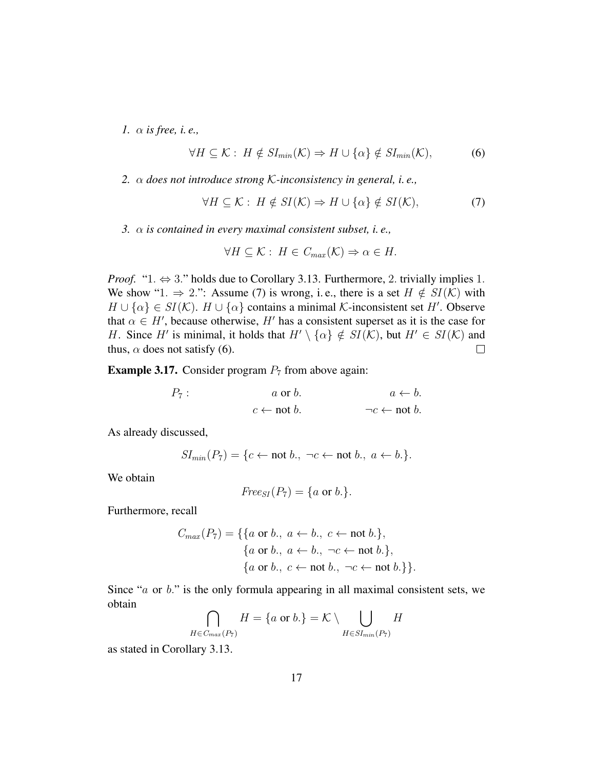1. *$\alpha$ is free, i. e.,*

$$\forall H \subseteq \mathcal{K}:\ H \notin SI_{min}(\mathcal{K}) \Rightarrow H \cup \{\alpha\} \notin SI_{min}(\mathcal{K}), \tag{6}$$

2. *$\alpha$ does not introduce strong $\mathcal{K}$-inconsistency in general, i. e.,*

$$\forall H \subseteq \mathcal{K}:\ H \notin SI(\mathcal{K}) \Rightarrow H \cup \{\alpha\} \notin SI(\mathcal{K}), \tag{7}$$

3. *$\alpha$ is contained in every maximal consistent subset, i. e.,*

$$\forall H \subseteq \mathcal{K}:\ H \in C_{max}(\mathcal{K}) \Rightarrow \alpha \in H.$$

*Proof.* "1. $\Leftrightarrow$ 3." holds due to Corollary 3.13. Furthermore, 2. trivially implies 1. We show "1. $\Rightarrow$ 2.": Assume (7) is wrong, i. e., there is a set $H \notin SI(\mathcal{K})$ with $H \cup \{\alpha\} \in SI(\mathcal{K})$. $H \cup \{\alpha\}$ contains a minimal $\mathcal{K}$-inconsistent set $H'$. Observe that $\alpha \in H'$, because otherwise, $H'$ has a consistent superset as it is the case for $H$. Since $H'$ is minimal, it holds that $H' \setminus \{\alpha\} \notin SI(\mathcal{K})$, but $H' \in SI(\mathcal{K})$ and thus, $\alpha$ does not satisfy (6). $\square$

**Example 3.17.** Consider program $P_7$ from above again:

$$P_7: \qquad a \text{ or } b. \qquad\qquad a \leftarrow b.$$
$$\qquad c \leftarrow \text{not } b. \qquad\qquad \neg c \leftarrow \text{not } b.$$

As already discussed,

$$SI_{min}(P_7) = \{c \leftarrow \text{not } b.,\ \neg c \leftarrow \text{not } b.,\ a \leftarrow b.\}.$$

We obtain

$$Free_{SI}(P_7) = \{a \text{ or } b.\}.$$

Furthermore, recall

$$\begin{aligned} C_{max}(P_7) = \{&\{a \text{ or } b.,\ a \leftarrow b.,\ c \leftarrow \text{not } b.\},\\ &\{a \text{ or } b.,\ a \leftarrow b.,\ \neg c \leftarrow \text{not } b.\},\\ &\{a \text{ or } b.,\ c \leftarrow \text{not } b.,\ \neg c \leftarrow \text{not } b.\}\}. \end{aligned}$$

Since "$a$ or $b$." is the only formula appearing in all maximal consistent sets, we obtain

$$\bigcap_{H \in C_{max}(P_7)} H = \{a \text{ or } b.\} = \mathcal{K} \setminus \bigcup_{H \in SI_{min}(P_7)} H$$

as stated in Corollary 3.13.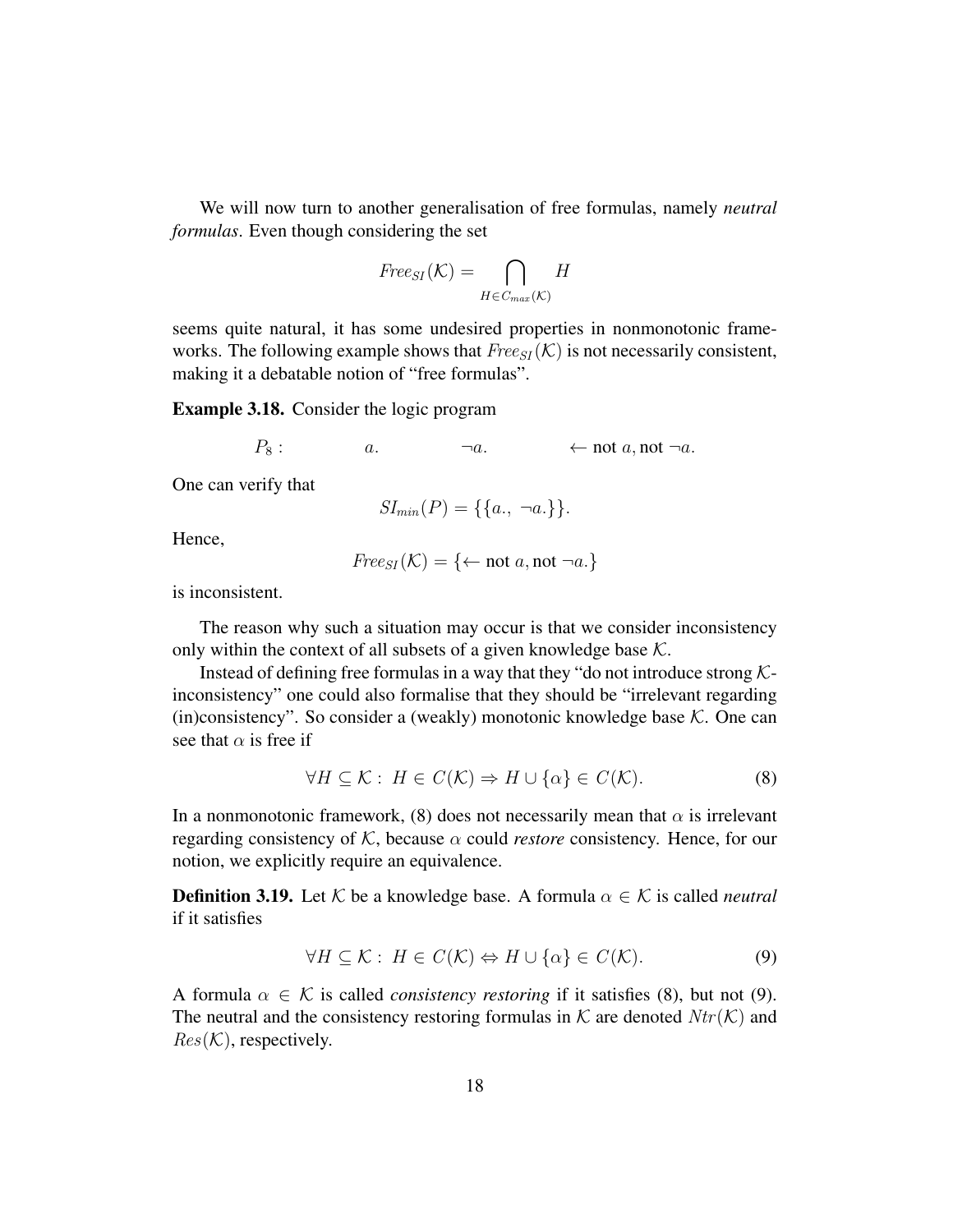We will now turn to another generalisation of free formulas, namely *neutral formulas*. Even though considering the set

$$\mathit{Free}_{SI}(\mathcal{K}) = \bigcap_{H \in C_{max}(\mathcal{K})} H$$

seems quite natural, it has some undesired properties in nonmonotonic frameworks. The following example shows that $\mathit{Free}_{SI}(\mathcal{K})$ is not necessarily consistent, making it a debatable notion of "free formulas".

**Example 3.18.** Consider the logic program

$$P_8: \qquad a. \qquad \neg a. \qquad \leftarrow \text{not } a, \text{not } \neg a.$$

One can verify that

$$SI_{min}(P) = \{\{a.,\ \neg a.\}\}.$$

Hence,

$$\mathit{Free}_{SI}(\mathcal{K}) = \{\leftarrow \text{not } a, \text{not } \neg a.\}$$

is inconsistent.

The reason why such a situation may occur is that we consider inconsistency only within the context of all subsets of a given knowledge base $\mathcal{K}$.

Instead of defining free formulas in a way that they "do not introduce strong $\mathcal{K}$-inconsistency" one could also formalise that they should be "irrelevant regarding (in)consistency". So consider a (weakly) monotonic knowledge base $\mathcal{K}$. One can see that $\alpha$ is free if

$$\forall H \subseteq \mathcal{K}:\ H \in C(\mathcal{K}) \Rightarrow H \cup \{\alpha\} \in C(\mathcal{K}). \tag{8}$$

In a nonmonotonic framework, (8) does not necessarily mean that $\alpha$ is irrelevant regarding consistency of $\mathcal{K}$, because $\alpha$ could *restore* consistency. Hence, for our notion, we explicitly require an equivalence.

**Definition 3.19.** Let $\mathcal{K}$ be a knowledge base. A formula $\alpha \in \mathcal{K}$ is called *neutral* if it satisfies

$$\forall H \subseteq \mathcal{K}:\ H \in C(\mathcal{K}) \Leftrightarrow H \cup \{\alpha\} \in C(\mathcal{K}). \tag{9}$$

A formula $\alpha \in \mathcal{K}$ is called *consistency restoring* if it satisfies (8), but not (9). The neutral and the consistency restoring formulas in $\mathcal{K}$ are denoted $Ntr(\mathcal{K})$ and $Res(\mathcal{K})$, respectively.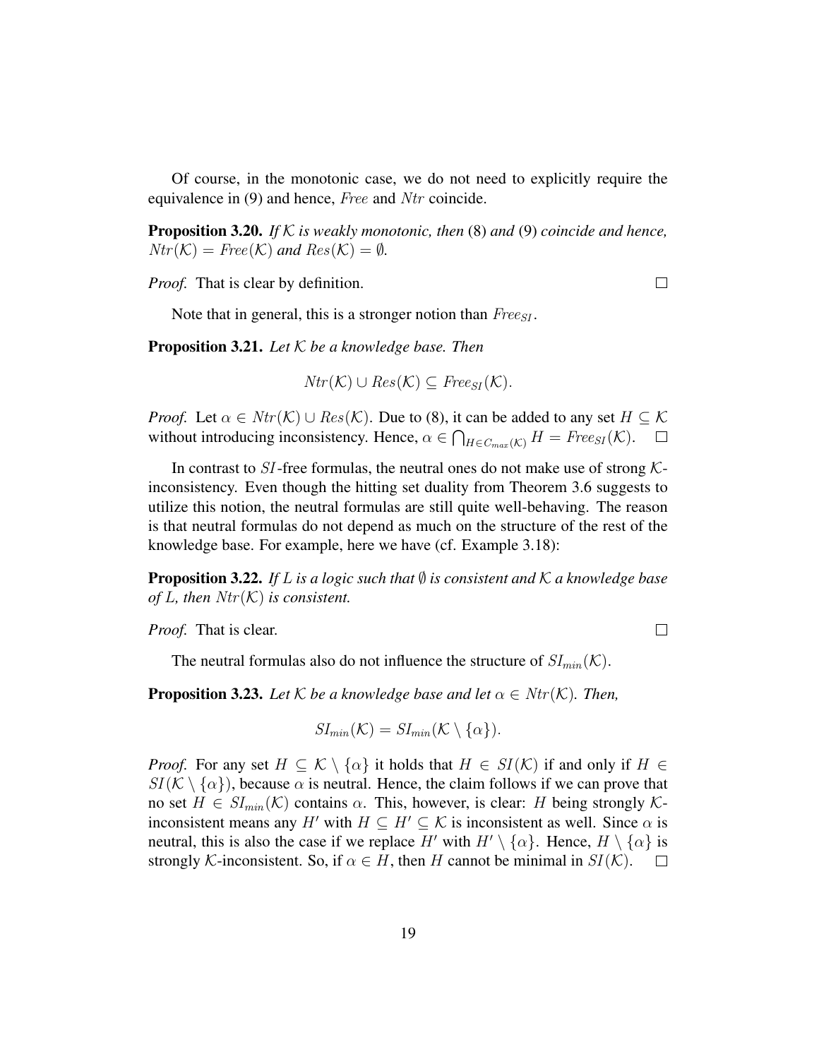Of course, in the monotonic case, we do not need to explicitly require the equivalence in (9) and hence, $\mathit{Free}$ and $\mathit{Ntr}$ coincide.

**Proposition 3.20.** *If $\mathcal{K}$ is weakly monotonic, then* (8) *and* (9) *coincide and hence, $\mathit{Ntr}(\mathcal{K}) = \mathit{Free}(\mathcal{K})$ and $\mathit{Res}(\mathcal{K}) = \emptyset$.*

*Proof.* That is clear by definition. □

Note that in general, this is a stronger notion than $\mathit{Free}_{SI}$.

**Proposition 3.21.** *Let $\mathcal{K}$ be a knowledge base. Then*

$$\mathit{Ntr}(\mathcal{K}) \cup \mathit{Res}(\mathcal{K}) \subseteq \mathit{Free}_{SI}(\mathcal{K}).$$

*Proof.* Let $\alpha \in \mathit{Ntr}(\mathcal{K}) \cup \mathit{Res}(\mathcal{K})$. Due to (8), it can be added to any set $H \subseteq \mathcal{K}$ without introducing inconsistency. Hence, $\alpha \in \bigcap_{H \in C_{max}(\mathcal{K})} H = \mathit{Free}_{SI}(\mathcal{K})$. □

In contrast to $SI$-free formulas, the neutral ones do not make use of strong $\mathcal{K}$-inconsistency. Even though the hitting set duality from Theorem 3.6 suggests to utilize this notion, the neutral formulas are still quite well-behaving. The reason is that neutral formulas do not depend as much on the structure of the rest of the knowledge base. For example, here we have (cf. Example 3.18):

**Proposition 3.22.** *If $L$ is a logic such that $\emptyset$ is consistent and $\mathcal{K}$ a knowledge base of $L$, then $\mathit{Ntr}(\mathcal{K})$ is consistent.*

*Proof.* That is clear. □

The neutral formulas also do not influence the structure of $SI_{min}(\mathcal{K})$.

**Proposition 3.23.** *Let $\mathcal{K}$ be a knowledge base and let $\alpha \in \mathit{Ntr}(\mathcal{K})$. Then,*

$$SI_{min}(\mathcal{K}) = SI_{min}(\mathcal{K} \setminus \{\alpha\}).$$

*Proof.* For any set $H \subseteq \mathcal{K} \setminus \{\alpha\}$ it holds that $H \in SI(\mathcal{K})$ if and only if $H \in SI(\mathcal{K} \setminus \{\alpha\})$, because $\alpha$ is neutral. Hence, the claim follows if we can prove that no set $H \in SI_{min}(\mathcal{K})$ contains $\alpha$. This, however, is clear: $H$ being strongly $\mathcal{K}$-inconsistent means any $H'$ with $H \subseteq H' \subseteq \mathcal{K}$ is inconsistent as well. Since $\alpha$ is neutral, this is also the case if we replace $H'$ with $H' \setminus \{\alpha\}$. Hence, $H \setminus \{\alpha\}$ is strongly $\mathcal{K}$-inconsistent. So, if $\alpha \in H$, then $H$ cannot be minimal in $SI(\mathcal{K})$. □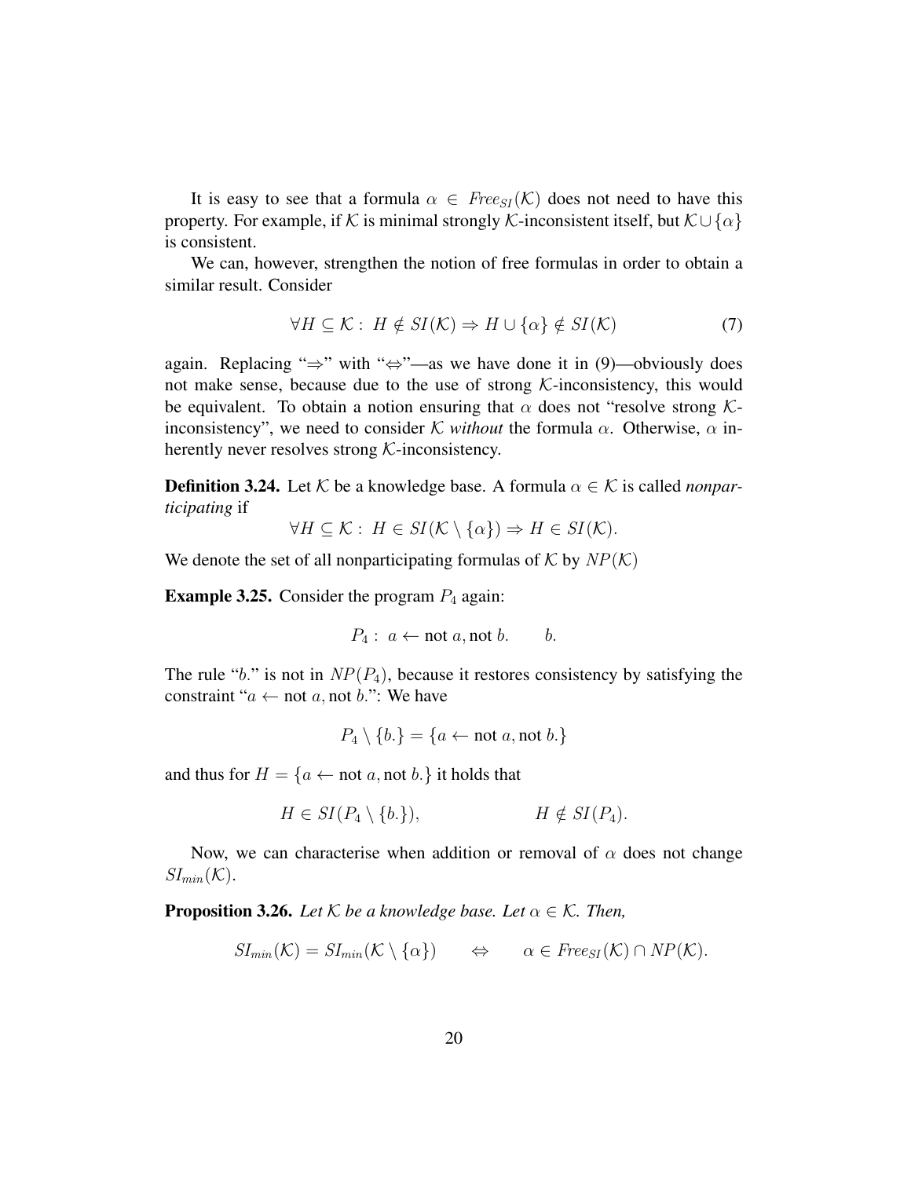It is easy to see that a formula $\alpha \in \mathit{Free}_{SI}(\mathcal{K})$ does not need to have this property. For example, if $\mathcal{K}$ is minimal strongly $\mathcal{K}$-inconsistent itself, but $\mathcal{K} \cup \{\alpha\}$ is consistent.

We can, however, strengthen the notion of free formulas in order to obtain a similar result. Consider

$$\forall H \subseteq \mathcal{K} : \; H \notin SI(\mathcal{K}) \Rightarrow H \cup \{\alpha\} \notin SI(\mathcal{K}) \tag{7}$$

again. Replacing "$\Rightarrow$" with "$\Leftrightarrow$"—as we have done it in (9)—obviously does not make sense, because due to the use of strong $\mathcal{K}$-inconsistency, this would be equivalent. To obtain a notion ensuring that $\alpha$ does not "resolve strong $\mathcal{K}$-inconsistency", we need to consider $\mathcal{K}$ *without* the formula $\alpha$. Otherwise, $\alpha$ inherently never resolves strong $\mathcal{K}$-inconsistency.

**Definition 3.24.** Let $\mathcal{K}$ be a knowledge base. A formula $\alpha \in \mathcal{K}$ is called *nonparticipating* if

$$\forall H \subseteq \mathcal{K} : \; H \in SI(\mathcal{K} \setminus \{\alpha\}) \Rightarrow H \in SI(\mathcal{K}).$$

We denote the set of all nonparticipating formulas of $\mathcal{K}$ by $NP(\mathcal{K})$

**Example 3.25.** Consider the program $P_4$ again:

$$P_4 : \; a \leftarrow \text{not } a, \text{not } b. \qquad b.$$

The rule "$b.$" is not in $NP(P_4)$, because it restores consistency by satisfying the constraint "$a \leftarrow \text{not } a, \text{not } b.$": We have

$$P_4 \setminus \{b.\} = \{a \leftarrow \text{not } a, \text{not } b.\}$$

and thus for $H = \{a \leftarrow \text{not } a, \text{not } b.\}$ it holds that

$$H \in SI(P_4 \setminus \{b.\}), \qquad\qquad H \notin SI(P_4).$$

Now, we can characterise when addition or removal of $\alpha$ does not change $SI_{min}(\mathcal{K})$.

**Proposition 3.26.** *Let $\mathcal{K}$ be a knowledge base. Let $\alpha \in \mathcal{K}$. Then,*

$$SI_{min}(\mathcal{K}) = SI_{min}(\mathcal{K} \setminus \{\alpha\}) \qquad \Leftrightarrow \qquad \alpha \in \mathit{Free}_{SI}(\mathcal{K}) \cap NP(\mathcal{K}).$$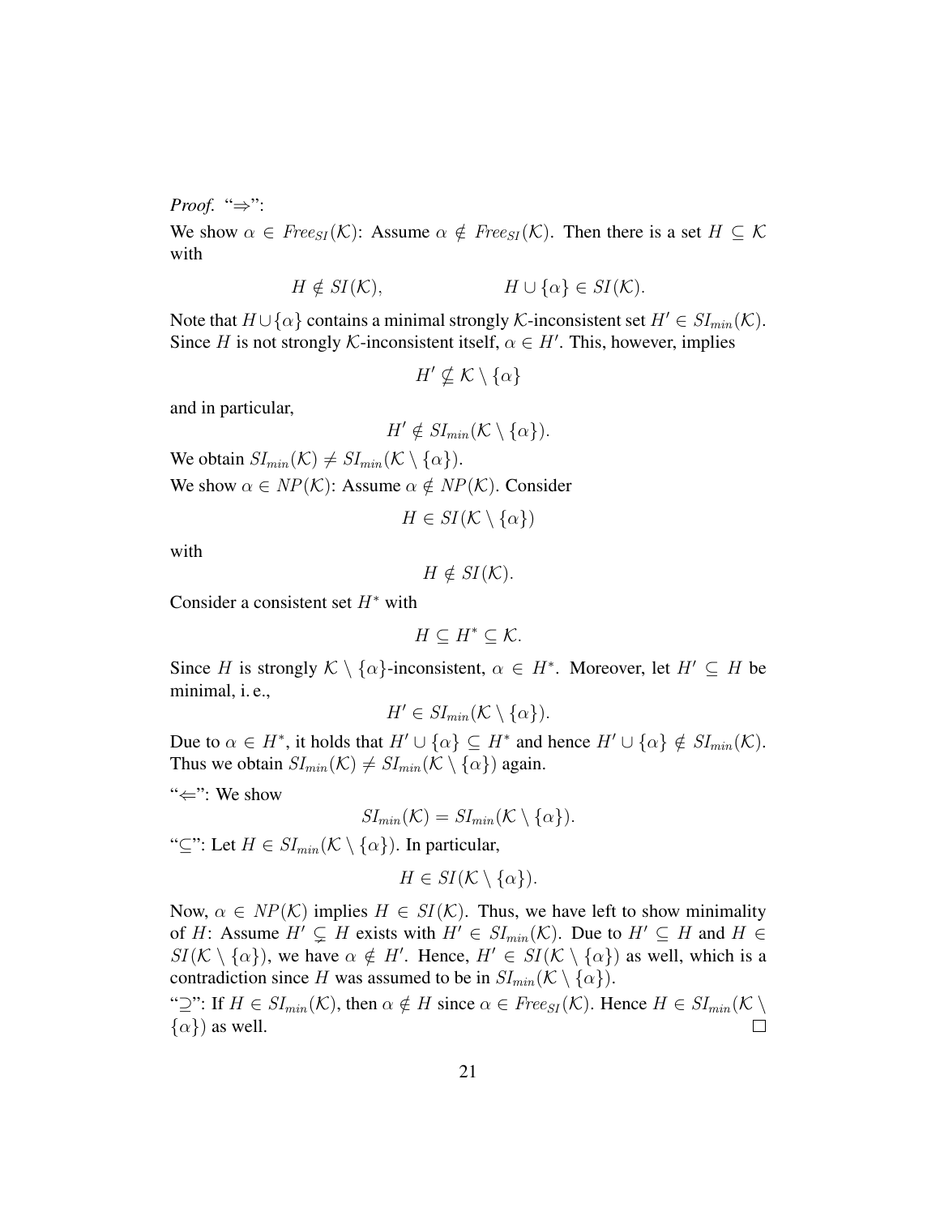*Proof.* "⇒":

We show $\alpha \in \mathit{Free}_{SI}(\mathcal{K})$: Assume $\alpha \notin \mathit{Free}_{SI}(\mathcal{K})$. Then there is a set $H \subseteq \mathcal{K}$ with

$$H \notin SI(\mathcal{K}), \qquad\qquad H \cup \{\alpha\} \in SI(\mathcal{K}).$$

Note that $H \cup \{\alpha\}$ contains a minimal strongly $\mathcal{K}$-inconsistent set $H' \in SI_{min}(\mathcal{K})$. Since $H$ is not strongly $\mathcal{K}$-inconsistent itself, $\alpha \in H'$. This, however, implies

$$H' \nsubseteq \mathcal{K} \setminus \{\alpha\}$$

and in particular,

$$H' \notin SI_{min}(\mathcal{K} \setminus \{\alpha\}).$$

We obtain $SI_{min}(\mathcal{K}) \neq SI_{min}(\mathcal{K} \setminus \{\alpha\})$.

We show $\alpha \in NP(\mathcal{K})$: Assume $\alpha \notin NP(\mathcal{K})$. Consider

$$H \in SI(\mathcal{K} \setminus \{\alpha\})$$

with

$$H \notin SI(\mathcal{K}).$$

Consider a consistent set $H^*$ with

$$H \subseteq H^* \subseteq \mathcal{K}.$$

Since $H$ is strongly $\mathcal{K} \setminus \{\alpha\}$-inconsistent, $\alpha \in H^*$. Moreover, let $H' \subseteq H$ be minimal, i. e.,

$$H' \in SI_{min}(\mathcal{K} \setminus \{\alpha\}).$$

Due to $\alpha \in H^*$, it holds that $H' \cup \{\alpha\} \subseteq H^*$ and hence $H' \cup \{\alpha\} \notin SI_{min}(\mathcal{K})$. Thus we obtain $SI_{min}(\mathcal{K}) \neq SI_{min}(\mathcal{K} \setminus \{\alpha\})$ again.

"⇐": We show

$$SI_{min}(\mathcal{K}) = SI_{min}(\mathcal{K} \setminus \{\alpha\}).$$

"⊆": Let $H \in SI_{min}(\mathcal{K} \setminus \{\alpha\})$. In particular,

$$H \in SI(\mathcal{K} \setminus \{\alpha\}).$$

Now, $\alpha \in NP(\mathcal{K})$ implies $H \in SI(\mathcal{K})$. Thus, we have left to show minimality of $H$: Assume $H' \subsetneq H$ exists with $H' \in SI_{min}(\mathcal{K})$. Due to $H' \subseteq H$ and $H \in SI(\mathcal{K} \setminus \{\alpha\})$, we have $\alpha \notin H'$. Hence, $H' \in SI(\mathcal{K} \setminus \{\alpha\})$ as well, which is a contradiction since $H$ was assumed to be in $SI_{min}(\mathcal{K} \setminus \{\alpha\})$.

"⊇": If $H \in SI_{min}(\mathcal{K})$, then $\alpha \notin H$ since $\alpha \in \mathit{Free}_{SI}(\mathcal{K})$. Hence $H \in SI_{min}(\mathcal{K} \setminus \{\alpha\})$ as well. □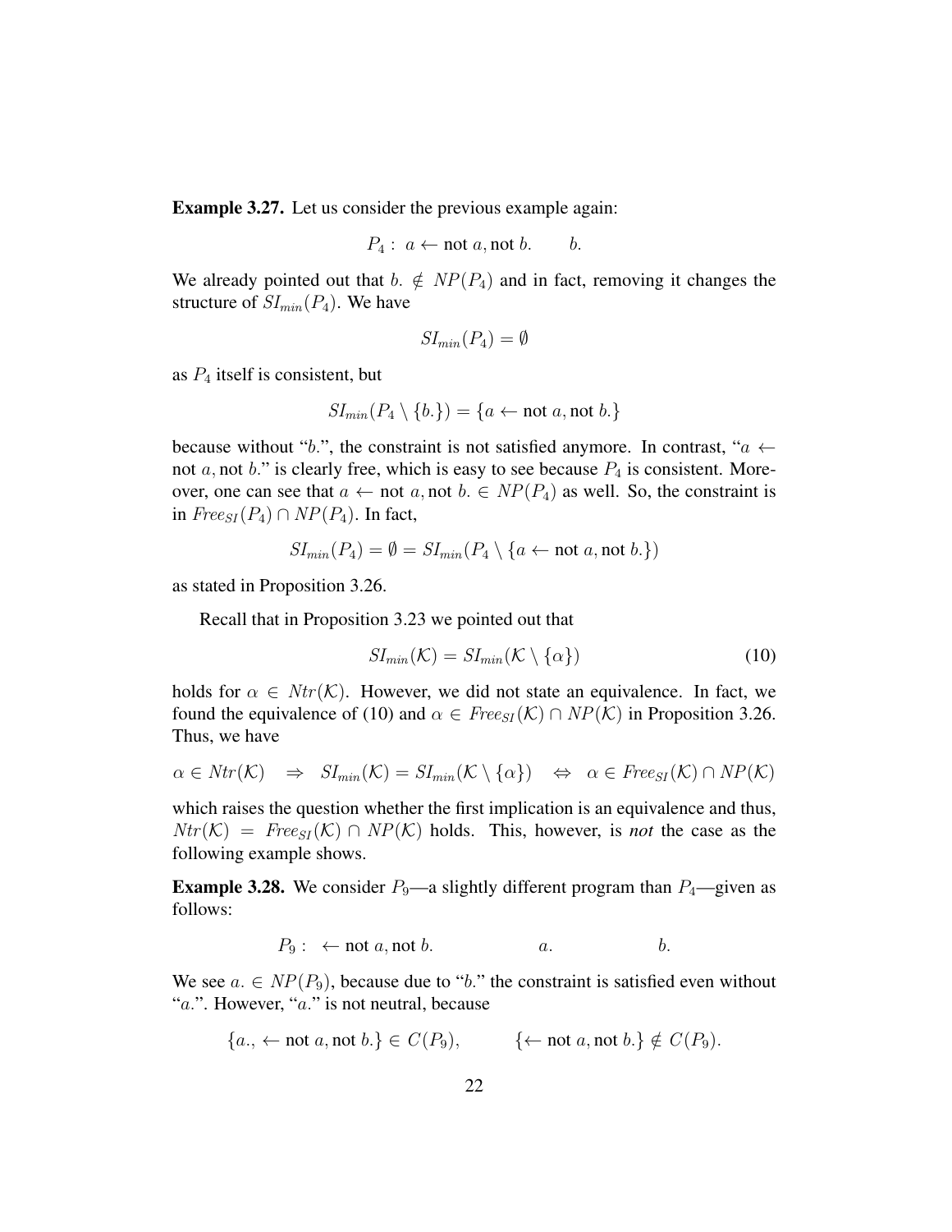**Example 3.27.** Let us consider the previous example again:

$$P_4: \; a \leftarrow \text{not } a, \text{not } b. \qquad b.$$

We already pointed out that $b. \notin NP(P_4)$ and in fact, removing it changes the structure of $SI_{min}(P_4)$. We have

$$SI_{min}(P_4) = \emptyset$$

as $P_4$ itself is consistent, but

$$SI_{min}(P_4 \setminus \{b.\}) = \{a \leftarrow \text{not } a, \text{not } b.\}$$

because without "$b.$", the constraint is not satisfied anymore. In contrast, "$a \leftarrow \text{not } a, \text{not } b.$" is clearly free, which is easy to see because $P_4$ is consistent. Moreover, one can see that $a \leftarrow \text{not } a, \text{not } b. \in NP(P_4)$ as well. So, the constraint is in $\mathit{Free}_{SI}(P_4) \cap NP(P_4)$. In fact,

$$SI_{min}(P_4) = \emptyset = SI_{min}(P_4 \setminus \{a \leftarrow \text{not } a, \text{not } b.\})$$

as stated in Proposition 3.26.

Recall that in Proposition 3.23 we pointed out that

$$SI_{min}(\mathcal{K}) = SI_{min}(\mathcal{K} \setminus \{\alpha\}) \tag{10}$$

holds for $\alpha \in \mathit{Ntr}(\mathcal{K})$. However, we did not state an equivalence. In fact, we found the equivalence of (10) and $\alpha \in \mathit{Free}_{SI}(\mathcal{K}) \cap NP(\mathcal{K})$ in Proposition 3.26. Thus, we have

$$\alpha \in \mathit{Ntr}(\mathcal{K}) \quad \Rightarrow \quad SI_{min}(\mathcal{K}) = SI_{min}(\mathcal{K} \setminus \{\alpha\}) \quad \Leftrightarrow \quad \alpha \in \mathit{Free}_{SI}(\mathcal{K}) \cap NP(\mathcal{K})$$

which raises the question whether the first implication is an equivalence and thus, $\mathit{Ntr}(\mathcal{K}) = \mathit{Free}_{SI}(\mathcal{K}) \cap NP(\mathcal{K})$ holds. This, however, is ***not*** the case as the following example shows.

**Example 3.28.** We consider $P_9$—a slightly different program than $P_4$—given as follows:

$$P_9: \; \leftarrow \text{not } a, \text{not } b. \qquad a. \qquad b.$$

We see $a. \in NP(P_9)$, because due to "$b.$" the constraint is satisfied even without "$a.$". However, "$a.$" is not neutral, because

$$\{a., \leftarrow \text{not } a, \text{not } b.\} \in C(P_9), \qquad \{\leftarrow \text{not } a, \text{not } b.\} \notin C(P_9).$$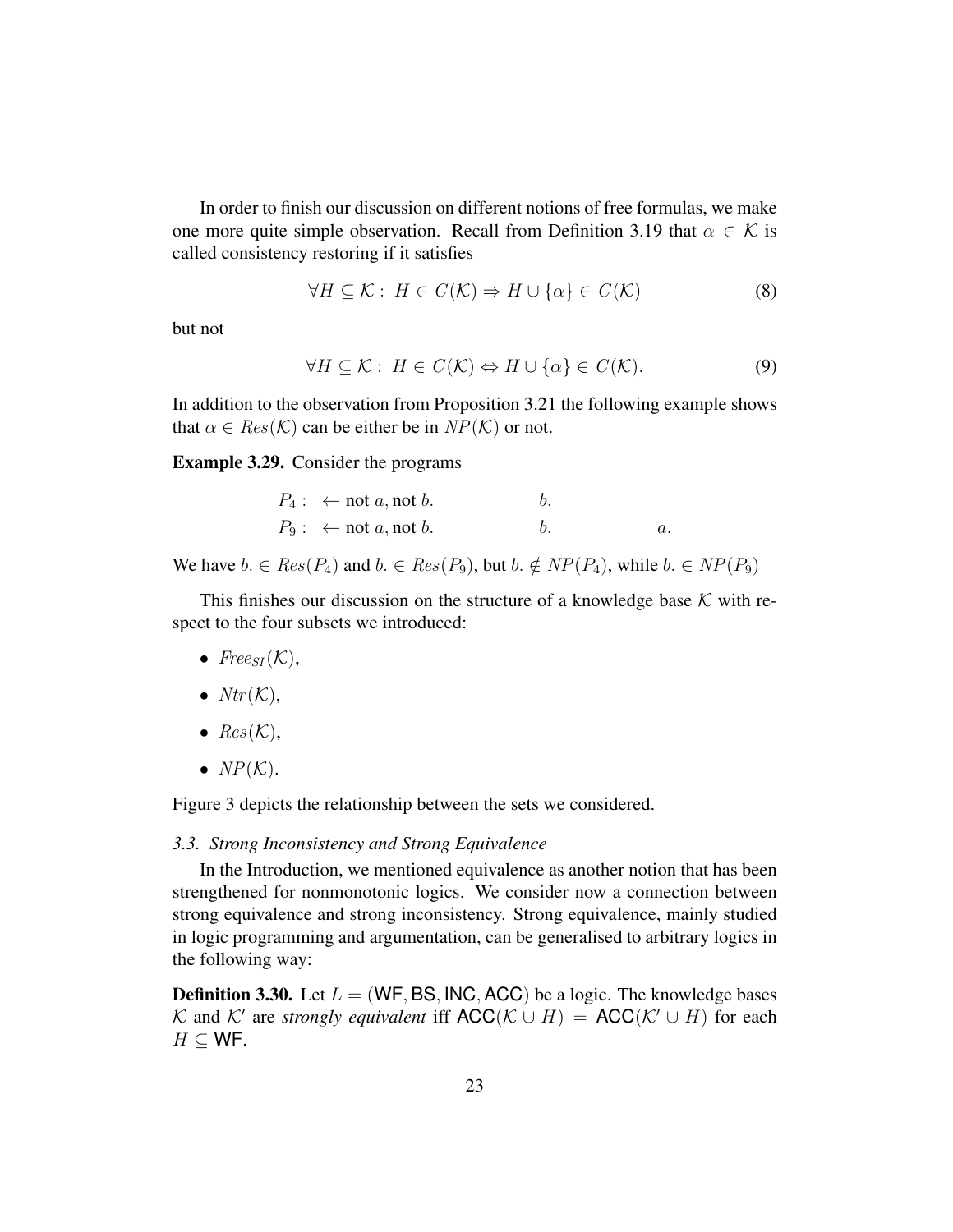In order to finish our discussion on different notions of free formulas, we make one more quite simple observation. Recall from Definition 3.19 that $\alpha \in \mathcal{K}$ is called consistency restoring if it satisfies

$$\forall H \subseteq \mathcal{K}: \ H \in C(\mathcal{K}) \Rightarrow H \cup \{\alpha\} \in C(\mathcal{K}) \tag{8}$$

but not

$$\forall H \subseteq \mathcal{K}: \ H \in C(\mathcal{K}) \Leftrightarrow H \cup \{\alpha\} \in C(\mathcal{K}). \tag{9}$$

In addition to the observation from Proposition 3.21 the following example shows that $\alpha \in Res(\mathcal{K})$ can be either be in $NP(\mathcal{K})$ or not.

**Example 3.29.** Consider the programs

$$
\begin{array}{llll}
P_4: & \leftarrow \text{not } a, \text{not } b. & b. & \\
P_9: & \leftarrow \text{not } a, \text{not } b. & b. & a.
\end{array}
$$

We have $b. \in Res(P_4)$ and $b. \in Res(P_9)$, but $b. \notin NP(P_4)$, while $b. \in NP(P_9)$

This finishes our discussion on the structure of a knowledge base $\mathcal{K}$ with respect to the four subsets we introduced:

- $Free_{SI}(\mathcal{K})$,
- $Ntr(\mathcal{K})$,
- $Res(\mathcal{K})$,
- $NP(\mathcal{K})$.

Figure 3 depicts the relationship between the sets we considered.

### *3.3. Strong Inconsistency and Strong Equivalence*

In the Introduction, we mentioned equivalence as another notion that has been strengthened for nonmonotonic logics. We consider now a connection between strong equivalence and strong inconsistency. Strong equivalence, mainly studied in logic programming and argumentation, can be generalised to arbitrary logics in the following way:

**Definition 3.30.** Let $L = (\mathsf{WF}, \mathsf{BS}, \mathsf{INC}, \mathsf{ACC})$ be a logic. The knowledge bases $\mathcal{K}$ and $\mathcal{K}'$ are *strongly equivalent* iff $\mathsf{ACC}(\mathcal{K} \cup H) = \mathsf{ACC}(\mathcal{K}' \cup H)$ for each $H \subseteq \mathsf{WF}$.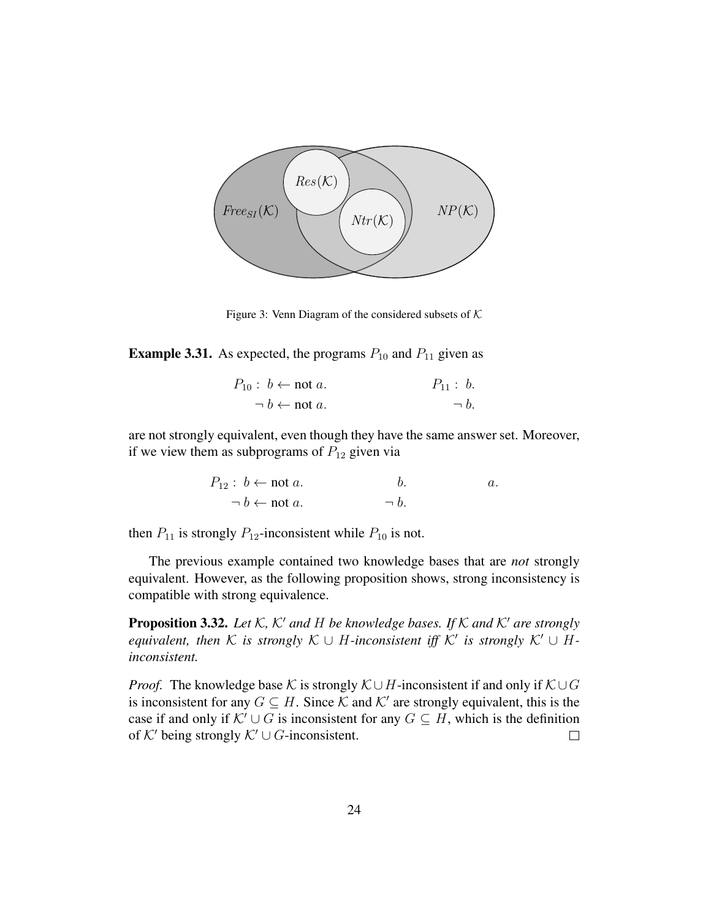Figure 3: Venn Diagram of the considered subsets of $\mathcal{K}$

**Example 3.31.** As expected, the programs $P_{10}$ and $P_{11}$ given as

$$P_{10}: \; b \leftarrow \text{not } a. \qquad\qquad P_{11}: \; b.$$
$$\neg\, b \leftarrow \text{not } a. \qquad\qquad \neg\, b.$$

are not strongly equivalent, even though they have the same answer set. Moreover, if we view them as subprograms of $P_{12}$ given via

$$P_{12}: \; b \leftarrow \text{not } a. \qquad b. \qquad a.$$
$$\neg\, b \leftarrow \text{not } a. \qquad \neg\, b.$$

then $P_{11}$ is strongly $P_{12}$-inconsistent while $P_{10}$ is not.

The previous example contained two knowledge bases that are *not* strongly equivalent. However, as the following proposition shows, strong inconsistency is compatible with strong equivalence.

**Proposition 3.32.** *Let $\mathcal{K}$, $\mathcal{K}'$ and $H$ be knowledge bases. If $\mathcal{K}$ and $\mathcal{K}'$ are strongly equivalent, then $\mathcal{K}$ is strongly $\mathcal{K} \cup H$-inconsistent iff $\mathcal{K}'$ is strongly $\mathcal{K}' \cup H$-inconsistent.*

*Proof.* The knowledge base $\mathcal{K}$ is strongly $\mathcal{K} \cup H$-inconsistent if and only if $\mathcal{K} \cup G$ is inconsistent for any $G \subseteq H$. Since $\mathcal{K}$ and $\mathcal{K}'$ are strongly equivalent, this is the case if and only if $\mathcal{K}' \cup G$ is inconsistent for any $G \subseteq H$, which is the definition of $\mathcal{K}'$ being strongly $\mathcal{K}' \cup G$-inconsistent. $\square$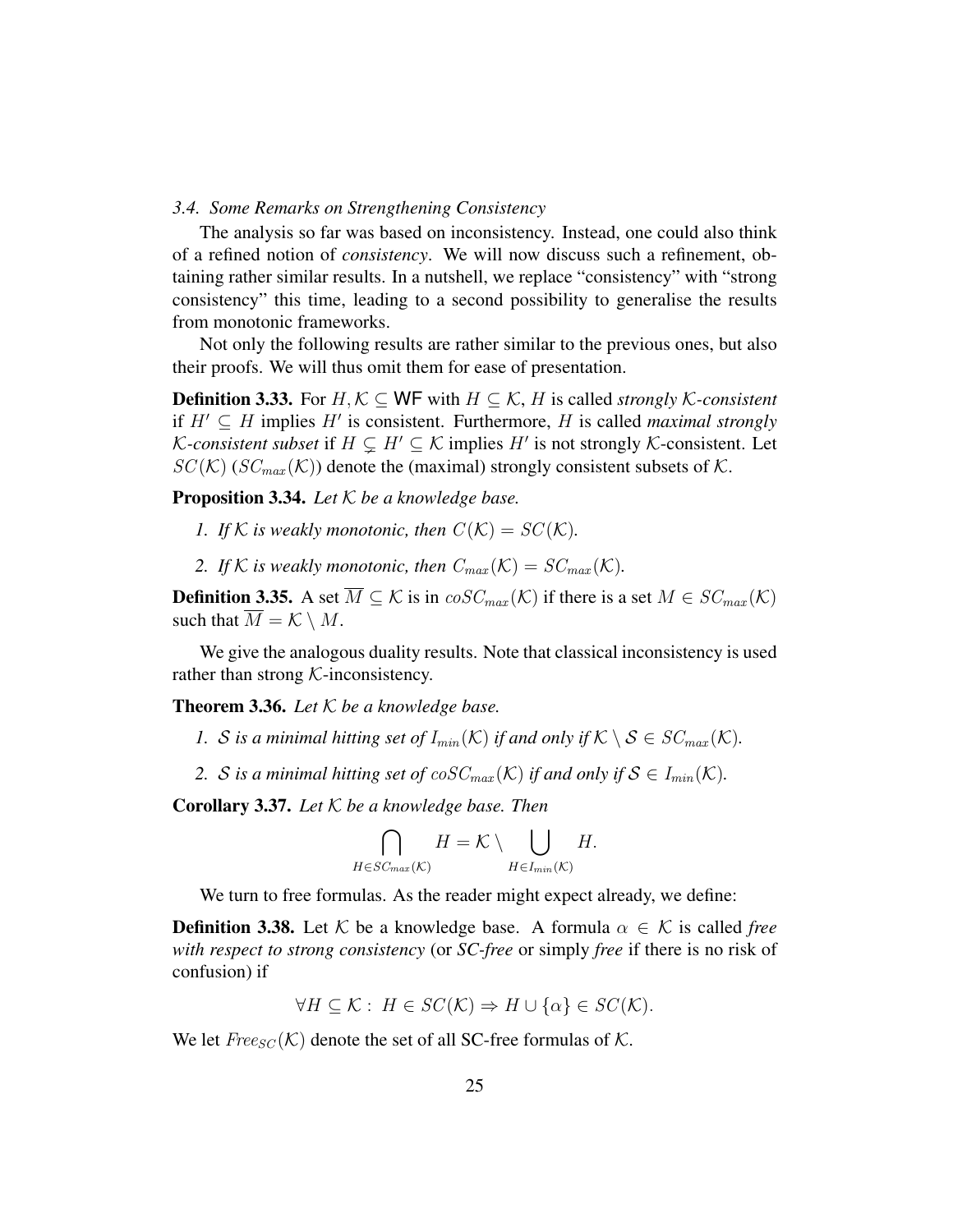### 3.4. Some Remarks on Strengthening Consistency

The analysis so far was based on inconsistency. Instead, one could also think of a refined notion of *consistency*. We will now discuss such a refinement, obtaining rather similar results. In a nutshell, we replace "consistency" with "strong consistency" this time, leading to a second possibility to generalise the results from monotonic frameworks.

Not only the following results are rather similar to the previous ones, but also their proofs. We will thus omit them for ease of presentation.

**Definition 3.33.** For $H, \mathcal{K} \subseteq \mathsf{WF}$ with $H \subseteq \mathcal{K}$, $H$ is called *strongly $\mathcal{K}$-consistent* if $H' \subseteq H$ implies $H'$ is consistent. Furthermore, $H$ is called *maximal strongly $\mathcal{K}$-consistent subset* if $H \subsetneq H' \subseteq \mathcal{K}$ implies $H'$ is not strongly $\mathcal{K}$-consistent. Let $SC(\mathcal{K})$ ($SC_{max}(\mathcal{K})$) denote the (maximal) strongly consistent subsets of $\mathcal{K}$.

**Proposition 3.34.** *Let $\mathcal{K}$ be a knowledge base.*

1. *If $\mathcal{K}$ is weakly monotonic, then $C(\mathcal{K}) = SC(\mathcal{K})$.*
2. *If $\mathcal{K}$ is weakly monotonic, then $C_{max}(\mathcal{K}) = SC_{max}(\mathcal{K})$.*

**Definition 3.35.** A set $\overline{M} \subseteq \mathcal{K}$ is in $coSC_{max}(\mathcal{K})$ if there is a set $M \in SC_{max}(\mathcal{K})$ such that $\overline{M} = \mathcal{K} \setminus M$.

We give the analogous duality results. Note that classical inconsistency is used rather than strong $\mathcal{K}$-inconsistency.

**Theorem 3.36.** *Let $\mathcal{K}$ be a knowledge base.*

1. *$\mathcal{S}$ is a minimal hitting set of $I_{min}(\mathcal{K})$ if and only if $\mathcal{K} \setminus \mathcal{S} \in SC_{max}(\mathcal{K})$.*
2. *$\mathcal{S}$ is a minimal hitting set of $coSC_{max}(\mathcal{K})$ if and only if $\mathcal{S} \in I_{min}(\mathcal{K})$.*

**Corollary 3.37.** *Let $\mathcal{K}$ be a knowledge base. Then*

$$\bigcap_{H \in SC_{max}(\mathcal{K})} H = \mathcal{K} \setminus \bigcup_{H \in I_{min}(\mathcal{K})} H.$$

We turn to free formulas. As the reader might expect already, we define:

**Definition 3.38.** Let $\mathcal{K}$ be a knowledge base. A formula $\alpha \in \mathcal{K}$ is called *free with respect to strong consistency* (or ***SC-free*** or simply *free* if there is no risk of confusion) if

$$\forall H \subseteq \mathcal{K} : \ H \in SC(\mathcal{K}) \Rightarrow H \cup \{\alpha\} \in SC(\mathcal{K}).$$

We let $Free_{SC}(\mathcal{K})$ denote the set of all SC-free formulas of $\mathcal{K}$.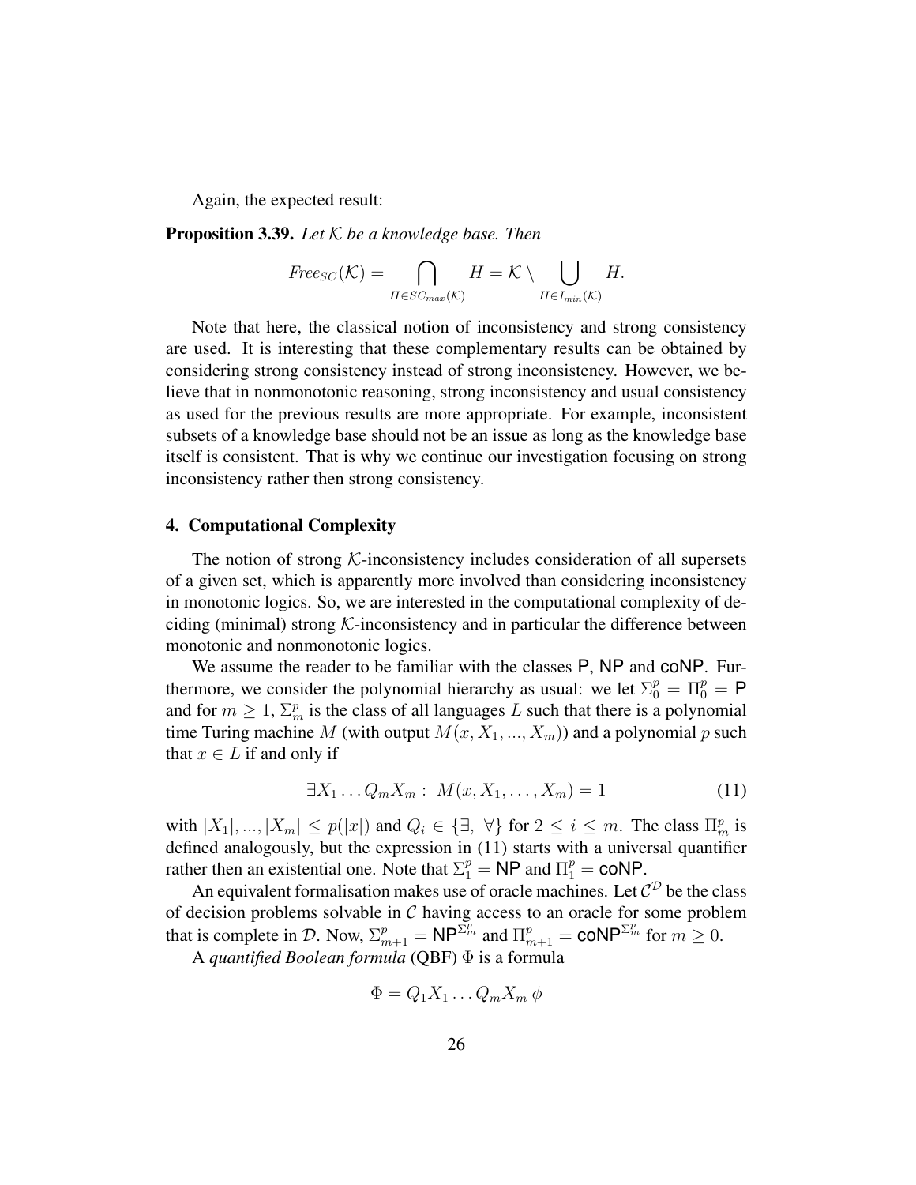Again, the expected result:

**Proposition 3.39.** *Let $\mathcal{K}$ be a knowledge base. Then*

$$Free_{SC}(\mathcal{K}) = \bigcap_{H \in SC_{max}(\mathcal{K})} H = \mathcal{K} \setminus \bigcup_{H \in I_{min}(\mathcal{K})} H.$$

Note that here, the classical notion of inconsistency and strong consistency are used. It is interesting that these complementary results can be obtained by considering strong consistency instead of strong inconsistency. However, we believe that in nonmonotonic reasoning, strong inconsistency and usual consistency as used for the previous results are more appropriate. For example, inconsistent subsets of a knowledge base should not be an issue as long as the knowledge base itself is consistent. That is why we continue our investigation focusing on strong inconsistency rather then strong consistency.

## 4. Computational Complexity

The notion of strong $\mathcal{K}$-inconsistency includes consideration of all supersets of a given set, which is apparently more involved than considering inconsistency in monotonic logics. So, we are interested in the computational complexity of deciding (minimal) strong $\mathcal{K}$-inconsistency and in particular the difference between monotonic and nonmonotonic logics.

We assume the reader to be familiar with the classes $\mathsf{P}$, $\mathsf{NP}$ and $\mathsf{coNP}$. Furthermore, we consider the polynomial hierarchy as usual: we let $\Sigma_0^p = \Pi_0^p = \mathsf{P}$ and for $m \geq 1$, $\Sigma_m^p$ is the class of all languages $L$ such that there is a polynomial time Turing machine $M$ (with output $M(x, X_1, ..., X_m)$) and a polynomial $p$ such that $x \in L$ if and only if

$$\exists X_1 \dots Q_m X_m : \ M(x, X_1, \dots, X_m) = 1 \tag{11}$$

with $|X_1|, ..., |X_m| \leq p(|x|)$ and $Q_i \in \{\exists, \ \forall\}$ for $2 \leq i \leq m$. The class $\Pi_m^p$ is defined analogously, but the expression in (11) starts with a universal quantifier rather then an existential one. Note that $\Sigma_1^p = \mathsf{NP}$ and $\Pi_1^p = \mathsf{coNP}$.

An equivalent formalisation makes use of oracle machines. Let $\mathcal{C}^{\mathcal{D}}$ be the class of decision problems solvable in $\mathcal{C}$ having access to an oracle for some problem that is complete in $\mathcal{D}$. Now, $\Sigma_{m+1}^p = \mathsf{NP}^{\Sigma_m^p}$ and $\Pi_{m+1}^p = \mathsf{coNP}^{\Sigma_m^p}$ for $m \geq 0$.

A *quantified Boolean formula* (QBF) $\Phi$ is a formula

$$\Phi = Q_1 X_1 \dots Q_m X_m \, \phi$$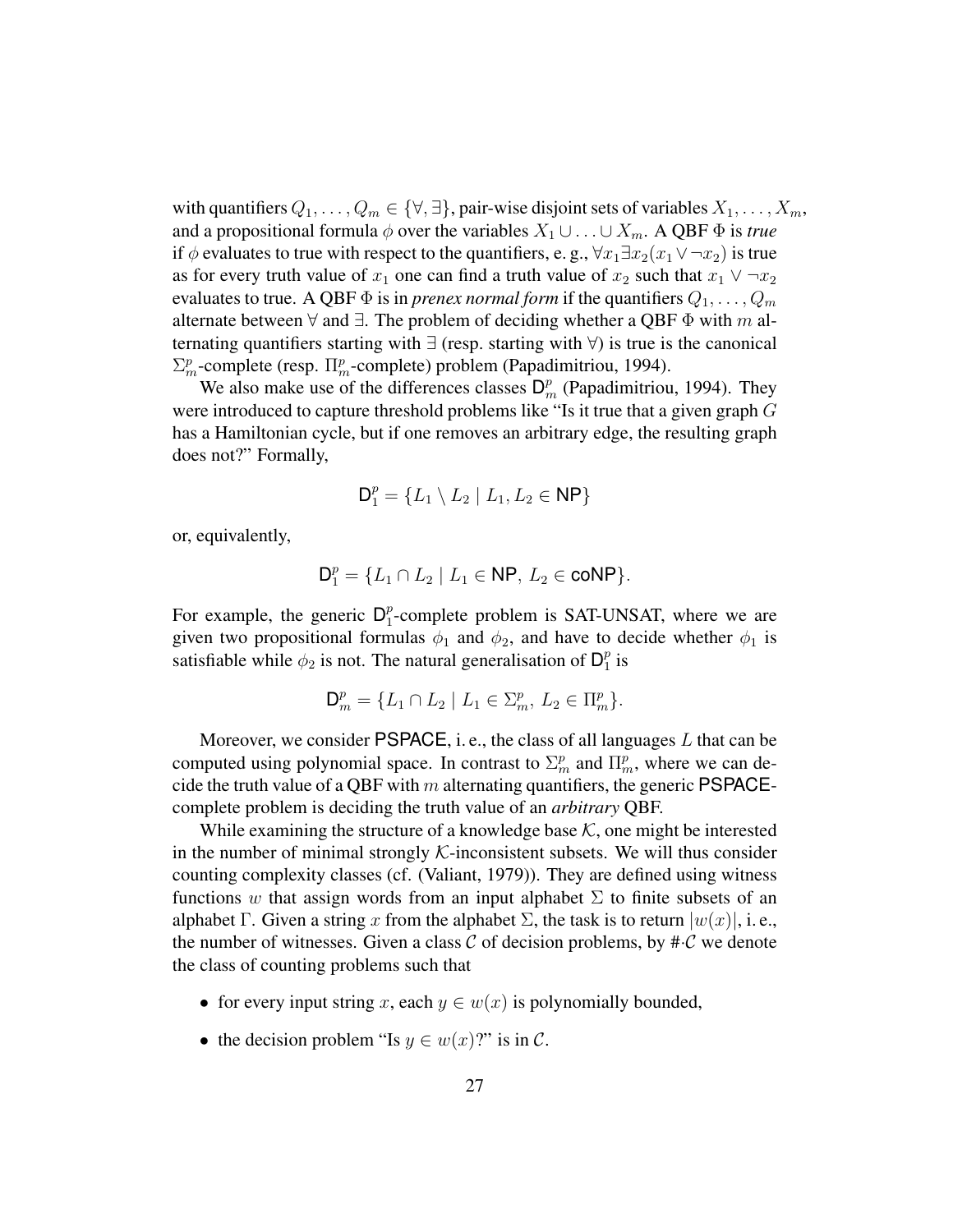with quantifiers $Q_1, \ldots, Q_m \in \{\forall, \exists\}$, pair-wise disjoint sets of variables $X_1, \ldots, X_m$, and a propositional formula $\phi$ over the variables $X_1 \cup \ldots \cup X_m$. A QBF $\Phi$ is *true* if $\phi$ evaluates to true with respect to the quantifiers, e. g., $\forall x_1 \exists x_2 (x_1 \vee \neg x_2)$ is true as for every truth value of $x_1$ one can find a truth value of $x_2$ such that $x_1 \vee \neg x_2$ evaluates to true. A QBF $\Phi$ is in *prenex normal form* if the quantifiers $Q_1, \ldots, Q_m$ alternate between $\forall$ and $\exists$. The problem of deciding whether a QBF $\Phi$ with $m$ alternating quantifiers starting with $\exists$ (resp. starting with $\forall$) is true is the canonical $\Sigma_m^p$-complete (resp. $\Pi_m^p$-complete) problem (Papadimitriou, 1994).

We also make use of the differences classes $\mathsf{D}_m^p$ (Papadimitriou, 1994). They were introduced to capture threshold problems like "Is it true that a given graph $G$ has a Hamiltonian cycle, but if one removes an arbitrary edge, the resulting graph does not?" Formally,

$$\mathsf{D}_1^p = \{L_1 \setminus L_2 \mid L_1, L_2 \in \mathsf{NP}\}$$

or, equivalently,

$$\mathsf{D}_1^p = \{L_1 \cap L_2 \mid L_1 \in \mathsf{NP},\ L_2 \in \mathsf{coNP}\}.$$

For example, the generic $\mathsf{D}_1^p$-complete problem is SAT-UNSAT, where we are given two propositional formulas $\phi_1$ and $\phi_2$, and have to decide whether $\phi_1$ is satisfiable while $\phi_2$ is not. The natural generalisation of $\mathsf{D}_1^p$ is

$$\mathsf{D}_m^p = \{L_1 \cap L_2 \mid L_1 \in \Sigma_m^p,\ L_2 \in \Pi_m^p\}.$$

Moreover, we consider $\mathsf{PSPACE}$, i. e., the class of all languages $L$ that can be computed using polynomial space. In contrast to $\Sigma_m^p$ and $\Pi_m^p$, where we can decide the truth value of a QBF with $m$ alternating quantifiers, the generic $\mathsf{PSPACE}$-complete problem is deciding the truth value of an *arbitrary* QBF.

While examining the structure of a knowledge base $\mathcal{K}$, one might be interested in the number of minimal strongly $\mathcal{K}$-inconsistent subsets. We will thus consider counting complexity classes (cf. (Valiant, 1979)). They are defined using witness functions $w$ that assign words from an input alphabet $\Sigma$ to finite subsets of an alphabet $\Gamma$. Given a string $x$ from the alphabet $\Sigma$, the task is to return $|w(x)|$, i. e., the number of witnesses. Given a class $\mathcal{C}$ of decision problems, by $\#\cdot\mathcal{C}$ we denote the class of counting problems such that

- for every input string $x$, each $y \in w(x)$ is polynomially bounded,
- the decision problem "Is $y \in w(x)$?" is in $\mathcal{C}$.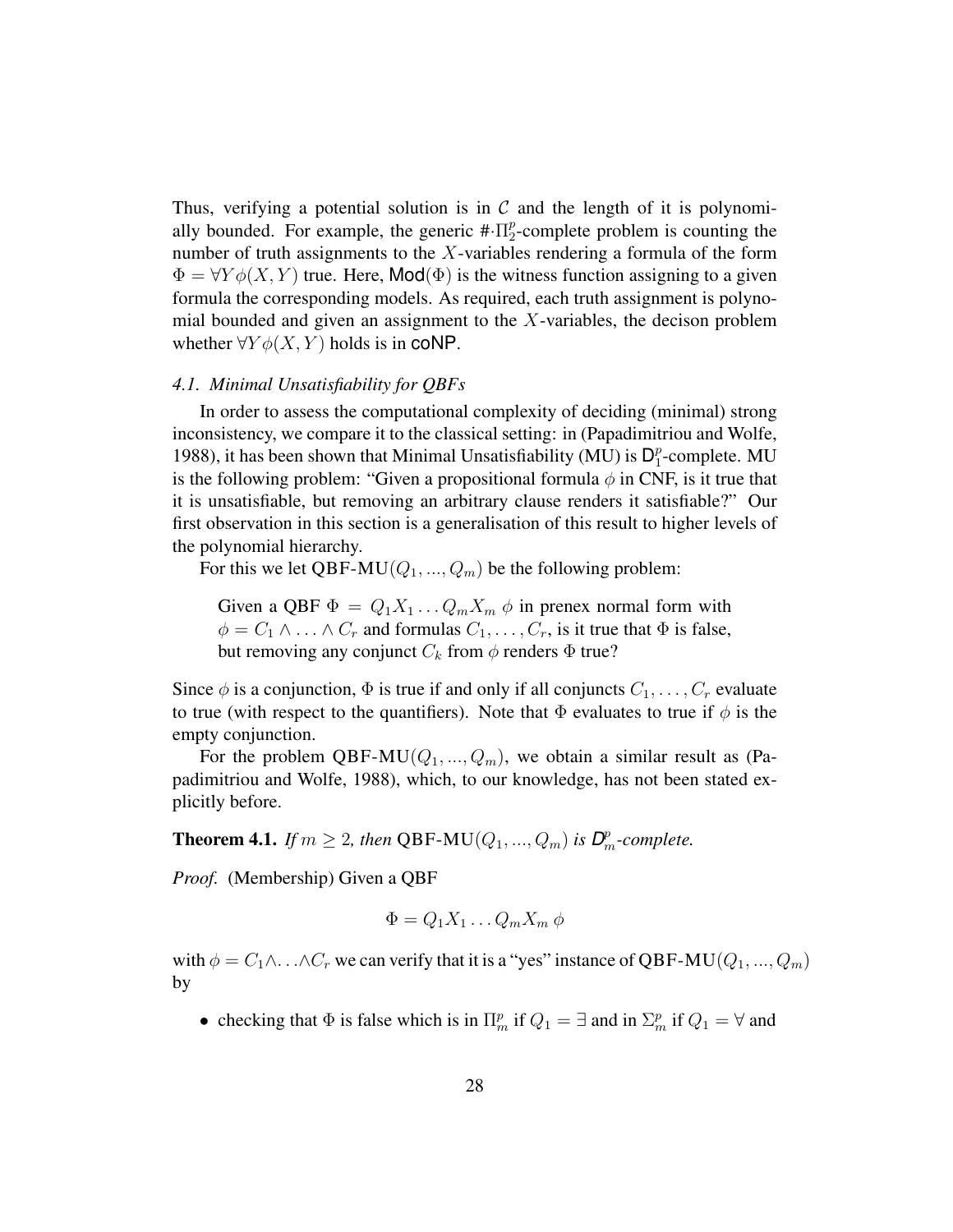Thus, verifying a potential solution is in $\mathcal{C}$ and the length of it is polynomially bounded. For example, the generic $\#\cdot\Pi_2^p$-complete problem is counting the number of truth assignments to the $X$-variables rendering a formula of the form $\Phi = \forall Y \phi(X, Y)$ true. Here, $\mathsf{Mod}(\Phi)$ is the witness function assigning to a given formula the corresponding models. As required, each truth assignment is polynomial bounded and given an assignment to the $X$-variables, the decison problem whether $\forall Y \phi(X, Y)$ holds is in $\mathsf{coNP}$.

### *4.1. Minimal Unsatisfiability for QBFs*

In order to assess the computational complexity of deciding (minimal) strong inconsistency, we compare it to the classical setting: in (Papadimitriou and Wolfe, 1988), it has been shown that Minimal Unsatisfiability (MU) is $\mathsf{D}_1^p$-complete. MU is the following problem: "Given a propositional formula $\phi$ in CNF, is it true that it is unsatisfiable, but removing an arbitrary clause renders it satisfiable?" Our first observation in this section is a generalisation of this result to higher levels of the polynomial hierarchy.

For this we let QBF-MU$(Q_1, ..., Q_m)$ be the following problem:

> Given a QBF $\Phi = Q_1 X_1 \ldots Q_m X_m\ \phi$ in prenex normal form with $\phi = C_1 \wedge \ldots \wedge C_r$ and formulas $C_1, \ldots, C_r$, is it true that $\Phi$ is false, but removing any conjunct $C_k$ from $\phi$ renders $\Phi$ true?

Since $\phi$ is a conjunction, $\Phi$ is true if and only if all conjuncts $C_1, \ldots, C_r$ evaluate to true (with respect to the quantifiers). Note that $\Phi$ evaluates to true if $\phi$ is the empty conjunction.

For the problem QBF-MU$(Q_1, ..., Q_m)$, we obtain a similar result as (Papadimitriou and Wolfe, 1988), which, to our knowledge, has not been stated explicitly before.

**Theorem 4.1.** *If $m \geq 2$, then QBF-MU$(Q_1, ..., Q_m)$ is $\mathsf{D}_m^p$-complete.*

*Proof.* (Membership) Given a QBF

$$\Phi = Q_1 X_1 \ldots Q_m X_m\ \phi$$

with $\phi = C_1 \wedge \ldots \wedge C_r$ we can verify that it is a "yes" instance of QBF-MU$(Q_1, ..., Q_m)$ by

- checking that $\Phi$ is false which is in $\Pi_m^p$ if $Q_1 = \exists$ and in $\Sigma_m^p$ if $Q_1 = \forall$ and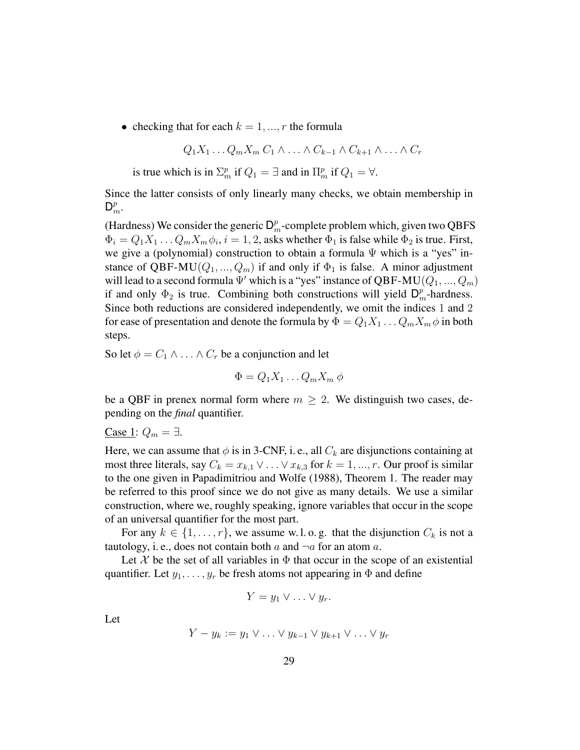- checking that for each $k = 1, ..., r$ the formula

$$Q_1X_1 \dots Q_mX_m\, C_1 \wedge \dots \wedge C_{k-1} \wedge C_{k+1} \wedge \dots \wedge C_r$$

  is true which is in $\Sigma_m^p$ if $Q_1 = \exists$ and in $\Pi_m^p$ if $Q_1 = \forall$.

Since the latter consists of only linearly many checks, we obtain membership in $\mathsf{D}_m^p$.

(Hardness) We consider the generic $\mathsf{D}_m^p$-complete problem which, given two QBFS $\Phi_i = Q_1X_1 \dots Q_mX_m\, \phi_i$, $i = 1, 2$, asks whether $\Phi_1$ is false while $\Phi_2$ is true. First, we give a (polynomial) construction to obtain a formula $\Psi$ which is a "yes" instance of QBF-MU$(Q_1, ..., Q_m)$ if and only if $\Phi_1$ is false. A minor adjustment will lead to a second formula $\Psi'$ which is a "yes" instance of QBF-MU$(Q_1, ..., Q_m)$ if and only $\Phi_2$ is true. Combining both constructions will yield $\mathsf{D}_m^p$-hardness. Since both reductions are considered independently, we omit the indices 1 and 2 for ease of presentation and denote the formula by $\Phi = Q_1X_1 \dots Q_mX_m\, \phi$ in both steps.

So let $\phi = C_1 \wedge \dots \wedge C_r$ be a conjunction and let

$$\Phi = Q_1X_1 \dots Q_mX_m\, \phi$$

be a QBF in prenex normal form where $m \geq 2$. We distinguish two cases, depending on the *final* quantifier.

Case 1: $Q_m = \exists$.

Here, we can assume that $\phi$ is in 3-CNF, i. e., all $C_k$ are disjunctions containing at most three literals, say $C_k = x_{k,1} \vee \dots \vee x_{k,3}$ for $k = 1, ..., r$. Our proof is similar to the one given in Papadimitriou and Wolfe (1988), Theorem 1. The reader may be referred to this proof since we do not give as many details. We use a similar construction, where we, roughly speaking, ignore variables that occur in the scope of an universal quantifier for the most part.

For any $k \in \{1, \dots, r\}$, we assume w. l. o. g. that the disjunction $C_k$ is not a tautology, i. e., does not contain both $a$ and $\neg a$ for an atom $a$.

Let $\mathcal{X}$ be the set of all variables in $\Phi$ that occur in the scope of an existential quantifier. Let $y_1, \dots, y_r$ be fresh atoms not appearing in $\Phi$ and define

$$Y = y_1 \vee \dots \vee y_r.$$

Let

$$Y - y_k := y_1 \vee \dots \vee y_{k-1} \vee y_{k+1} \vee \dots \vee y_r$$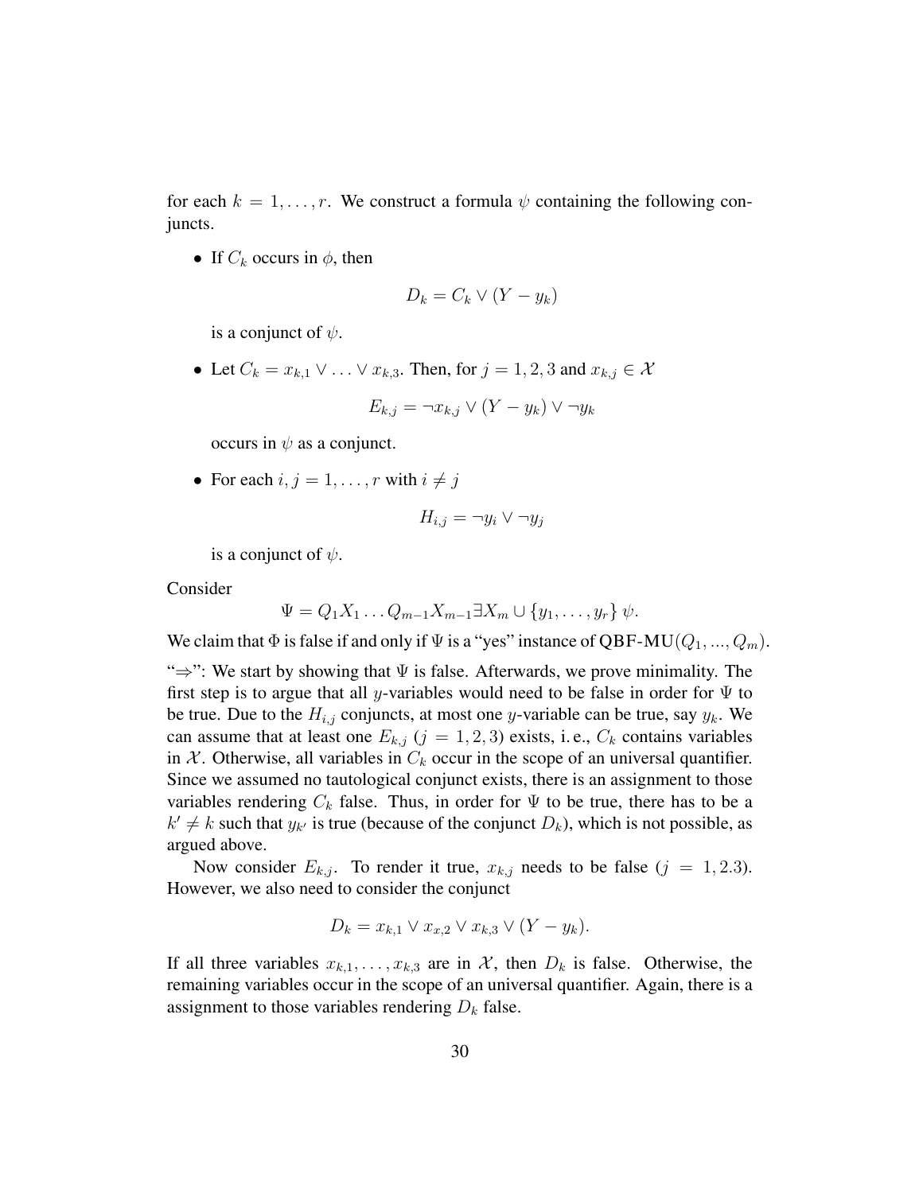for each $k = 1, \ldots, r$. We construct a formula $\psi$ containing the following conjuncts.

- If $C_k$ occurs in $\phi$, then

$$D_k = C_k \vee (Y - y_k)$$

  is a conjunct of $\psi$.

- Let $C_k = x_{k,1} \vee \ldots \vee x_{k,3}$. Then, for $j = 1, 2, 3$ and $x_{k,j} \in \mathcal{X}$

$$E_{k,j} = \neg x_{k,j} \vee (Y - y_k) \vee \neg y_k$$

  occurs in $\psi$ as a conjunct.

- For each $i, j = 1, \ldots, r$ with $i \neq j$

$$H_{i,j} = \neg y_i \vee \neg y_j$$

  is a conjunct of $\psi$.

Consider

$$\Psi = Q_1 X_1 \ldots Q_{m-1} X_{m-1} \exists X_m \cup \{y_1, \ldots, y_r\}\, \psi.$$

We claim that $\Phi$ is false if and only if $\Psi$ is a "yes" instance of QBF-MU$(Q_1, ..., Q_m)$.

"$\Rightarrow$": We start by showing that $\Psi$ is false. Afterwards, we prove minimality. The first step is to argue that all $y$-variables would need to be false in order for $\Psi$ to be true. Due to the $H_{i,j}$ conjuncts, at most one $y$-variable can be true, say $y_k$. We can assume that at least one $E_{k,j}$ ($j = 1, 2, 3$) exists, i. e., $C_k$ contains variables in $\mathcal{X}$. Otherwise, all variables in $C_k$ occur in the scope of an universal quantifier. Since we assumed no tautological conjunct exists, there is an assignment to those variables rendering $C_k$ false. Thus, in order for $\Psi$ to be true, there has to be a $k' \neq k$ such that $y_{k'}$ is true (because of the conjunct $D_k$), which is not possible, as argued above.

Now consider $E_{k,j}$. To render it true, $x_{k,j}$ needs to be false ($j = 1, 2.3$). However, we also need to consider the conjunct

$$D_k = x_{k,1} \vee x_{x,2} \vee x_{k,3} \vee (Y - y_k).$$

If all three variables $x_{k,1}, \ldots, x_{k,3}$ are in $\mathcal{X}$, then $D_k$ is false. Otherwise, the remaining variables occur in the scope of an universal quantifier. Again, there is a assignment to those variables rendering $D_k$ false.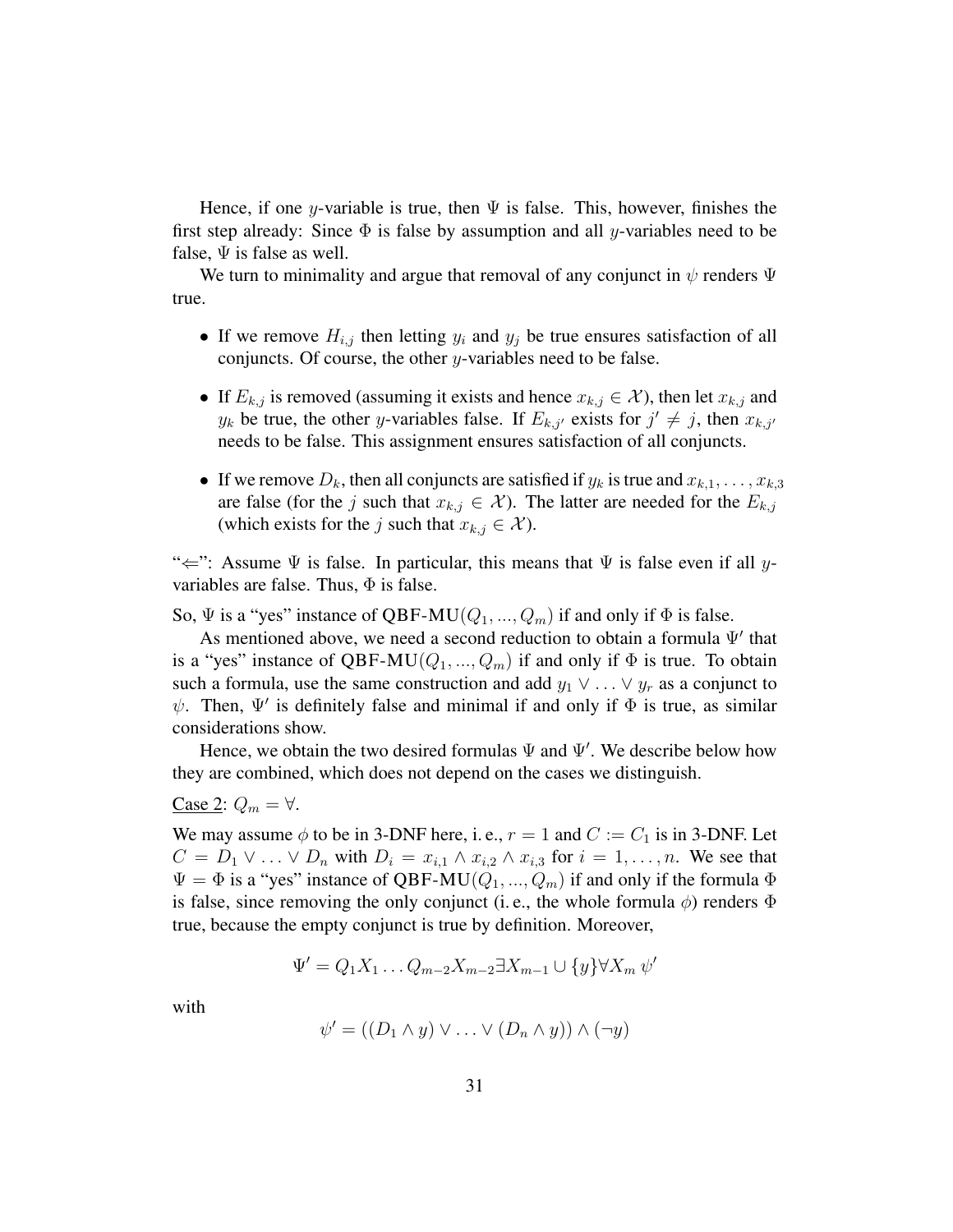Hence, if one $y$-variable is true, then $\Psi$ is false. This, however, finishes the first step already: Since $\Phi$ is false by assumption and all $y$-variables need to be false, $\Psi$ is false as well.

We turn to minimality and argue that removal of any conjunct in $\psi$ renders $\Psi$ true.

- If we remove $H_{i,j}$ then letting $y_i$ and $y_j$ be true ensures satisfaction of all conjuncts. Of course, the other $y$-variables need to be false.
- If $E_{k,j}$ is removed (assuming it exists and hence $x_{k,j} \in \mathcal{X}$), then let $x_{k,j}$ and $y_k$ be true, the other $y$-variables false. If $E_{k,j'}$ exists for $j' \neq j$, then $x_{k,j'}$ needs to be false. This assignment ensures satisfaction of all conjuncts.
- If we remove $D_k$, then all conjuncts are satisfied if $y_k$ is true and $x_{k,1}, \ldots, x_{k,3}$ are false (for the $j$ such that $x_{k,j} \in \mathcal{X}$). The latter are needed for the $E_{k,j}$ (which exists for the $j$ such that $x_{k,j} \in \mathcal{X}$).

"$\Leftarrow$": Assume $\Psi$ is false. In particular, this means that $\Psi$ is false even if all $y$-variables are false. Thus, $\Phi$ is false.

So, $\Psi$ is a "yes" instance of QBF-MU$(Q_1, ..., Q_m)$ if and only if $\Phi$ is false.

As mentioned above, we need a second reduction to obtain a formula $\Psi'$ that is a "yes" instance of QBF-MU$(Q_1, ..., Q_m)$ if and only if $\Phi$ is true. To obtain such a formula, use the same construction and add $y_1 \vee \ldots \vee y_r$ as a conjunct to $\psi$. Then, $\Psi'$ is definitely false and minimal if and only if $\Phi$ is true, as similar considerations show.

Hence, we obtain the two desired formulas $\Psi$ and $\Psi'$. We describe below how they are combined, which does not depend on the cases we distinguish.

<u>Case 2</u>: $Q_m = \forall$.

We may assume $\phi$ to be in 3-DNF here, i. e., $r = 1$ and $C := C_1$ is in 3-DNF. Let $C = D_1 \vee \ldots \vee D_n$ with $D_i = x_{i,1} \wedge x_{i,2} \wedge x_{i,3}$ for $i = 1, \ldots, n$. We see that $\Psi = \Phi$ is a "yes" instance of QBF-MU$(Q_1, ..., Q_m)$ if and only if the formula $\Phi$ is false, since removing the only conjunct (i. e., the whole formula $\phi$) renders $\Phi$ true, because the empty conjunct is true by definition. Moreover,

$$\Psi' = Q_1 X_1 \ldots Q_{m-2} X_{m-2} \exists X_{m-1} \cup \{y\} \forall X_m \, \psi'$$

with

$$\psi' = ((D_1 \wedge y) \vee \ldots \vee (D_n \wedge y)) \wedge (\neg y)$$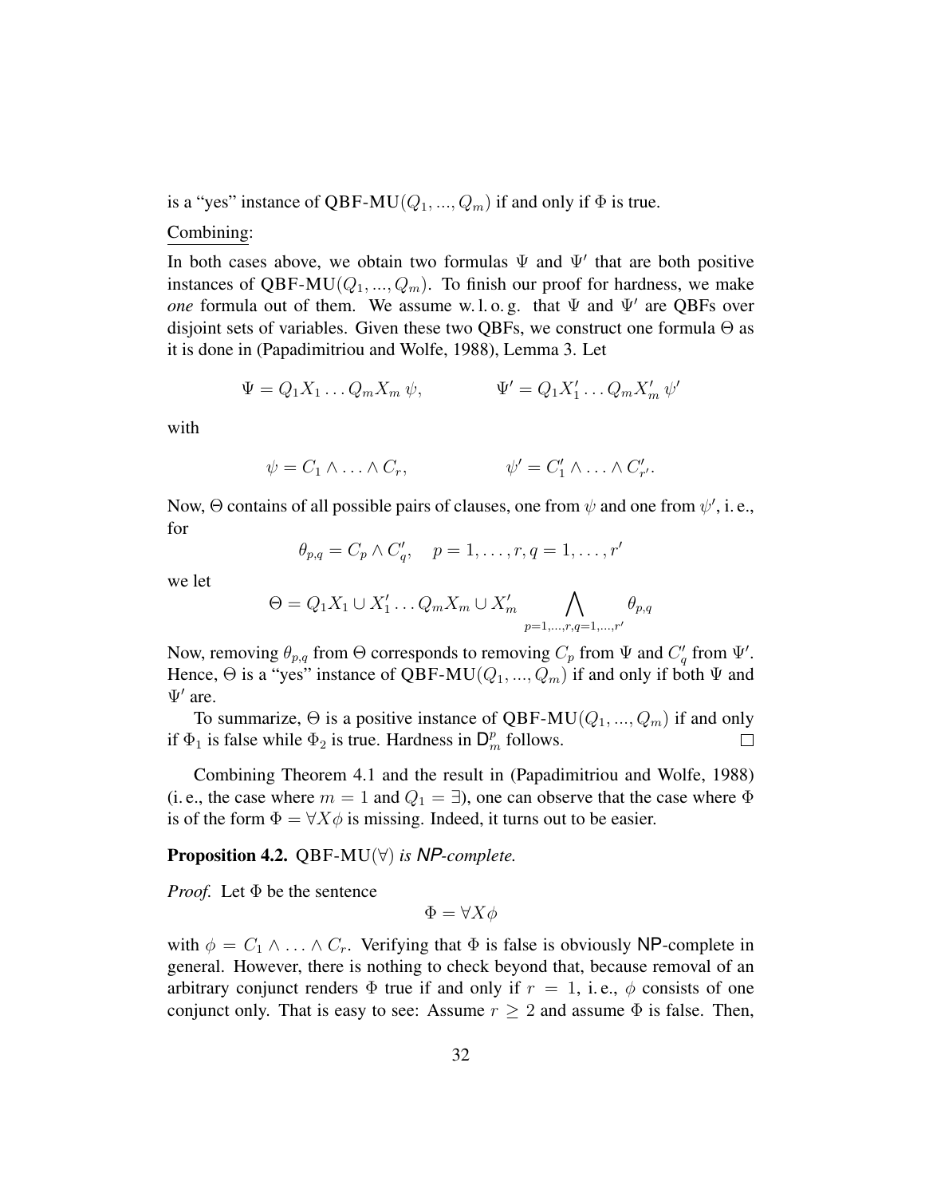is a "yes" instance of QBF-MU$(Q_1, ..., Q_m)$ if and only if $\Phi$ is true.

Combining:

In both cases above, we obtain two formulas $\Psi$ and $\Psi'$ that are both positive instances of QBF-MU$(Q_1, ..., Q_m)$. To finish our proof for hardness, we make *one* formula out of them. We assume w. l. o. g. that $\Psi$ and $\Psi'$ are QBFs over disjoint sets of variables. Given these two QBFs, we construct one formula $\Theta$ as it is done in (Papadimitriou and Wolfe, 1988), Lemma 3. Let

$$\Psi = Q_1 X_1 \ldots Q_m X_m \, \psi, \qquad\qquad \Psi' = Q_1 X_1' \ldots Q_m X_m' \, \psi'$$

with

$$\psi = C_1 \wedge \ldots \wedge C_r, \qquad\qquad \psi' = C_1' \wedge \ldots \wedge C_{r'}'.$$

Now, $\Theta$ contains of all possible pairs of clauses, one from $\psi$ and one from $\psi'$, i. e., for

$$\theta_{p,q} = C_p \wedge C_q', \quad p = 1, \ldots, r, q = 1, \ldots, r'$$

we let

$$\Theta = Q_1 X_1 \cup X_1' \ldots Q_m X_m \cup X_m' \bigwedge_{p=1,\ldots,r, q=1,\ldots,r'} \theta_{p,q}$$

Now, removing $\theta_{p,q}$ from $\Theta$ corresponds to removing $C_p$ from $\Psi$ and $C_q'$ from $\Psi'$. Hence, $\Theta$ is a "yes" instance of QBF-MU$(Q_1, ..., Q_m)$ if and only if both $\Psi$ and $\Psi'$ are.

To summarize, $\Theta$ is a positive instance of QBF-MU$(Q_1, ..., Q_m)$ if and only if $\Phi_1$ is false while $\Phi_2$ is true. Hardness in $\mathsf{D}_m^p$ follows. $\square$

Combining Theorem 4.1 and the result in (Papadimitriou and Wolfe, 1988) (i. e., the case where $m = 1$ and $Q_1 = \exists$), one can observe that the case where $\Phi$ is of the form $\Phi = \forall X \phi$ is missing. Indeed, it turns out to be easier.

**Proposition 4.2.** QBF-MU$(\forall)$ *is* NP*-complete.*

*Proof.* Let $\Phi$ be the sentence

$$\Phi = \forall X \phi$$

with $\phi = C_1 \wedge \ldots \wedge C_r$. Verifying that $\Phi$ is false is obviously NP-complete in general. However, there is nothing to check beyond that, because removal of an arbitrary conjunct renders $\Phi$ true if and only if $r = 1$, i. e., $\phi$ consists of one conjunct only. That is easy to see: Assume $r \geq 2$ and assume $\Phi$ is false. Then,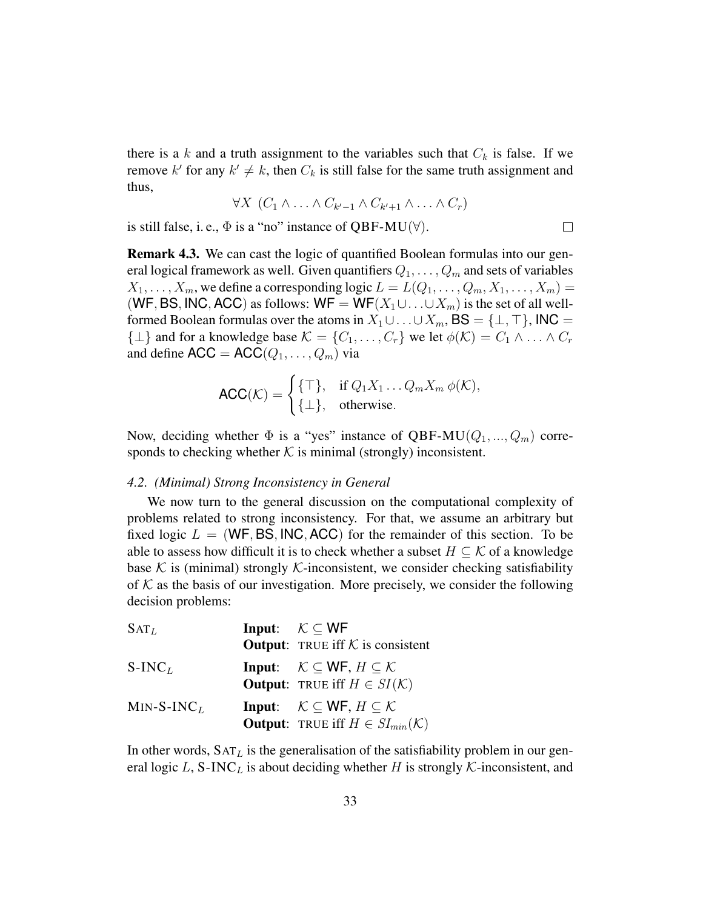there is a $k$ and a truth assignment to the variables such that $C_k$ is false. If we remove $k'$ for any $k' \neq k$, then $C_k$ is still false for the same truth assignment and thus,

$$\forall X \; (C_1 \wedge \ldots \wedge C_{k'-1} \wedge C_{k'+1} \wedge \ldots \wedge C_r)$$

is still false, i. e., $\Phi$ is a "no" instance of QBF-MU($\forall$). $\square$

**Remark 4.3.** We can cast the logic of quantified Boolean formulas into our general logical framework as well. Given quantifiers $Q_1, \ldots, Q_m$ and sets of variables $X_1, \ldots, X_m$, we define a corresponding logic $L = L(Q_1, \ldots, Q_m, X_1, \ldots, X_m) = (\mathsf{WF}, \mathsf{BS}, \mathsf{INC}, \mathsf{ACC})$ as follows: $\mathsf{WF} = \mathsf{WF}(X_1 \cup \ldots \cup X_m)$ is the set of all well-formed Boolean formulas over the atoms in $X_1 \cup \ldots \cup X_m$, $\mathsf{BS} = \{\bot, \top\}$, $\mathsf{INC} = \{\bot\}$ and for a knowledge base $\mathcal{K} = \{C_1, \ldots, C_r\}$ we let $\phi(\mathcal{K}) = C_1 \wedge \ldots \wedge C_r$ and define $\mathsf{ACC} = \mathsf{ACC}(Q_1, \ldots, Q_m)$ via

$$\mathsf{ACC}(\mathcal{K}) = \begin{cases} \{\top\}, & \text{if } Q_1 X_1 \ldots Q_m X_m \; \phi(\mathcal{K}), \\ \{\bot\}, & \text{otherwise.} \end{cases}$$

Now, deciding whether $\Phi$ is a "yes" instance of QBF-MU($Q_1, ..., Q_m$) corresponds to checking whether $\mathcal{K}$ is minimal (strongly) inconsistent.

### *4.2. (Minimal) Strong Inconsistency in General*

We now turn to the general discussion on the computational complexity of problems related to strong inconsistency. For that, we assume an arbitrary but fixed logic $L = (\mathsf{WF}, \mathsf{BS}, \mathsf{INC}, \mathsf{ACC})$ for the remainder of this section. To be able to assess how difficult it is to check whether a subset $H \subseteq \mathcal{K}$ of a knowledge base $\mathcal{K}$ is (minimal) strongly $\mathcal{K}$-inconsistent, we consider checking satisfiability of $\mathcal{K}$ as the basis of our investigation. More precisely, we consider the following decision problems:

| | | |
|---|---|---|
| $\textsc{Sat}_L$ | **Input**: | $\mathcal{K} \subseteq \mathsf{WF}$ |
| | **Output**: | TRUE iff $\mathcal{K}$ is consistent |
| $\textsc{S-INC}_L$ | **Input**: | $\mathcal{K} \subseteq \mathsf{WF}$, $H \subseteq \mathcal{K}$ |
| | **Output**: | TRUE iff $H \in SI(\mathcal{K})$ |
| $\textsc{Min-S-INC}_L$ | **Input**: | $\mathcal{K} \subseteq \mathsf{WF}$, $H \subseteq \mathcal{K}$ |
| | **Output**: | TRUE iff $H \in SI_{min}(\mathcal{K})$ |

In other words, $\textsc{Sat}_L$ is the generalisation of the satisfiability problem in our general logic $L$, $\textsc{S-INC}_L$ is about deciding whether $H$ is strongly $\mathcal{K}$-inconsistent, and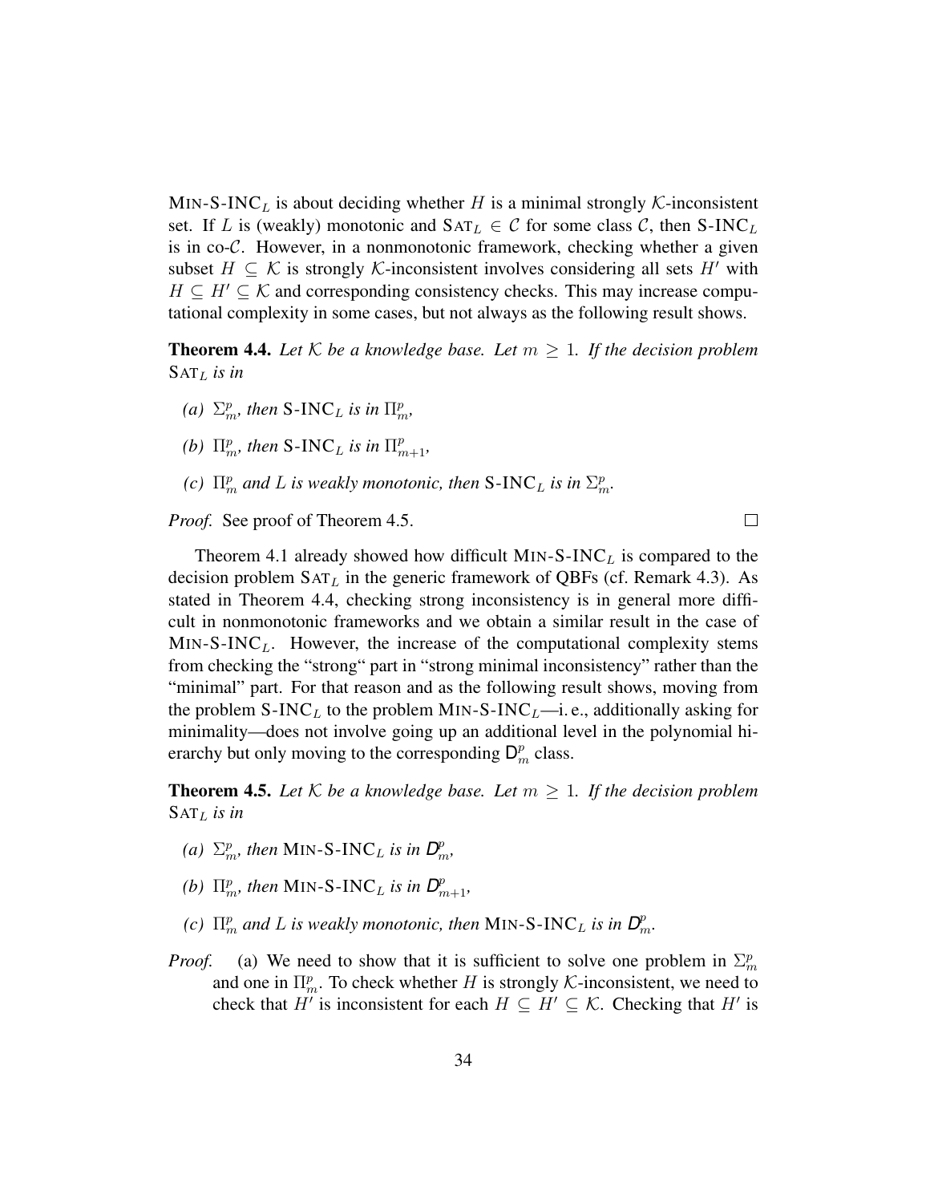MIN-S-INC$_L$ is about deciding whether $H$ is a minimal strongly $\mathcal{K}$-inconsistent set. If $L$ is (weakly) monotonic and $\text{SAT}_L \in \mathcal{C}$ for some class $\mathcal{C}$, then S-INC$_L$ is in co-$\mathcal{C}$. However, in a nonmonotonic framework, checking whether a given subset $H \subseteq \mathcal{K}$ is strongly $\mathcal{K}$-inconsistent involves considering all sets $H'$ with $H \subseteq H' \subseteq \mathcal{K}$ and corresponding consistency checks. This may increase computational complexity in some cases, but not always as the following result shows.

**Theorem 4.4.** *Let $\mathcal{K}$ be a knowledge base. Let $m \geq 1$. If the decision problem* $\text{SAT}_L$ *is in*

- *(a) $\Sigma^p_m$, then* S-INC$_L$ *is in* $\Pi^p_m$*,*
- *(b) $\Pi^p_m$, then* S-INC$_L$ *is in* $\Pi^p_{m+1}$*,*
- *(c) $\Pi^p_m$ and $L$ is weakly monotonic, then* S-INC$_L$ *is in* $\Sigma^p_m$*.*

*Proof.* See proof of Theorem 4.5. □

Theorem 4.1 already showed how difficult MIN-S-INC$_L$ is compared to the decision problem $\text{SAT}_L$ in the generic framework of QBFs (cf. Remark 4.3). As stated in Theorem 4.4, checking strong inconsistency is in general more difficult in nonmonotonic frameworks and we obtain a similar result in the case of MIN-S-INC$_L$. However, the increase of the computational complexity stems from checking the "strong" part in "strong minimal inconsistency" rather than the "minimal" part. For that reason and as the following result shows, moving from the problem S-INC$_L$ to the problem MIN-S-INC$_L$—i. e., additionally asking for minimality—does not involve going up an additional level in the polynomial hierarchy but only moving to the corresponding $\mathsf{D}^p_m$ class.

**Theorem 4.5.** *Let $\mathcal{K}$ be a knowledge base. Let $m \geq 1$. If the decision problem* $\text{SAT}_L$ *is in*

- *(a) $\Sigma^p_m$, then* MIN-S-INC$_L$ *is in* $\mathsf{D}^p_m$*,*
- *(b) $\Pi^p_m$, then* MIN-S-INC$_L$ *is in* $\mathsf{D}^p_{m+1}$*,*
- *(c) $\Pi^p_m$ and $L$ is weakly monotonic, then* MIN-S-INC$_L$ *is in* $\mathsf{D}^p_m$*.*

*Proof.* (a) We need to show that it is sufficient to solve one problem in $\Sigma^p_m$ and one in $\Pi^p_m$. To check whether $H$ is strongly $\mathcal{K}$-inconsistent, we need to check that $H'$ is inconsistent for each $H \subseteq H' \subseteq \mathcal{K}$. Checking that $H'$ is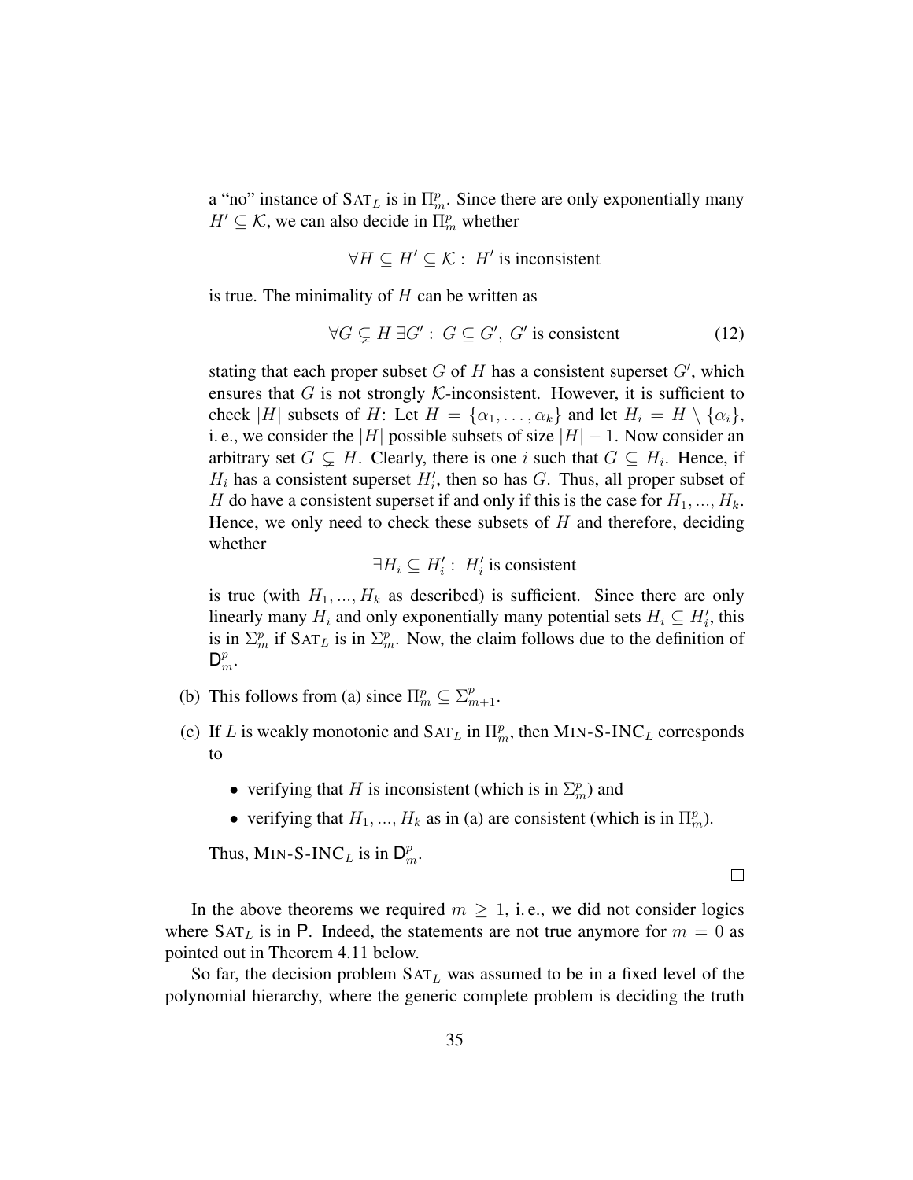a "no" instance of $\text{SAT}_L$ is in $\Pi_m^p$. Since there are only exponentially many $H' \subseteq \mathcal{K}$, we can also decide in $\Pi_m^p$ whether

$$\forall H \subseteq H' \subseteq \mathcal{K} : \; H' \text{ is inconsistent}$$

is true. The minimality of $H$ can be written as

$$\forall G \subsetneq H \; \exists G' : \; G \subseteq G', \; G' \text{ is consistent} \tag{12}$$

stating that each proper subset $G$ of $H$ has a consistent superset $G'$, which ensures that $G$ is not strongly $\mathcal{K}$-inconsistent. However, it is sufficient to check $|H|$ subsets of $H$: Let $H = \{\alpha_1, \ldots, \alpha_k\}$ and let $H_i = H \setminus \{\alpha_i\}$, i. e., we consider the $|H|$ possible subsets of size $|H| - 1$. Now consider an arbitrary set $G \subsetneq H$. Clearly, there is one $i$ such that $G \subseteq H_i$. Hence, if $H_i$ has a consistent superset $H_i'$, then so has $G$. Thus, all proper subset of $H$ do have a consistent superset if and only if this is the case for $H_1, ..., H_k$. Hence, we only need to check these subsets of $H$ and therefore, deciding whether

$$\exists H_i \subseteq H_i' : \; H_i' \text{ is consistent}$$

is true (with $H_1, ..., H_k$ as described) is sufficient. Since there are only linearly many $H_i$ and only exponentially many potential sets $H_i \subseteq H_i'$, this is in $\Sigma_m^p$ if $\text{SAT}_L$ is in $\Sigma_m^p$. Now, the claim follows due to the definition of $\mathsf{D}_m^p$.

(b) This follows from (a) since $\Pi_m^p \subseteq \Sigma_{m+1}^p$.

(c) If $L$ is weakly monotonic and $\text{SAT}_L$ in $\Pi_m^p$, then $\text{MIN-S-INC}_L$ corresponds to

- verifying that $H$ is inconsistent (which is in $\Sigma_m^p$) and
- verifying that $H_1, ..., H_k$ as in (a) are consistent (which is in $\Pi_m^p$).

Thus, $\text{MIN-S-INC}_L$ is in $\mathsf{D}_m^p$.

□

In the above theorems we required $m \geq 1$, i. e., we did not consider logics where $\text{SAT}_L$ is in $\mathsf{P}$. Indeed, the statements are not true anymore for $m = 0$ as pointed out in Theorem 4.11 below.

So far, the decision problem $\text{SAT}_L$ was assumed to be in a fixed level of the polynomial hierarchy, where the generic complete problem is deciding the truth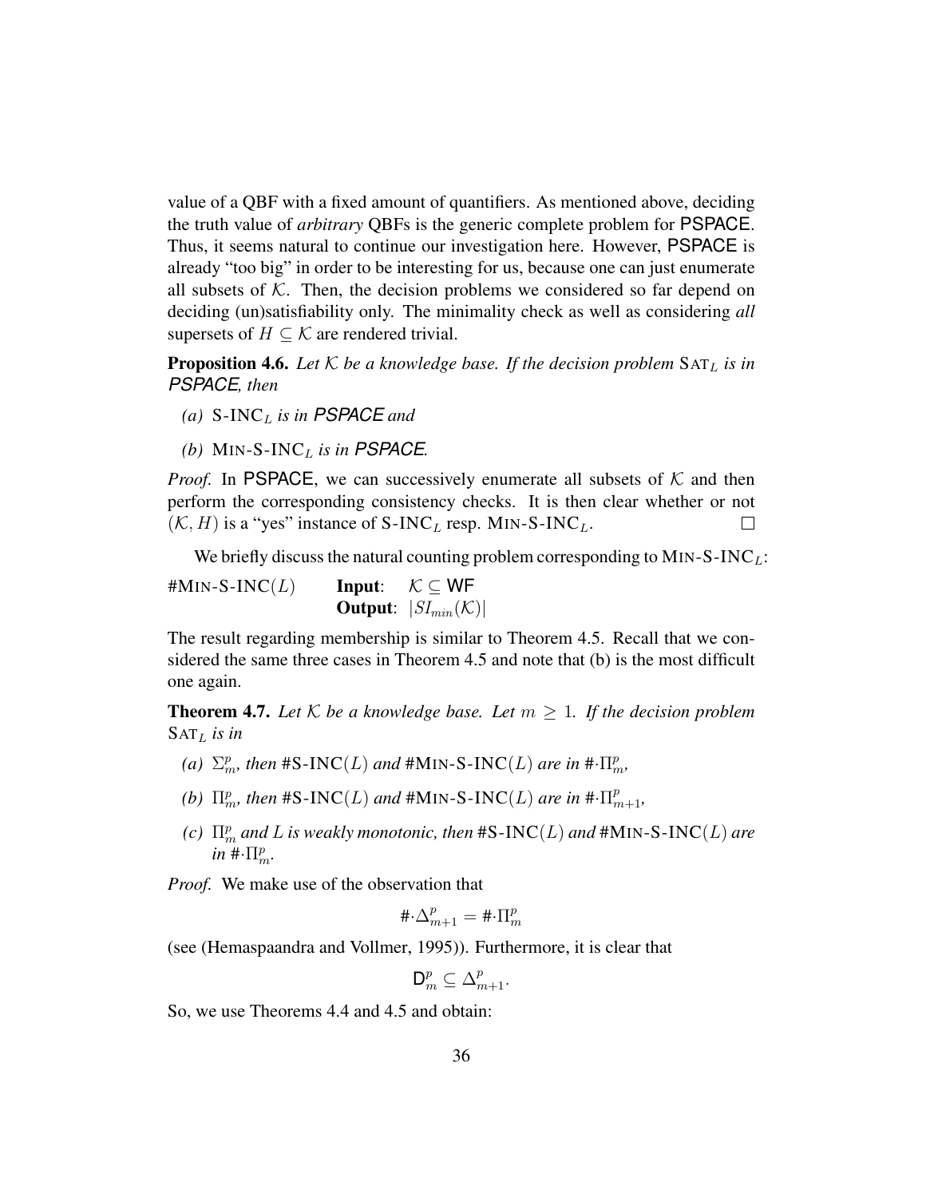value of a QBF with a fixed amount of quantifiers. As mentioned above, deciding the truth value of *arbitrary* QBFs is the generic complete problem for PSPACE. Thus, it seems natural to continue our investigation here. However, PSPACE is already "too big" in order to be interesting for us, because one can just enumerate all subsets of $\mathcal{K}$. Then, the decision problems we considered so far depend on deciding (un)satisfiability only. The minimality check as well as considering *all* supersets of $H \subseteq \mathcal{K}$ are rendered trivial.

**Proposition 4.6.** *Let $\mathcal{K}$ be a knowledge base. If the decision problem* $\text{SAT}_L$ *is in PSPACE, then*

*(a)* $\text{S-INC}_L$ *is in PSPACE and*

*(b)* $\text{MIN-S-INC}_L$ *is in PSPACE.*

*Proof.* In PSPACE, we can successively enumerate all subsets of $\mathcal{K}$ and then perform the corresponding consistency checks. It is then clear whether or not $(\mathcal{K}, H)$ is a "yes" instance of $\text{S-INC}_L$ resp. $\text{MIN-S-INC}_L$. □

We briefly discuss the natural counting problem corresponding to $\text{MIN-S-INC}_L$:

#MIN-S-INC($L$) **Input**: $\mathcal{K} \subseteq \mathsf{WF}$
**Output**: $|SI_{min}(\mathcal{K})|$

The result regarding membership is similar to Theorem 4.5. Recall that we considered the same three cases in Theorem 4.5 and note that (b) is the most difficult one again.

**Theorem 4.7.** *Let $\mathcal{K}$ be a knowledge base. Let $m \geq 1$. If the decision problem* $\text{SAT}_L$ *is in*

*(a)* $\Sigma_m^p$*, then* #S-INC($L$) *and* #MIN-S-INC($L$) *are in* $\#\cdot\Pi_m^p$*,*

*(b)* $\Pi_m^p$*, then* #S-INC($L$) *and* #MIN-S-INC($L$) *are in* $\#\cdot\Pi_{m+1}^p$*,*

*(c)* $\Pi_m^p$ *and $L$ is weakly monotonic, then* #S-INC($L$) *and* #MIN-S-INC($L$) *are in* $\#\cdot\Pi_m^p$*.*

*Proof.* We make use of the observation that

$$\#\cdot\Delta_{m+1}^p = \#\cdot\Pi_m^p$$

(see (Hemaspaandra and Vollmer, 1995)). Furthermore, it is clear that

$$\mathsf{D}_m^p \subseteq \Delta_{m+1}^p.$$

So, we use Theorems 4.4 and 4.5 and obtain: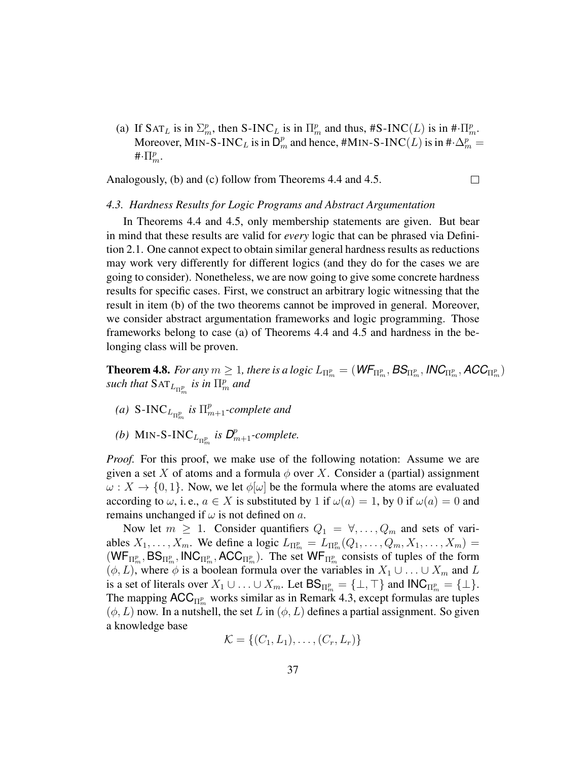(a) If $\text{SAT}_L$ is in $\Sigma_m^p$, then $\text{S-INC}_L$ is in $\Pi_m^p$ and thus, $\#\text{S-INC}(L)$ is in $\#\cdot\Pi_m^p$. Moreover, $\text{MIN-S-INC}_L$ is in $\mathsf{D}_m^p$ and hence, $\#\text{MIN-S-INC}(L)$ is in $\#\cdot\Delta_m^p = \#\cdot\Pi_m^p$.

Analogously, (b) and (c) follow from Theorems 4.4 and 4.5. $\square$

### *4.3. Hardness Results for Logic Programs and Abstract Argumentation*

In Theorems 4.4 and 4.5, only membership statements are given. But bear in mind that these results are valid for *every* logic that can be phrased via Definition 2.1. One cannot expect to obtain similar general hardness results as reductions may work very differently for different logics (and they do for the cases we are going to consider). Nonetheless, we are now going to give some concrete hardness results for specific cases. First, we construct an arbitrary logic witnessing that the result in item (b) of the two theorems cannot be improved in general. Moreover, we consider abstract argumentation frameworks and logic programming. Those frameworks belong to case (a) of Theorems 4.4 and 4.5 and hardness in the belonging class will be proven.

**Theorem 4.8.** *For any $m \geq 1$, there is a logic $L_{\Pi_m^p} = (\mathsf{WF}_{\Pi_m^p}, \mathsf{BS}_{\Pi_m^p}, \mathsf{INC}_{\Pi_m^p}, \mathsf{ACC}_{\Pi_m^p})$ such that $\text{SAT}_{L_{\Pi_m^p}}$ is in $\Pi_m^p$ and*

*(a) $\text{S-INC}_{L_{\Pi_m^p}}$ is $\Pi_{m+1}^p$-complete and*

*(b) $\text{MIN-S-INC}_{L_{\Pi_m^p}}$ is $\mathsf{D}_{m+1}^p$-complete.*

*Proof.* For this proof, we make use of the following notation: Assume we are given a set $X$ of atoms and a formula $\phi$ over $X$. Consider a (partial) assignment $\omega : X \to \{0, 1\}$. Now, we let $\phi[\omega]$ be the formula where the atoms are evaluated according to $\omega$, i. e., $a \in X$ is substituted by 1 if $\omega(a) = 1$, by 0 if $\omega(a) = 0$ and remains unchanged if $\omega$ is not defined on $a$.

Now let $m \geq 1$. Consider quantifiers $Q_1 = \forall, \ldots, Q_m$ and sets of variables $X_1, \ldots, X_m$. We define a logic $L_{\Pi_m^p} = L_{\Pi_m^p}(Q_1, \ldots, Q_m, X_1, \ldots, X_m) = (\mathsf{WF}_{\Pi_m^p}, \mathsf{BS}_{\Pi_m^p}, \mathsf{INC}_{\Pi_m^p}, \mathsf{ACC}_{\Pi_m^p})$. The set $\mathsf{WF}_{\Pi_m^p}$ consists of tuples of the form $(\phi, L)$, where $\phi$ is a boolean formula over the variables in $X_1 \cup \ldots \cup X_m$ and $L$ is a set of literals over $X_1 \cup \ldots \cup X_m$. Let $\mathsf{BS}_{\Pi_m^p} = \{\bot, \top\}$ and $\mathsf{INC}_{\Pi_m^p} = \{\bot\}$. The mapping $\mathsf{ACC}_{\Pi_m^p}$ works similar as in Remark 4.3, except formulas are tuples $(\phi, L)$ now. In a nutshell, the set $L$ in $(\phi, L)$ defines a partial assignment. So given a knowledge base

$$\mathcal{K} = \{(C_1, L_1), \ldots, (C_r, L_r)\}$$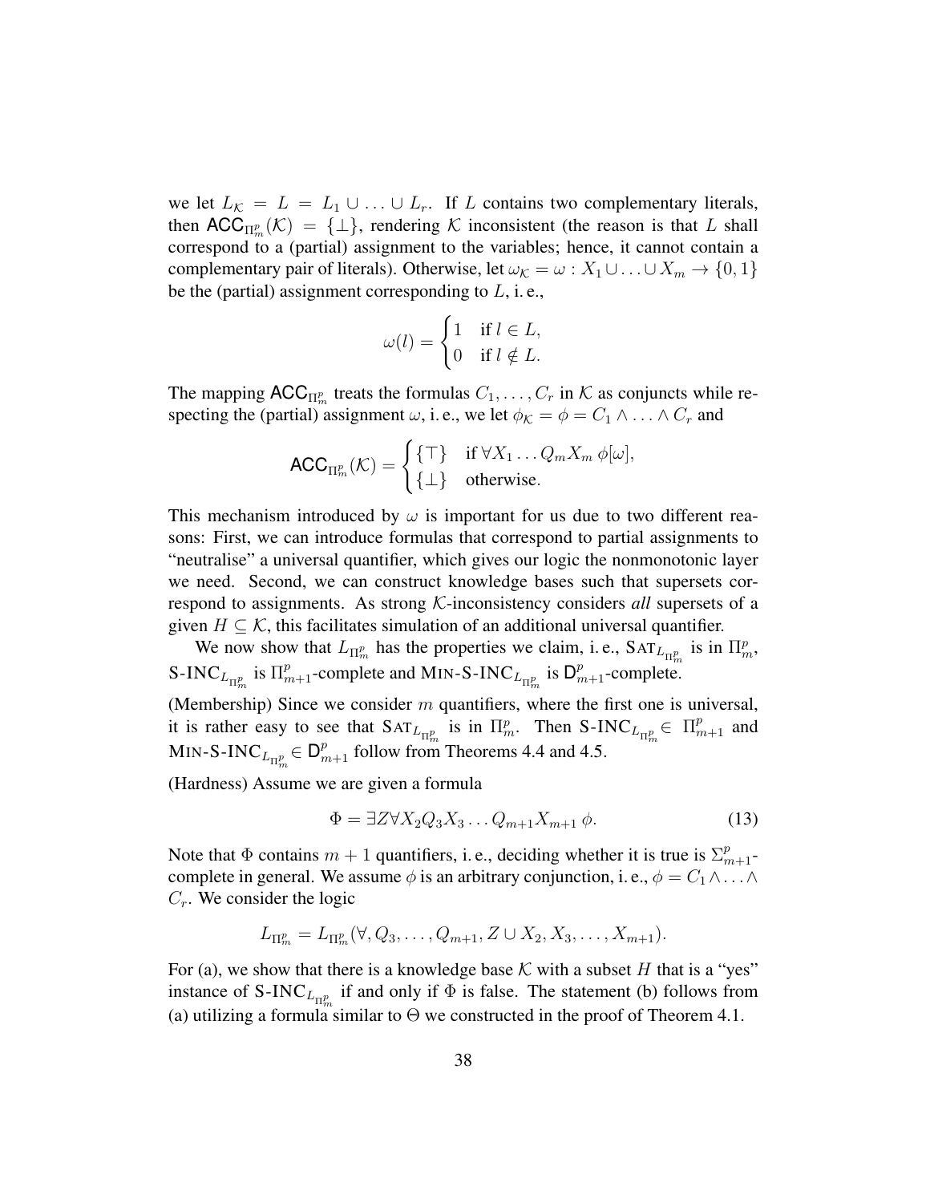we let $L_{\mathcal{K}} = L = L_1 \cup \ldots \cup L_r$. If $L$ contains two complementary literals, then $\mathsf{ACC}_{\Pi_m^p}(\mathcal{K}) = \{\bot\}$, rendering $\mathcal{K}$ inconsistent (the reason is that $L$ shall correspond to a (partial) assignment to the variables; hence, it cannot contain a complementary pair of literals). Otherwise, let $\omega_{\mathcal{K}} = \omega : X_1 \cup \ldots \cup X_m \to \{0,1\}$ be the (partial) assignment corresponding to $L$, i. e.,

$$\omega(l) = \begin{cases} 1 & \text{if } l \in L, \\ 0 & \text{if } l \notin L. \end{cases}$$

The mapping $\mathsf{ACC}_{\Pi_m^p}$ treats the formulas $C_1, \ldots, C_r$ in $\mathcal{K}$ as conjuncts while respecting the (partial) assignment $\omega$, i. e., we let $\phi_{\mathcal{K}} = \phi = C_1 \wedge \ldots \wedge C_r$ and

$$\mathsf{ACC}_{\Pi_m^p}(\mathcal{K}) = \begin{cases} \{\top\} & \text{if } \forall X_1 \ldots Q_m X_m \ \phi[\omega], \\ \{\bot\} & \text{otherwise.} \end{cases}$$

This mechanism introduced by $\omega$ is important for us due to two different reasons: First, we can introduce formulas that correspond to partial assignments to "neutralise" a universal quantifier, which gives our logic the nonmonotonic layer we need. Second, we can construct knowledge bases such that supersets correspond to assignments. As strong $\mathcal{K}$-inconsistency considers *all* supersets of a given $H \subseteq \mathcal{K}$, this facilitates simulation of an additional universal quantifier.

We now show that $L_{\Pi_m^p}$ has the properties we claim, i. e., $\textsc{Sat}_{L_{\Pi_m^p}}$ is in $\Pi_m^p$, $\textsc{S-Inc}_{L_{\Pi_m^p}}$ is $\Pi_{m+1}^p$-complete and $\textsc{Min-S-Inc}_{L_{\Pi_m^p}}$ is $\mathsf{D}_{m+1}^p$-complete.

(Membership) Since we consider $m$ quantifiers, where the first one is universal, it is rather easy to see that $\textsc{Sat}_{L_{\Pi_m^p}}$ is in $\Pi_m^p$. Then $\textsc{S-Inc}_{L_{\Pi_m^p}} \in \Pi_{m+1}^p$ and $\textsc{Min-S-Inc}_{L_{\Pi_m^p}} \in \mathsf{D}_{m+1}^p$ follow from Theorems 4.4 and 4.5.

(Hardness) Assume we are given a formula

$$\Phi = \exists Z \forall X_2 Q_3 X_3 \ldots Q_{m+1} X_{m+1} \ \phi. \tag{13}$$

Note that $\Phi$ contains $m+1$ quantifiers, i. e., deciding whether it is true is $\Sigma_{m+1}^p$-complete in general. We assume $\phi$ is an arbitrary conjunction, i. e., $\phi = C_1 \wedge \ldots \wedge C_r$. We consider the logic

$$L_{\Pi_m^p} = L_{\Pi_m^p}(\forall, Q_3, \ldots, Q_{m+1}, Z \cup X_2, X_3, \ldots, X_{m+1}).$$

For (a), we show that there is a knowledge base $\mathcal{K}$ with a subset $H$ that is a "yes" instance of $\textsc{S-Inc}_{L_{\Pi_m^p}}$ if and only if $\Phi$ is false. The statement (b) follows from (a) utilizing a formula similar to $\Theta$ we constructed in the proof of Theorem 4.1.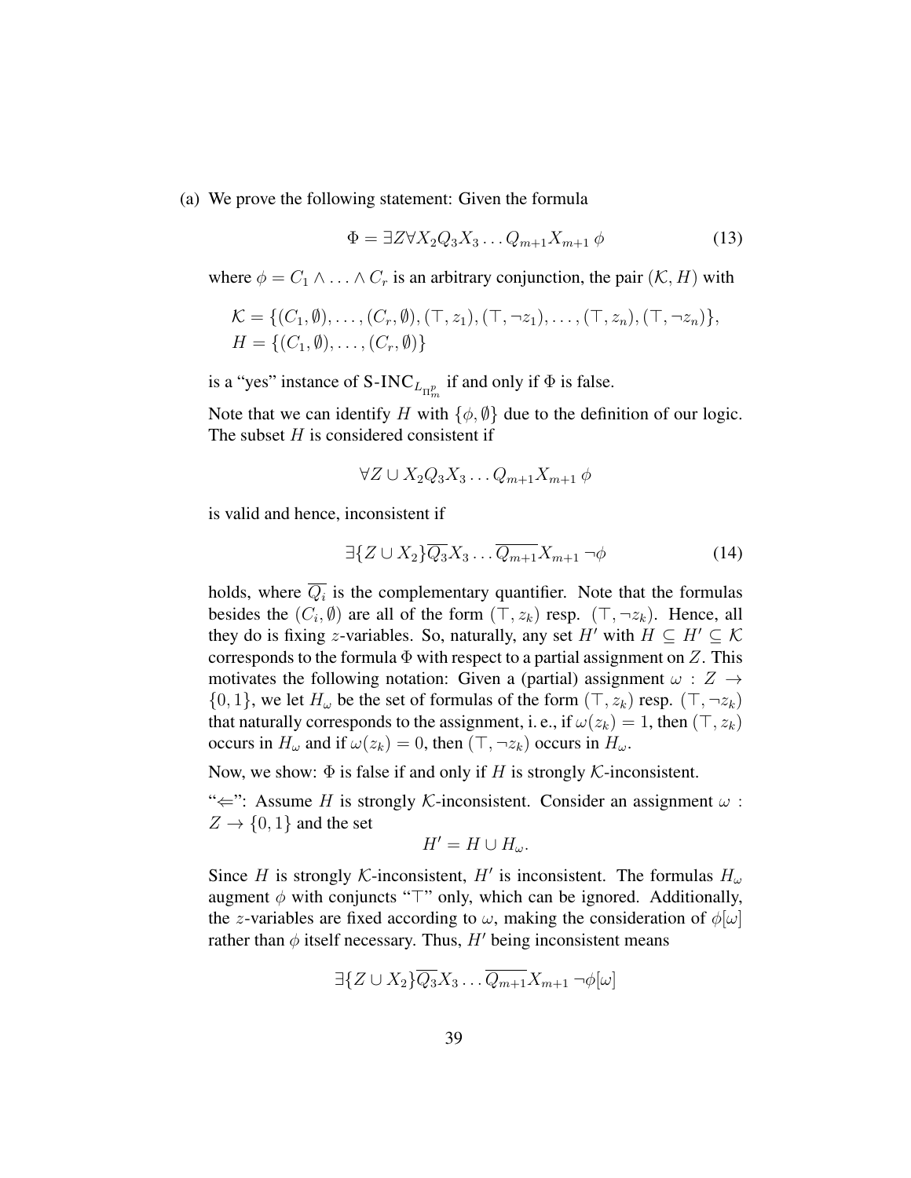(a) We prove the following statement: Given the formula

$$\Phi = \exists Z \forall X_2 Q_3 X_3 \ldots Q_{m+1} X_{m+1}\, \phi \tag{13}$$

where $\phi = C_1 \wedge \ldots \wedge C_r$ is an arbitrary conjunction, the pair $(\mathcal{K}, H)$ with

$$\mathcal{K} = \{(C_1, \emptyset), \ldots, (C_r, \emptyset), (\top, z_1), (\top, \neg z_1), \ldots, (\top, z_n), (\top, \neg z_n)\},$$
$$H = \{(C_1, \emptyset), \ldots, (C_r, \emptyset)\}$$

is a "yes" instance of S-INC$_{L_{\Pi_m^p}}$ if and only if $\Phi$ is false.

Note that we can identify $H$ with $\{\phi, \emptyset\}$ due to the definition of our logic. The subset $H$ is considered consistent if

$$\forall Z \cup X_2 Q_3 X_3 \ldots Q_{m+1} X_{m+1}\, \phi$$

is valid and hence, inconsistent if

$$\exists \{Z \cup X_2\} \overline{Q_3} X_3 \ldots \overline{Q_{m+1}} X_{m+1}\, \neg\phi \tag{14}$$

holds, where $\overline{Q_i}$ is the complementary quantifier. Note that the formulas besides the $(C_i, \emptyset)$ are all of the form $(\top, z_k)$ resp. $(\top, \neg z_k)$. Hence, all they do is fixing $z$-variables. So, naturally, any set $H'$ with $H \subseteq H' \subseteq \mathcal{K}$ corresponds to the formula $\Phi$ with respect to a partial assignment on $Z$. This motivates the following notation: Given a (partial) assignment $\omega : Z \to \{0, 1\}$, we let $H_\omega$ be the set of formulas of the form $(\top, z_k)$ resp. $(\top, \neg z_k)$ that naturally corresponds to the assignment, i. e., if $\omega(z_k) = 1$, then $(\top, z_k)$ occurs in $H_\omega$ and if $\omega(z_k) = 0$, then $(\top, \neg z_k)$ occurs in $H_\omega$.

Now, we show: $\Phi$ is false if and only if $H$ is strongly $\mathcal{K}$-inconsistent.

"$\Leftarrow$": Assume $H$ is strongly $\mathcal{K}$-inconsistent. Consider an assignment $\omega : Z \to \{0, 1\}$ and the set

$$H' = H \cup H_\omega.$$

Since $H$ is strongly $\mathcal{K}$-inconsistent, $H'$ is inconsistent. The formulas $H_\omega$ augment $\phi$ with conjuncts "$\top$" only, which can be ignored. Additionally, the $z$-variables are fixed according to $\omega$, making the consideration of $\phi[\omega]$ rather than $\phi$ itself necessary. Thus, $H'$ being inconsistent means

$$\exists \{Z \cup X_2\} \overline{Q_3} X_3 \ldots \overline{Q_{m+1}} X_{m+1}\, \neg\phi[\omega]$$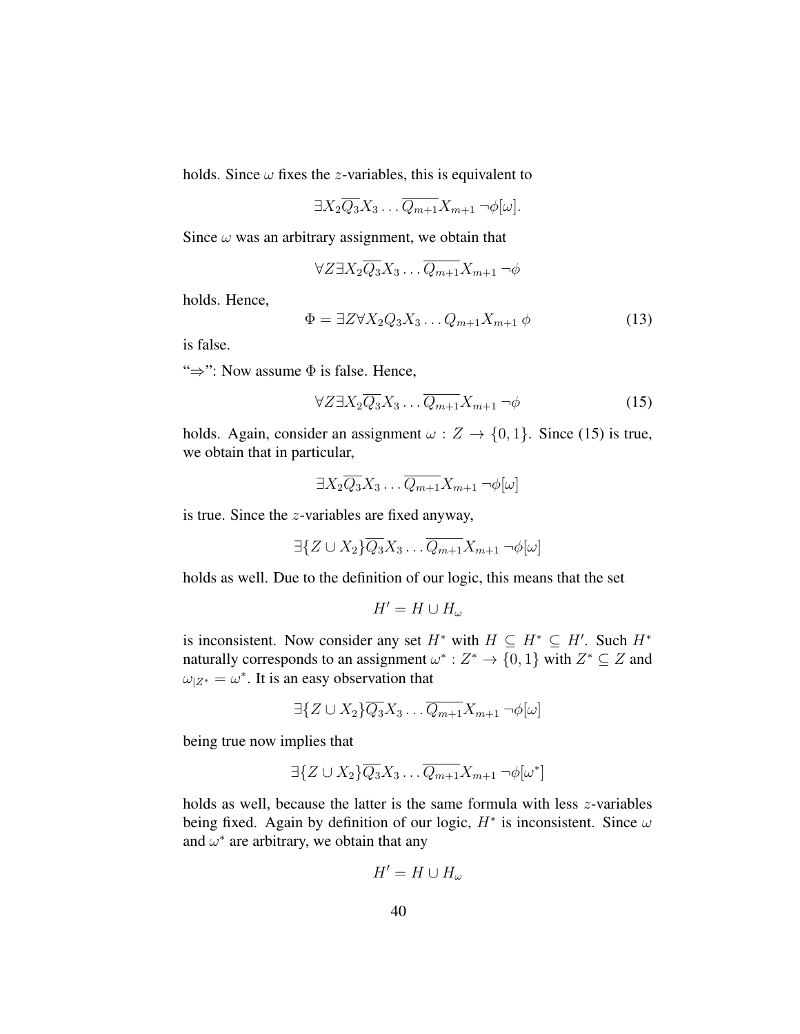holds. Since $\omega$ fixes the $z$-variables, this is equivalent to

$$\exists X_2 \overline{Q_3} X_3 \ldots \overline{Q_{m+1}} X_{m+1} \neg\phi[\omega].$$

Since $\omega$ was an arbitrary assignment, we obtain that

$$\forall Z \exists X_2 \overline{Q_3} X_3 \ldots \overline{Q_{m+1}} X_{m+1} \neg\phi$$

holds. Hence,

$$\Phi = \exists Z \forall X_2 Q_3 X_3 \ldots Q_{m+1} X_{m+1} \, \phi \tag{13}$$

is false.

"$\Rightarrow$": Now assume $\Phi$ is false. Hence,

$$\forall Z \exists X_2 \overline{Q_3} X_3 \ldots \overline{Q_{m+1}} X_{m+1} \neg\phi \tag{15}$$

holds. Again, consider an assignment $\omega : Z \to \{0, 1\}$. Since (15) is true, we obtain that in particular,

$$\exists X_2 \overline{Q_3} X_3 \ldots \overline{Q_{m+1}} X_{m+1} \neg\phi[\omega]$$

is true. Since the $z$-variables are fixed anyway,

$$\exists \{Z \cup X_2\} \overline{Q_3} X_3 \ldots \overline{Q_{m+1}} X_{m+1} \neg\phi[\omega]$$

holds as well. Due to the definition of our logic, this means that the set

$$H' = H \cup H_\omega$$

is inconsistent. Now consider any set $H^*$ with $H \subseteq H^* \subseteq H'$. Such $H^*$ naturally corresponds to an assignment $\omega^* : Z^* \to \{0, 1\}$ with $Z^* \subseteq Z$ and $\omega_{|Z^*} = \omega^*$. It is an easy observation that

$$\exists \{Z \cup X_2\} \overline{Q_3} X_3 \ldots \overline{Q_{m+1}} X_{m+1} \neg\phi[\omega]$$

being true now implies that

$$\exists \{Z \cup X_2\} \overline{Q_3} X_3 \ldots \overline{Q_{m+1}} X_{m+1} \neg\phi[\omega^*]$$

holds as well, because the latter is the same formula with less $z$-variables being fixed. Again by definition of our logic, $H^*$ is inconsistent. Since $\omega$ and $\omega^*$ are arbitrary, we obtain that any

$$H' = H \cup H_\omega$$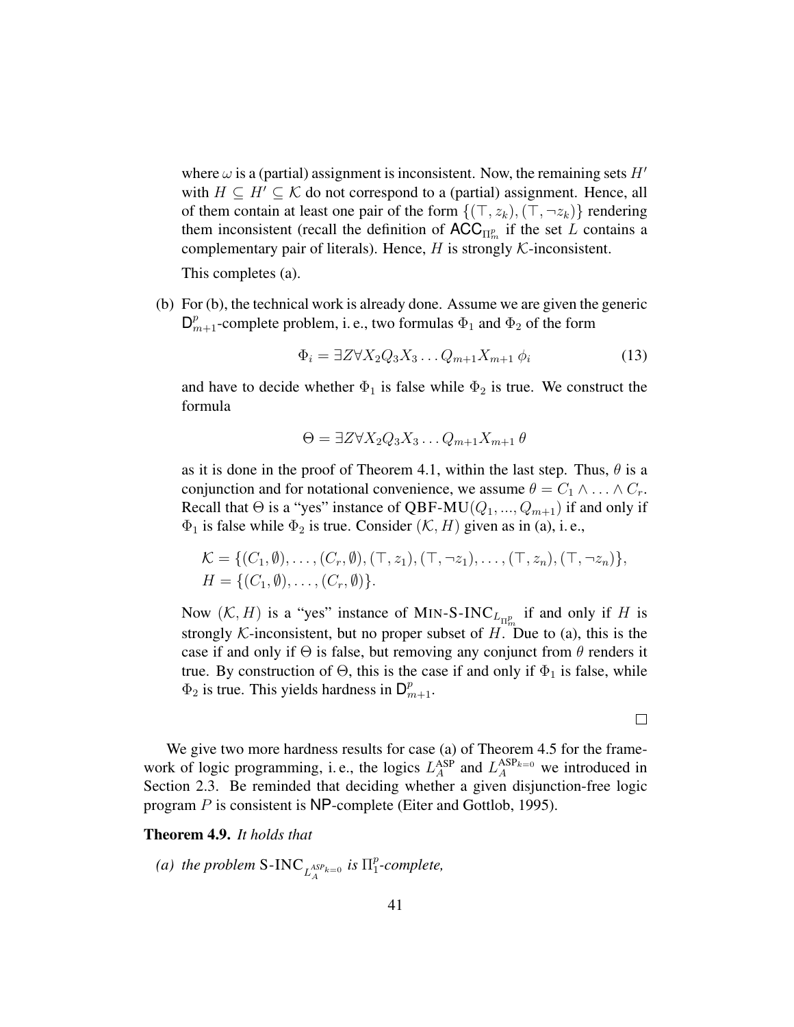where $\omega$ is a (partial) assignment is inconsistent. Now, the remaining sets $H'$ with $H \subseteq H' \subseteq \mathcal{K}$ do not correspond to a (partial) assignment. Hence, all of them contain at least one pair of the form $\{(\top, z_k), (\top, \neg z_k)\}$ rendering them inconsistent (recall the definition of $\mathsf{ACC}_{\Pi_m^p}$ if the set $L$ contains a complementary pair of literals). Hence, $H$ is strongly $\mathcal{K}$-inconsistent.

This completes (a).

(b) For (b), the technical work is already done. Assume we are given the generic $\mathsf{D}_{m+1}^p$-complete problem, i. e., two formulas $\Phi_1$ and $\Phi_2$ of the form

$$\Phi_i = \exists Z \forall X_2 Q_3 X_3 \ldots Q_{m+1} X_{m+1}\, \phi_i \tag{13}$$

and have to decide whether $\Phi_1$ is false while $\Phi_2$ is true. We construct the formula

$$\Theta = \exists Z \forall X_2 Q_3 X_3 \ldots Q_{m+1} X_{m+1}\, \theta$$

as it is done in the proof of Theorem 4.1, within the last step. Thus, $\theta$ is a conjunction and for notational convenience, we assume $\theta = C_1 \wedge \ldots \wedge C_r$. Recall that $\Theta$ is a "yes" instance of QBF-MU$(Q_1, ..., Q_{m+1})$ if and only if $\Phi_1$ is false while $\Phi_2$ is true. Consider $(\mathcal{K}, H)$ given as in (a), i. e.,

$$\mathcal{K} = \{(C_1, \emptyset), \ldots, (C_r, \emptyset), (\top, z_1), (\top, \neg z_1), \ldots, (\top, z_n), (\top, \neg z_n)\},$$
$$H = \{(C_1, \emptyset), \ldots, (C_r, \emptyset)\}.$$

Now $(\mathcal{K}, H)$ is a "yes" instance of MIN-S-INC$_{L_{\Pi_m^p}}$ if and only if $H$ is strongly $\mathcal{K}$-inconsistent, but no proper subset of $H$. Due to (a), this is the case if and only if $\Theta$ is false, but removing any conjunct from $\theta$ renders it true. By construction of $\Theta$, this is the case if and only if $\Phi_1$ is false, while $\Phi_2$ is true. This yields hardness in $\mathsf{D}_{m+1}^p$.

□

We give two more hardness results for case (a) of Theorem 4.5 for the framework of logic programming, i. e., the logics $L_A^{\text{ASP}}$ and $L_A^{\text{ASP}_{k=0}}$ we introduced in Section 2.3. Be reminded that deciding whether a given disjunction-free logic program $P$ is consistent is $\mathsf{NP}$-complete (Eiter and Gottlob, 1995).

**Theorem 4.9.** *It holds that*

*(a) the problem* S-INC$_{L_A^{\text{ASP}_{k=0}}}$ *is* $\Pi_1^p$*-complete,*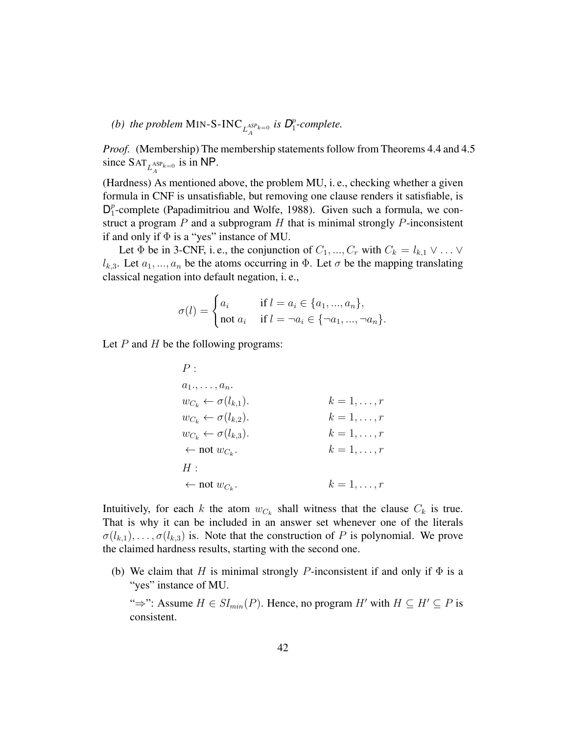*(b) the problem* $\text{MIN-S-INC}_{L_A^{ASP_{k=0}}}$ *is* $D_1^p$*-complete.*

*Proof.* (Membership) The membership statements follow from Theorems 4.4 and 4.5 since $\text{SAT}_{L_A^{ASP_{k=0}}}$ is in NP.

(Hardness) As mentioned above, the problem MU, i. e., checking whether a given formula in CNF is unsatisfiable, but removing one clause renders it satisfiable, is $D_1^p$-complete (Papadimitriou and Wolfe, 1988). Given such a formula, we construct a program $P$ and a subprogram $H$ that is minimal strongly $P$-inconsistent if and only if $\Phi$ is a "yes" instance of MU.

Let $\Phi$ be in 3-CNF, i. e., the conjunction of $C_1, ..., C_r$ with $C_k = l_{k,1} \vee \ldots \vee l_{k,3}$. Let $a_1, ..., a_n$ be the atoms occurring in $\Phi$. Let $\sigma$ be the mapping translating classical negation into default negation, i. e.,

$$\sigma(l) = \begin{cases} a_i & \text{if } l = a_i \in \{a_1, ..., a_n\}, \\ \text{not } a_i & \text{if } l = \neg a_i \in \{\neg a_1, ..., \neg a_n\}. \end{cases}$$

Let $P$ and $H$ be the following programs:

$$\begin{array}{ll}
P: & \\
a_1., \ldots, a_n. & \\
w_{C_k} \leftarrow \sigma(l_{k,1}). & k = 1, \ldots, r \\
w_{C_k} \leftarrow \sigma(l_{k,2}). & k = 1, \ldots, r \\
w_{C_k} \leftarrow \sigma(l_{k,3}). & k = 1, \ldots, r \\
\leftarrow \text{not } w_{C_k}. & k = 1, \ldots, r \\
H: & \\
\leftarrow \text{not } w_{C_k}. & k = 1, \ldots, r
\end{array}$$

Intuitively, for each $k$ the atom $w_{C_k}$ shall witness that the clause $C_k$ is true. That is why it can be included in an answer set whenever one of the literals $\sigma(l_{k,1}), \ldots, \sigma(l_{k,3})$ is. Note that the construction of $P$ is polynomial. We prove the claimed hardness results, starting with the second one.

(b) We claim that $H$ is minimal strongly $P$-inconsistent if and only if $\Phi$ is a "yes" instance of MU.

"$\Rightarrow$": Assume $H \in SI_{min}(P)$. Hence, no program $H'$ with $H \subseteq H' \subseteq P$ is consistent.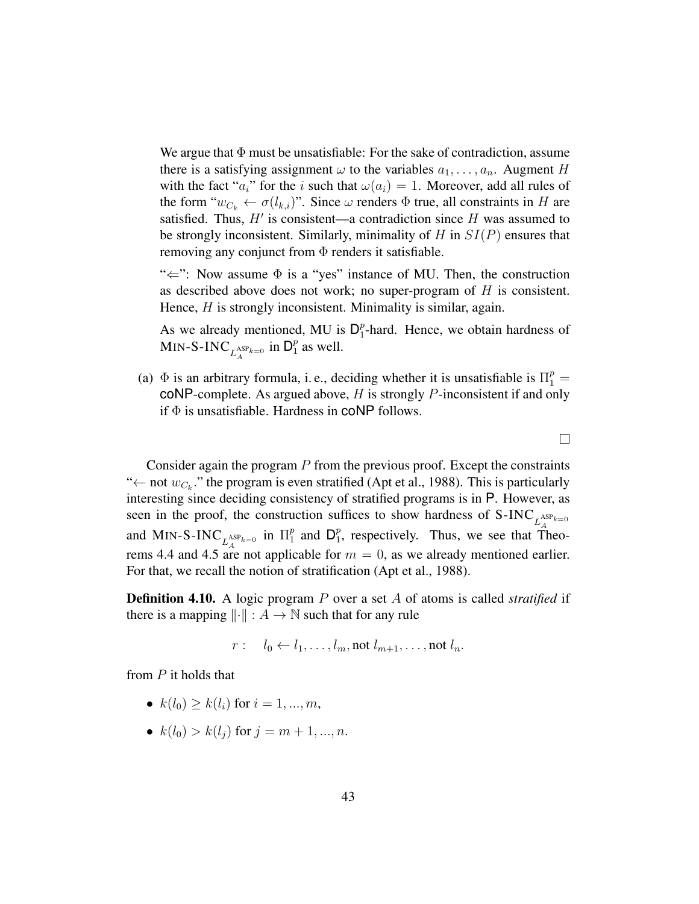We argue that $\Phi$ must be unsatisfiable: For the sake of contradiction, assume there is a satisfying assignment $\omega$ to the variables $a_1, \ldots, a_n$. Augment $H$ with the fact "$a_i$" for the $i$ such that $\omega(a_i) = 1$. Moreover, add all rules of the form "$w_{C_k} \leftarrow \sigma(l_{k,i})$". Since $\omega$ renders $\Phi$ true, all constraints in $H$ are satisfied. Thus, $H'$ is consistent—a contradiction since $H$ was assumed to be strongly inconsistent. Similarly, minimality of $H$ in $SI(P)$ ensures that removing any conjunct from $\Phi$ renders it satisfiable.

"$\Leftarrow$": Now assume $\Phi$ is a "yes" instance of MU. Then, the construction as described above does not work; no super-program of $H$ is consistent. Hence, $H$ is strongly inconsistent. Minimality is similar, again.

As we already mentioned, MU is $\mathsf{D}_1^p$-hard. Hence, we obtain hardness of MIN-S-INC$_{L_A^{\text{ASP}_{k=0}}}$ in $\mathsf{D}_1^p$ as well.

(a) $\Phi$ is an arbitrary formula, i.e., deciding whether it is unsatisfiable is $\Pi_1^p = $ coNP-complete. As argued above, $H$ is strongly $P$-inconsistent if and only if $\Phi$ is unsatisfiable. Hardness in coNP follows.

□

Consider again the program $P$ from the previous proof. Except the constraints "$\leftarrow$ not $w_{C_k}$." the program is even stratified (Apt et al., 1988). This is particularly interesting since deciding consistency of stratified programs is in P. However, as seen in the proof, the construction suffices to show hardness of S-INC$_{L_A^{\text{ASP}_{k=0}}}$ and MIN-S-INC$_{L_A^{\text{ASP}_{k=0}}}$ in $\Pi_1^p$ and $\mathsf{D}_1^p$, respectively. Thus, we see that Theorems 4.4 and 4.5 are not applicable for $m = 0$, as we already mentioned earlier. For that, we recall the notion of stratification (Apt et al., 1988).

**Definition 4.10.** A logic program $P$ over a set $A$ of atoms is called *stratified* if there is a mapping $\|\cdot\| : A \to \mathbb{N}$ such that for any rule

$$r: \quad l_0 \leftarrow l_1, \ldots, l_m, \text{not } l_{m+1}, \ldots, \text{not } l_n.$$

from $P$ it holds that

- $k(l_0) \geq k(l_i)$ for $i = 1, ..., m$,
- $k(l_0) > k(l_j)$ for $j = m + 1, ..., n$.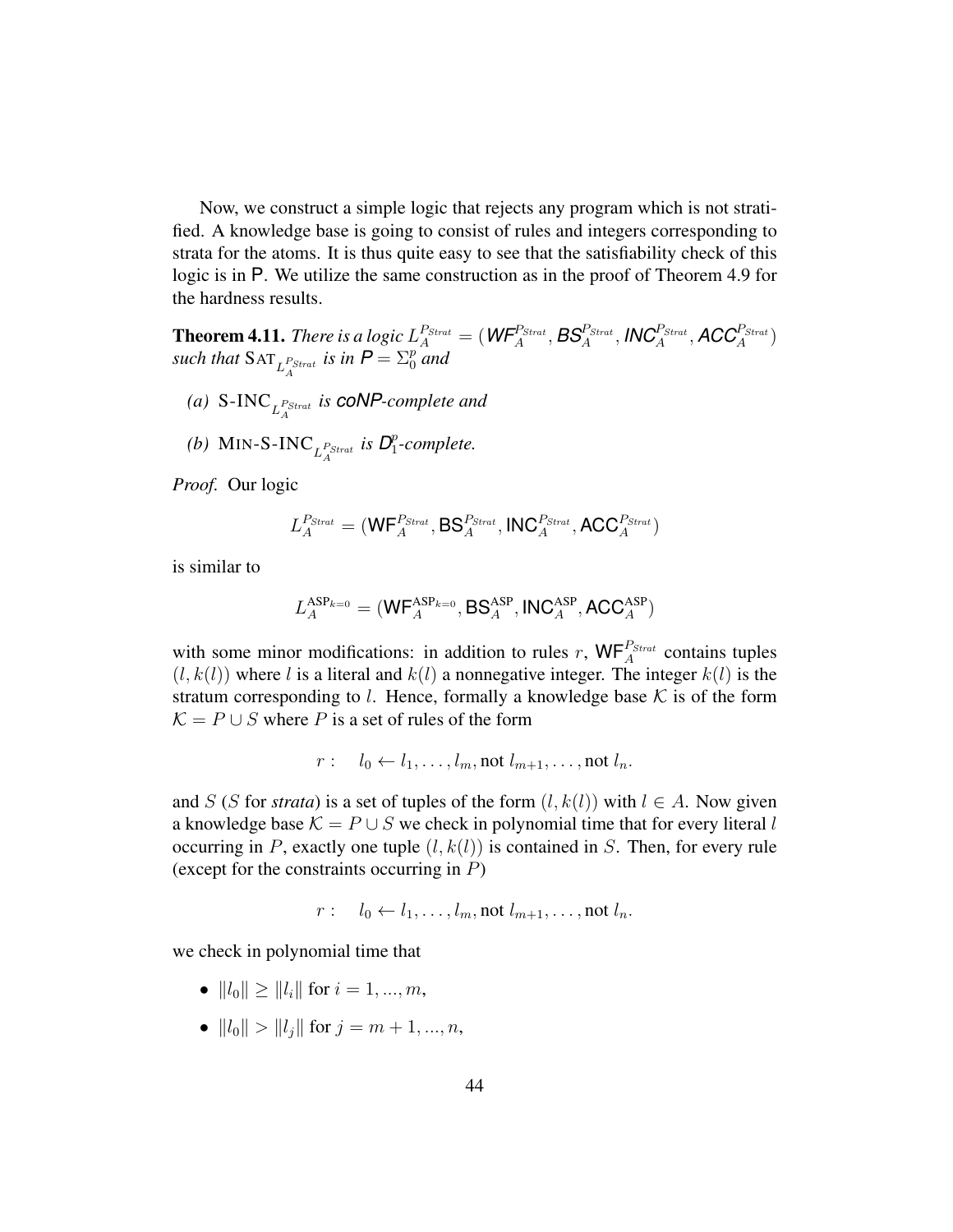Now, we construct a simple logic that rejects any program which is not stratified. A knowledge base is going to consist of rules and integers corresponding to strata for the atoms. It is thus quite easy to see that the satisfiability check of this logic is in P. We utilize the same construction as in the proof of Theorem 4.9 for the hardness results.

**Theorem 4.11.** *There is a logic* $L_A^{P_{Strat}} = (\mathit{WF}_A^{P_{Strat}}, \mathit{BS}_A^{P_{Strat}}, \mathit{INC}_A^{P_{Strat}}, \mathit{ACC}_A^{P_{Strat}})$ *such that* $\text{SAT}_{L_A^{P_{Strat}}}$ *is in* $\mathbf{P} = \Sigma_0^p$ *and*

- *(a)* $\text{S-INC}_{L_A^{P_{Strat}}}$ *is* **coNP***-complete and*
- *(b)* $\text{MIN-S-INC}_{L_A^{P_{Strat}}}$ *is* $\mathbf{D}_1^p$*-complete.*

*Proof.* Our logic

$$L_A^{P_{Strat}} = (\mathsf{WF}_A^{P_{Strat}}, \mathsf{BS}_A^{P_{Strat}}, \mathsf{INC}_A^{P_{Strat}}, \mathsf{ACC}_A^{P_{Strat}})$$

is similar to

$$L_A^{\text{ASP}_{k=0}} = (\mathsf{WF}_A^{\text{ASP}_{k=0}}, \mathsf{BS}_A^{\text{ASP}}, \mathsf{INC}_A^{\text{ASP}}, \mathsf{ACC}_A^{\text{ASP}})$$

with some minor modifications: in addition to rules $r$, $\mathsf{WF}_A^{P_{Strat}}$ contains tuples $(l, k(l))$ where $l$ is a literal and $k(l)$ a nonnegative integer. The integer $k(l)$ is the stratum corresponding to $l$. Hence, formally a knowledge base $\mathcal{K}$ is of the form $\mathcal{K} = P \cup S$ where $P$ is a set of rules of the form

$$r : \quad l_0 \leftarrow l_1, \ldots, l_m, \text{not } l_{m+1}, \ldots, \text{not } l_n.$$

and $S$ ($S$ for *strata*) is a set of tuples of the form $(l, k(l))$ with $l \in A$. Now given a knowledge base $\mathcal{K} = P \cup S$ we check in polynomial time that for every literal $l$ occurring in $P$, exactly one tuple $(l, k(l))$ is contained in $S$. Then, for every rule (except for the constraints occurring in $P$)

$$r : \quad l_0 \leftarrow l_1, \ldots, l_m, \text{not } l_{m+1}, \ldots, \text{not } l_n.$$

we check in polynomial time that

- $\|l_0\| \geq \|l_i\|$ for $i = 1, ..., m$,
- $\|l_0\| > \|l_j\|$ for $j = m + 1, ..., n$,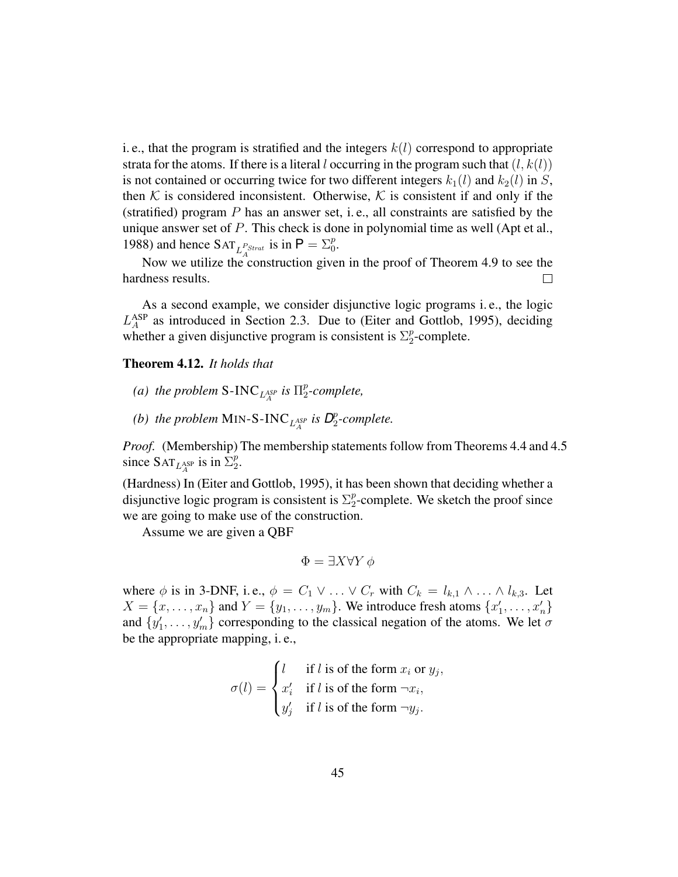i. e., that the program is stratified and the integers $k(l)$ correspond to appropriate strata for the atoms. If there is a literal $l$ occurring in the program such that $(l, k(l))$ is not contained or occurring twice for two different integers $k_1(l)$ and $k_2(l)$ in $S$, then $\mathcal{K}$ is considered inconsistent. Otherwise, $\mathcal{K}$ is consistent if and only if the (stratified) program $P$ has an answer set, i. e., all constraints are satisfied by the unique answer set of $P$. This check is done in polynomial time as well (Apt et al., 1988) and hence $\text{SAT}_{L_A^{P_{Strat}}}$ is in $\mathsf{P} = \Sigma_0^p$.

Now we utilize the construction given in the proof of Theorem 4.9 to see the hardness results. $\square$

As a second example, we consider disjunctive logic programs i. e., the logic $L_A^{\text{ASP}}$ as introduced in Section 2.3. Due to (Eiter and Gottlob, 1995), deciding whether a given disjunctive program is consistent is $\Sigma_2^p$-complete.

**Theorem 4.12.** *It holds that*

*(a) the problem* $\text{S-INC}_{L_A^{\text{ASP}}}$ *is* $\Pi_2^p$*-complete,*

*(b) the problem* $\text{MIN-S-INC}_{L_A^{\text{ASP}}}$ *is* $\mathsf{D}_2^p$*-complete.*

*Proof.* (Membership) The membership statements follow from Theorems 4.4 and 4.5 since $\text{SAT}_{L_A^{\text{ASP}}}$ is in $\Sigma_2^p$.

(Hardness) In (Eiter and Gottlob, 1995), it has been shown that deciding whether a disjunctive logic program is consistent is $\Sigma_2^p$-complete. We sketch the proof since we are going to make use of the construction.

Assume we are given a QBF

$$\Phi = \exists X \forall Y \, \phi$$

where $\phi$ is in 3-DNF, i. e., $\phi = C_1 \vee \ldots \vee C_r$ with $C_k = l_{k,1} \wedge \ldots \wedge l_{k,3}$. Let $X = \{x, \ldots, x_n\}$ and $Y = \{y_1, \ldots, y_m\}$. We introduce fresh atoms $\{x_1', \ldots, x_n'\}$ and $\{y_1', \ldots, y_m'\}$ corresponding to the classical negation of the atoms. We let $\sigma$ be the appropriate mapping, i. e.,

$$\sigma(l) = \begin{cases} l & \text{if } l \text{ is of the form } x_i \text{ or } y_j, \\ x_i' & \text{if } l \text{ is of the form } \neg x_i, \\ y_j' & \text{if } l \text{ is of the form } \neg y_j. \end{cases}$$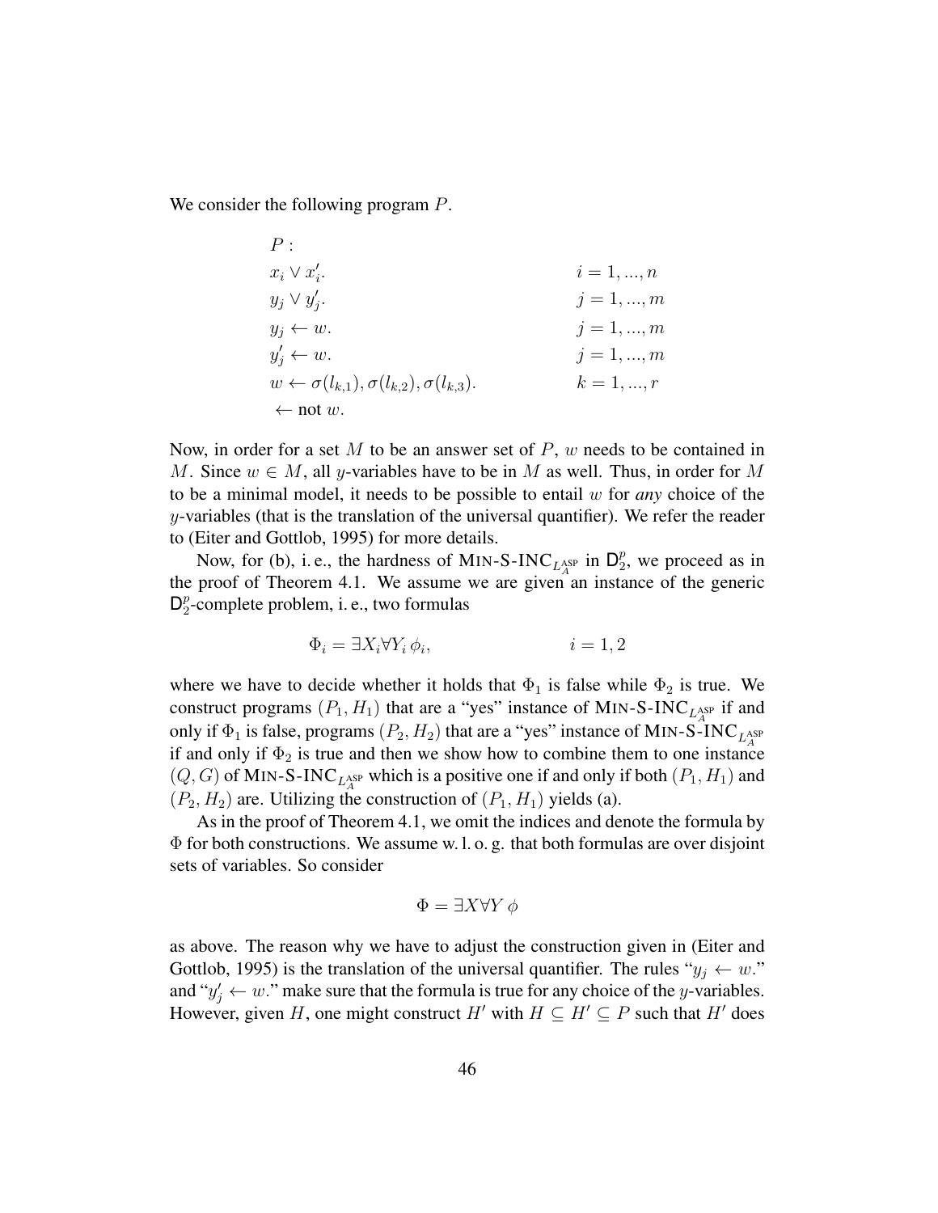We consider the following program $P$.

$$
\begin{array}{ll}
P: & \\
x_i \vee x_i'. & i = 1, ..., n \\
y_j \vee y_j'. & j = 1, ..., m \\
y_j \leftarrow w. & j = 1, ..., m \\
y_j' \leftarrow w. & j = 1, ..., m \\
w \leftarrow \sigma(l_{k,1}), \sigma(l_{k,2}), \sigma(l_{k,3}). & k = 1, ..., r \\
\leftarrow \text{not } w. &
\end{array}
$$

Now, in order for a set $M$ to be an answer set of $P$, $w$ needs to be contained in $M$. Since $w \in M$, all $y$-variables have to be in $M$ as well. Thus, in order for $M$ to be a minimal model, it needs to be possible to entail $w$ for *any* choice of the $y$-variables (that is the translation of the universal quantifier). We refer the reader to (Eiter and Gottlob, 1995) for more details.

Now, for (b), i. e., the hardness of MIN-S-INC$_{L_A^{\text{ASP}}}$ in $\mathsf{D}_2^p$, we proceed as in the proof of Theorem 4.1. We assume we are given an instance of the generic $\mathsf{D}_2^p$-complete problem, i. e., two formulas

$$\Phi_i = \exists X_i \forall Y_i \, \phi_i, \qquad i = 1, 2$$

where we have to decide whether it holds that $\Phi_1$ is false while $\Phi_2$ is true. We construct programs $(P_1, H_1)$ that are a "yes" instance of MIN-S-INC$_{L_A^{\text{ASP}}}$ if and only if $\Phi_1$ is false, programs $(P_2, H_2)$ that are a "yes" instance of MIN-S-INC$_{L_A^{\text{ASP}}}$ if and only if $\Phi_2$ is true and then we show how to combine them to one instance $(Q, G)$ of MIN-S-INC$_{L_A^{\text{ASP}}}$ which is a positive one if and only if both $(P_1, H_1)$ and $(P_2, H_2)$ are. Utilizing the construction of $(P_1, H_1)$ yields (a).

As in the proof of Theorem 4.1, we omit the indices and denote the formula by $\Phi$ for both constructions. We assume w. l. o. g. that both formulas are over disjoint sets of variables. So consider

$$\Phi = \exists X \forall Y \, \phi$$

as above. The reason why we have to adjust the construction given in (Eiter and Gottlob, 1995) is the translation of the universal quantifier. The rules "$y_j \leftarrow w.$" and "$y_j' \leftarrow w.$" make sure that the formula is true for any choice of the $y$-variables. However, given $H$, one might construct $H'$ with $H \subseteq H' \subseteq P$ such that $H'$ does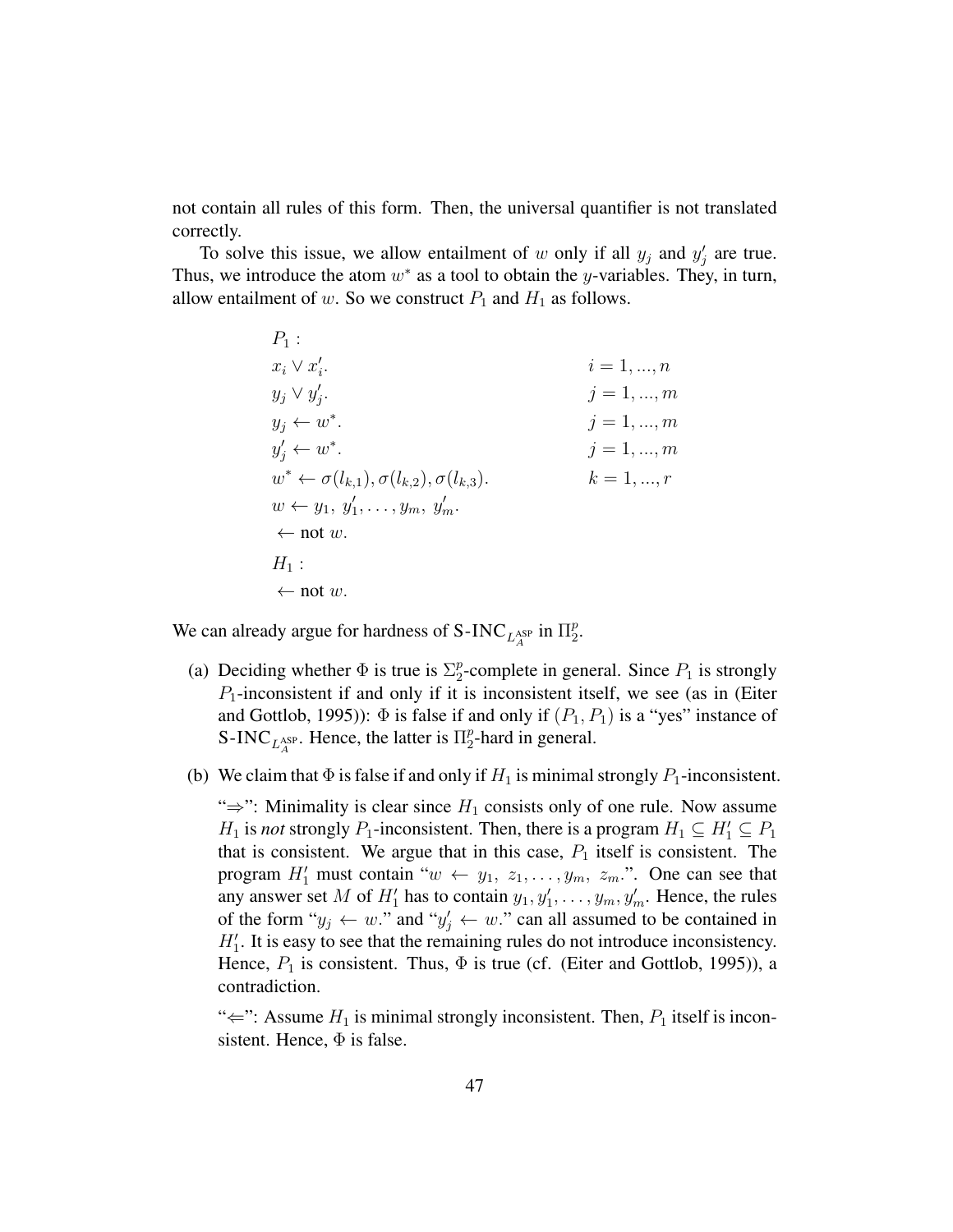not contain all rules of this form. Then, the universal quantifier is not translated correctly.

To solve this issue, we allow entailment of $w$ only if all $y_j$ and $y'_j$ are true. Thus, we introduce the atom $w^*$ as a tool to obtain the $y$-variables. They, in turn, allow entailment of $w$. So we construct $P_1$ and $H_1$ as follows.

$$
\begin{array}{ll}
P_1 : & \\
x_i \vee x'_i. & i = 1, ..., n \\
y_j \vee y'_j. & j = 1, ..., m \\
y_j \leftarrow w^*. & j = 1, ..., m \\
y'_j \leftarrow w^*. & j = 1, ..., m \\
w^* \leftarrow \sigma(l_{k,1}), \sigma(l_{k,2}), \sigma(l_{k,3}). & k = 1, ..., r \\
w \leftarrow y_1,\ y'_1, \ldots, y_m,\ y'_m. & \\
\leftarrow \text{not } w. & \\
H_1 : & \\
\leftarrow \text{not } w. &
\end{array}
$$

We can already argue for hardness of S-INC$_{L_A^{\text{ASP}}}$ in $\Pi_2^p$.

(a) Deciding whether $\Phi$ is true is $\Sigma_2^p$-complete in general. Since $P_1$ is strongly $P_1$-inconsistent if and only if it is inconsistent itself, we see (as in (Eiter and Gottlob, 1995)): $\Phi$ is false if and only if $(P_1, P_1)$ is a "yes" instance of S-INC$_{L_A^{\text{ASP}}}$. Hence, the latter is $\Pi_2^p$-hard in general.

(b) We claim that $\Phi$ is false if and only if $H_1$ is minimal strongly $P_1$-inconsistent.

"$\Rightarrow$": Minimality is clear since $H_1$ consists only of one rule. Now assume $H_1$ is *not* strongly $P_1$-inconsistent. Then, there is a program $H_1 \subseteq H'_1 \subseteq P_1$ that is consistent. We argue that in this case, $P_1$ itself is consistent. The program $H'_1$ must contain "$w \leftarrow y_1,\ z_1, \ldots, y_m,\ z_m.$". One can see that any answer set $M$ of $H'_1$ has to contain $y_1, y'_1, \ldots, y_m, y'_m$. Hence, the rules of the form "$y_j \leftarrow w.$" and "$y'_j \leftarrow w.$" can all assumed to be contained in $H'_1$. It is easy to see that the remaining rules do not introduce inconsistency. Hence, $P_1$ is consistent. Thus, $\Phi$ is true (cf. (Eiter and Gottlob, 1995)), a contradiction.

"$\Leftarrow$": Assume $H_1$ is minimal strongly inconsistent. Then, $P_1$ itself is inconsistent. Hence, $\Phi$ is false.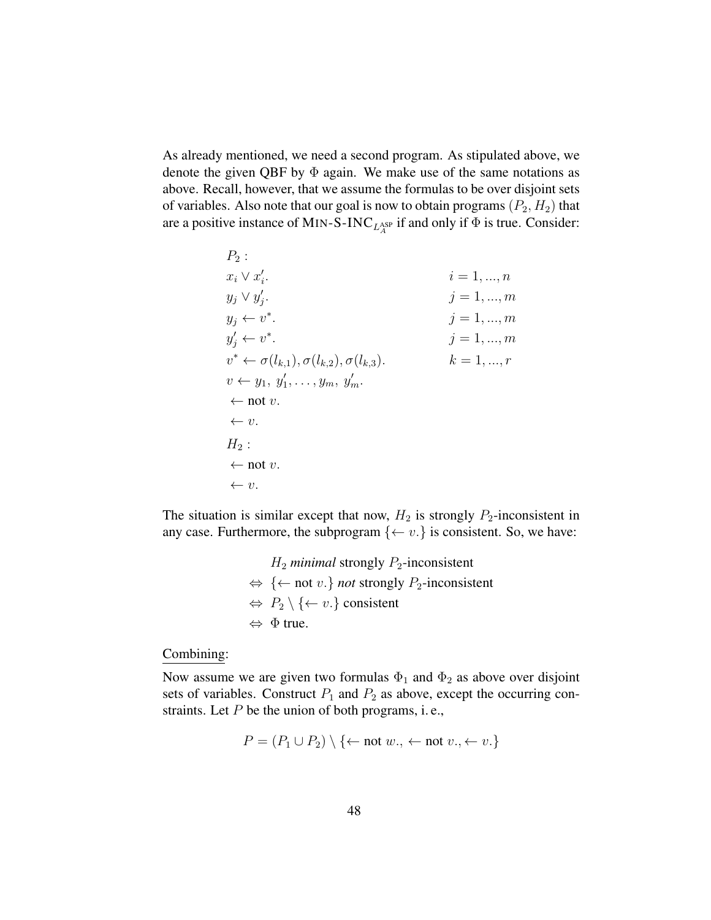As already mentioned, we need a second program. As stipulated above, we denote the given QBF by $\Phi$ again. We make use of the same notations as above. Recall, however, that we assume the formulas to be over disjoint sets of variables. Also note that our goal is now to obtain programs $(P_2, H_2)$ that are a positive instance of MIN-S-INC$_{L_A^{\text{ASP}}}$ if and only if $\Phi$ is true. Consider:

$$
\begin{array}{ll}
P_2 : & \\
x_i \vee x_i'. & i = 1, ..., n \\
y_j \vee y_j'. & j = 1, ..., m \\
y_j \leftarrow v^*. & j = 1, ..., m \\
y_j' \leftarrow v^*. & j = 1, ..., m \\
v^* \leftarrow \sigma(l_{k,1}), \sigma(l_{k,2}), \sigma(l_{k,3}). & k = 1, ..., r \\
v \leftarrow y_1,\ y_1', \ldots, y_m,\ y_m'. & \\
\leftarrow \text{not } v. & \\
\leftarrow v. & \\
H_2 : & \\
\leftarrow \text{not } v. & \\
\leftarrow v. &
\end{array}
$$

The situation is similar except that now, $H_2$ is strongly $P_2$-inconsistent in any case. Furthermore, the subprogram $\{\leftarrow v.\}$ is consistent. So, we have:

$$
\begin{array}{l}
H_2 \textit{ minimal} \text{ strongly } P_2\text{-inconsistent} \\
\Leftrightarrow \{\leftarrow \text{not } v.\} \textit{ not} \text{ strongly } P_2\text{-inconsistent} \\
\Leftrightarrow P_2 \setminus \{\leftarrow v.\} \text{ consistent} \\
\Leftrightarrow \Phi \text{ true.}
\end{array}
$$

Combining:

Now assume we are given two formulas $\Phi_1$ and $\Phi_2$ as above over disjoint sets of variables. Construct $P_1$ and $P_2$ as above, except the occurring constraints. Let $P$ be the union of both programs, i. e.,

$$P = (P_1 \cup P_2) \setminus \{\leftarrow \text{not } w., \leftarrow \text{not } v., \leftarrow v.\}$$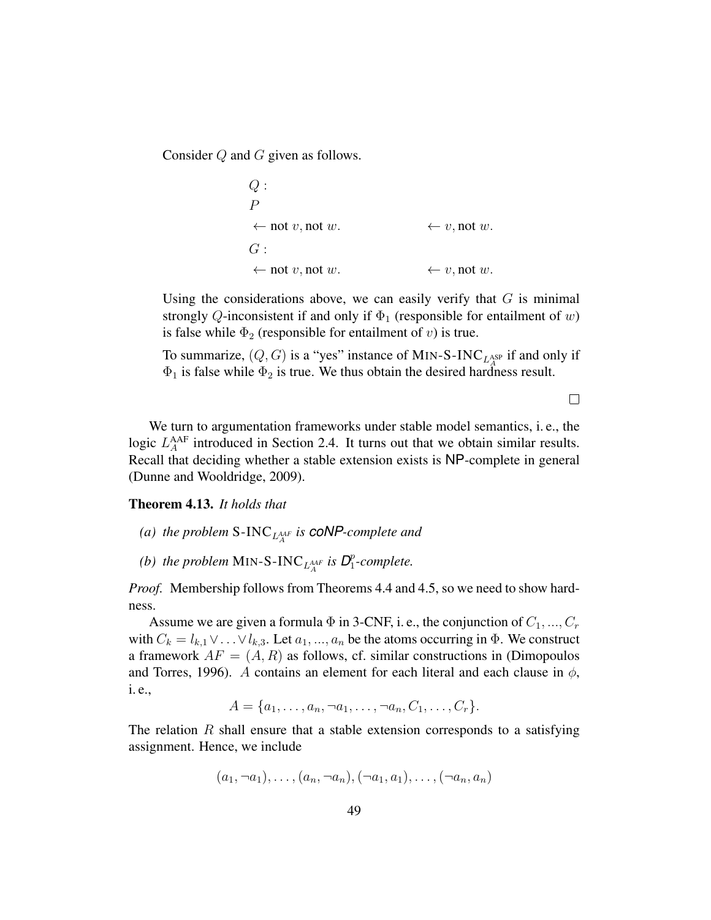Consider $Q$ and $G$ given as follows.

$$
\begin{array}{ll}
Q: & \\
P & \\
\leftarrow \text{not } v, \text{not } w. & \leftarrow v, \text{not } w. \\
G: & \\
\leftarrow \text{not } v, \text{not } w. & \leftarrow v, \text{not } w.
\end{array}
$$

Using the considerations above, we can easily verify that $G$ is minimal strongly $Q$-inconsistent if and only if $\Phi_1$ (responsible for entailment of $w$) is false while $\Phi_2$ (responsible for entailment of $v$) is true.

To summarize, $(Q, G)$ is a "yes" instance of MIN-S-INC$_{L_A^{\text{ASP}}}$ if and only if $\Phi_1$ is false while $\Phi_2$ is true. We thus obtain the desired hardness result.

□

We turn to argumentation frameworks under stable model semantics, i. e., the logic $L_A^{\text{AAF}}$ introduced in Section 2.4. It turns out that we obtain similar results. Recall that deciding whether a stable extension exists is **NP**-complete in general (Dunne and Wooldridge, 2009).

**Theorem 4.13.** *It holds that*

*(a) the problem* S-INC$_{L_A^{\text{AAF}}}$ *is* ***coNP****-complete and*

*(b) the problem* MIN-S-INC$_{L_A^{\text{AAF}}}$ *is* $\boldsymbol{D}_1^p$*-complete.*

*Proof.* Membership follows from Theorems 4.4 and 4.5, so we need to show hardness.

Assume we are given a formula $\Phi$ in 3-CNF, i. e., the conjunction of $C_1, ..., C_r$ with $C_k = l_{k,1} \vee \ldots \vee l_{k,3}$. Let $a_1, ..., a_n$ be the atoms occurring in $\Phi$. We construct a framework $AF = (A, R)$ as follows, cf. similar constructions in (Dimopoulos and Torres, 1996). $A$ contains an element for each literal and each clause in $\phi$, i. e.,

$$A = \{a_1, \ldots, a_n, \neg a_1, \ldots, \neg a_n, C_1, \ldots, C_r\}.$$

The relation $R$ shall ensure that a stable extension corresponds to a satisfying assignment. Hence, we include

$$(a_1, \neg a_1), \ldots, (a_n, \neg a_n), (\neg a_1, a_1), \ldots, (\neg a_n, a_n)$$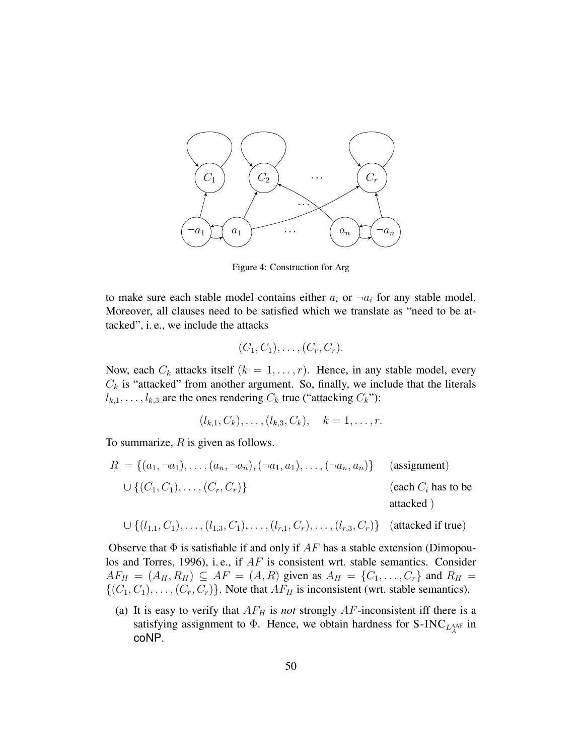Figure 4: Construction for Arg

to make sure each stable model contains either $a_i$ or $\neg a_i$ for any stable model. Moreover, all clauses need to be satisfied which we translate as "need to be attacked", i. e., we include the attacks

$$(C_1, C_1), \ldots, (C_r, C_r).$$

Now, each $C_k$ attacks itself ($k = 1, \ldots, r$). Hence, in any stable model, every $C_k$ is "attacked" from another argument. So, finally, we include that the literals $l_{k,1}, \ldots, l_{k,3}$ are the ones rendering $C_k$ true ("attacking $C_k$"):

$$(l_{k,1}, C_k), \ldots, (l_{k,3}, C_k), \quad k = 1, \ldots, r.$$

To summarize, $R$ is given as follows.

$$
\begin{aligned}
R = &\{(a_1, \neg a_1), \ldots, (a_n, \neg a_n), (\neg a_1, a_1), \ldots, (\neg a_n, a_n)\} && \text{(assignment)} \\
&\cup \{(C_1, C_1), \ldots, (C_r, C_r)\} && \text{(each } C_i \text{ has to be attacked )} \\
&\cup \{(l_{1,1}, C_1), \ldots, (l_{1,3}, C_1), \ldots, (l_{r,1}, C_r), \ldots, (l_{r,3}, C_r)\} && \text{(attacked if true)}
\end{aligned}
$$

Observe that $\Phi$ is satisfiable if and only if $AF$ has a stable extension (Dimopoulos and Torres, 1996), i. e., if $AF$ is consistent wrt. stable semantics. Consider $AF_H = (A_H, R_H) \subseteq AF = (A, R)$ given as $A_H = \{C_1, \ldots, C_r\}$ and $R_H = \{(C_1, C_1), \ldots, (C_r, C_r)\}$. Note that $AF_H$ is inconsistent (wrt. stable semantics).

(a) It is easy to verify that $AF_H$ is *not* strongly $AF$-inconsistent iff there is a satisfying assignment to $\Phi$. Hence, we obtain hardness for S-INC$_{L_A^{\text{AAF}}}$ in coNP.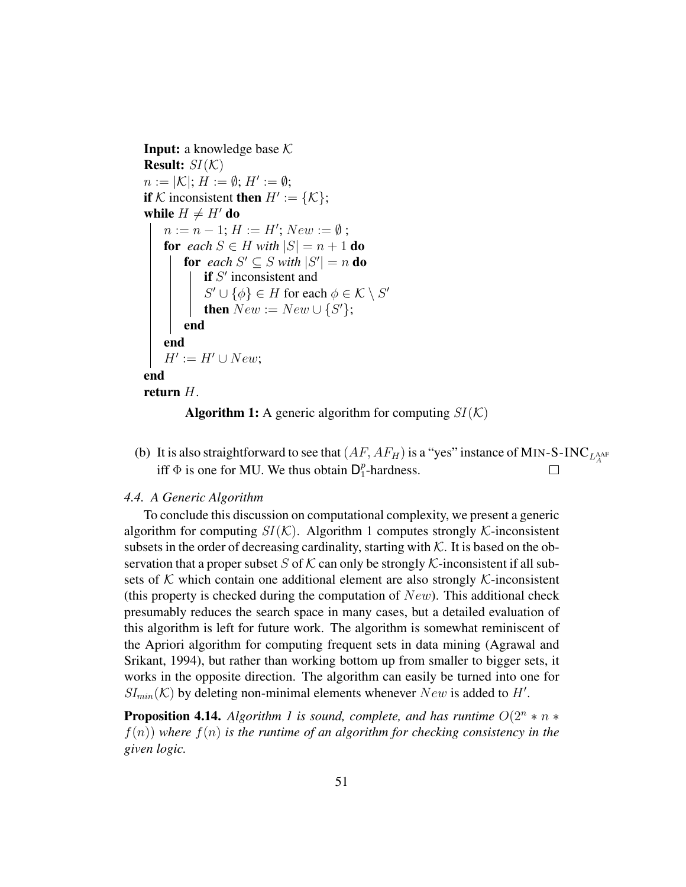```
Input: a knowledge base K
Result: SI(K)
n := |K|; H := ∅; H' := ∅;
if K inconsistent then H' := {K};
while H ≠ H' do
    n := n − 1; H := H'; New := ∅ ;
    for each S ∈ H with |S| = n + 1 do
        for each S' ⊆ S with |S'| = n do
            if S' inconsistent and
               S' ∪ {φ} ∈ H for each φ ∈ K \ S'
            then New := New ∪ {S'};
        end
    end
    H' := H' ∪ New;
end
return H.
```

**Algorithm 1:** A generic algorithm for computing $SI(\mathcal{K})$

(b) It is also straightforward to see that $(AF, AF_H)$ is a "yes" instance of MIN-S-INC$_{L_A^{\text{AAF}}}$ iff $\Phi$ is one for MU. We thus obtain $\mathsf{D}_1^p$-hardness. □

### 4.4. A Generic Algorithm

To conclude this discussion on computational complexity, we present a generic algorithm for computing $SI(\mathcal{K})$. Algorithm 1 computes strongly $\mathcal{K}$-inconsistent subsets in the order of decreasing cardinality, starting with $\mathcal{K}$. It is based on the observation that a proper subset $S$ of $\mathcal{K}$ can only be strongly $\mathcal{K}$-inconsistent if all subsets of $\mathcal{K}$ which contain one additional element are also strongly $\mathcal{K}$-inconsistent (this property is checked during the computation of $New$). This additional check presumably reduces the search space in many cases, but a detailed evaluation of this algorithm is left for future work. The algorithm is somewhat reminiscent of the Apriori algorithm for computing frequent sets in data mining (Agrawal and Srikant, 1994), but rather than working bottom up from smaller to bigger sets, it works in the opposite direction. The algorithm can easily be turned into one for $SI_{min}(\mathcal{K})$ by deleting non-minimal elements whenever $New$ is added to $H'$.

**Proposition 4.14.** *Algorithm 1 is sound, complete, and has runtime $O(2^n * n * f(n))$ where $f(n)$ is the runtime of an algorithm for checking consistency in the given logic.*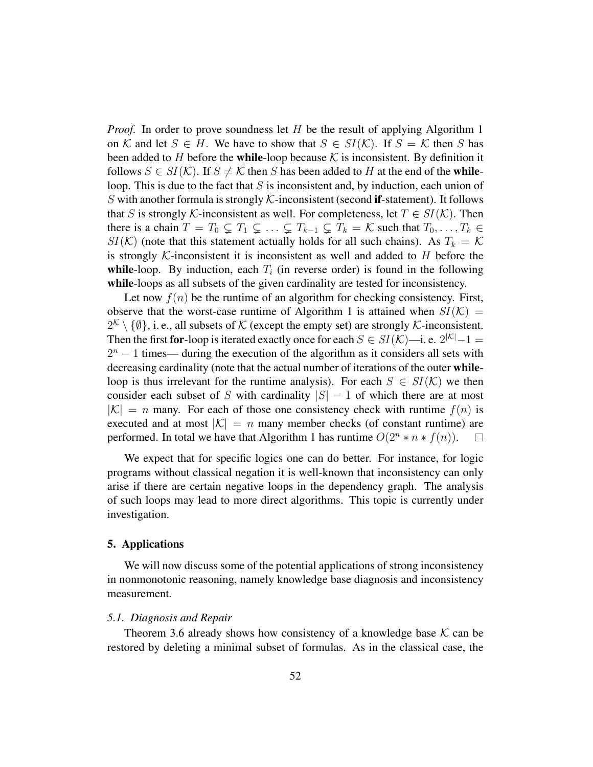*Proof.* In order to prove soundness let $H$ be the result of applying Algorithm 1 on $\mathcal{K}$ and let $S \in H$. We have to show that $S \in SI(\mathcal{K})$. If $S = \mathcal{K}$ then $S$ has been added to $H$ before the **while**-loop because $\mathcal{K}$ is inconsistent. By definition it follows $S \in SI(\mathcal{K})$. If $S \neq \mathcal{K}$ then $S$ has been added to $H$ at the end of the **while**-loop. This is due to the fact that $S$ is inconsistent and, by induction, each union of $S$ with another formula is strongly $\mathcal{K}$-inconsistent (second **if**-statement). It follows that $S$ is strongly $\mathcal{K}$-inconsistent as well. For completeness, let $T \in SI(\mathcal{K})$. Then there is a chain $T = T_0 \subsetneq T_1 \subsetneq \ldots \subsetneq T_{k-1} \subsetneq T_k = \mathcal{K}$ such that $T_0, \ldots, T_k \in SI(\mathcal{K})$ (note that this statement actually holds for all such chains). As $T_k = \mathcal{K}$ is strongly $\mathcal{K}$-inconsistent it is inconsistent as well and added to $H$ before the **while**-loop. By induction, each $T_i$ (in reverse order) is found in the following **while**-loops as all subsets of the given cardinality are tested for inconsistency.

Let now $f(n)$ be the runtime of an algorithm for checking consistency. First, observe that the worst-case runtime of Algorithm 1 is attained when $SI(\mathcal{K}) = 2^{\mathcal{K}} \setminus \{\emptyset\}$, i. e., all subsets of $\mathcal{K}$ (except the empty set) are strongly $\mathcal{K}$-inconsistent. Then the first **for**-loop is iterated exactly once for each $S \in SI(\mathcal{K})$—i. e. $2^{|\mathcal{K}|}-1 = 2^n - 1$ times— during the execution of the algorithm as it considers all sets with decreasing cardinality (note that the actual number of iterations of the outer **while**-loop is thus irrelevant for the runtime analysis). For each $S \in SI(\mathcal{K})$ we then consider each subset of $S$ with cardinality $|S| - 1$ of which there are at most $|\mathcal{K}| = n$ many. For each of those one consistency check with runtime $f(n)$ is executed and at most $|\mathcal{K}| = n$ many member checks (of constant runtime) are performed. In total we have that Algorithm 1 has runtime $O(2^n * n * f(n))$. □

We expect that for specific logics one can do better. For instance, for logic programs without classical negation it is well-known that inconsistency can only arise if there are certain negative loops in the dependency graph. The analysis of such loops may lead to more direct algorithms. This topic is currently under investigation.

## 5. Applications

We will now discuss some of the potential applications of strong inconsistency in nonmonotonic reasoning, namely knowledge base diagnosis and inconsistency measurement.

### *5.1. Diagnosis and Repair*

Theorem 3.6 already shows how consistency of a knowledge base $\mathcal{K}$ can be restored by deleting a minimal subset of formulas. As in the classical case, the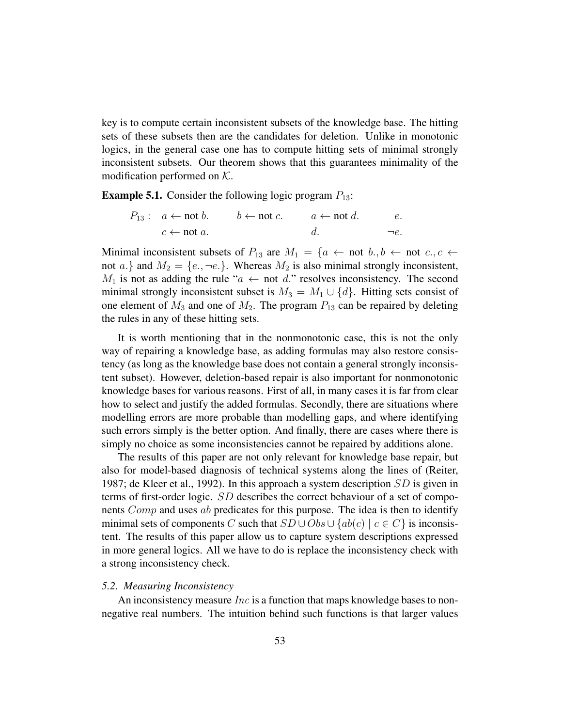key is to compute certain inconsistent subsets of the knowledge base. The hitting sets of these subsets then are the candidates for deletion. Unlike in monotonic logics, in the general case one has to compute hitting sets of minimal strongly inconsistent subsets. Our theorem shows that this guarantees minimality of the modification performed on $\mathcal{K}$.

**Example 5.1.** Consider the following logic program $P_{13}$:

$$
\begin{array}{lllll}
P_{13}: & a \leftarrow \text{not } b. & b \leftarrow \text{not } c. & a \leftarrow \text{not } d. & e. \\
 & c \leftarrow \text{not } a. & & d. & \neg e.
\end{array}
$$

Minimal inconsistent subsets of $P_{13}$ are $M_1 = \{a \leftarrow \text{not } b., b \leftarrow \text{not } c., c \leftarrow \text{not } a.\}$ and $M_2 = \{e., \neg e.\}$. Whereas $M_2$ is also minimal strongly inconsistent, $M_1$ is not as adding the rule "$a \leftarrow \text{not } d.$" resolves inconsistency. The second minimal strongly inconsistent subset is $M_3 = M_1 \cup \{d\}$. Hitting sets consist of one element of $M_3$ and one of $M_2$. The program $P_{13}$ can be repaired by deleting the rules in any of these hitting sets.

It is worth mentioning that in the nonmonotonic case, this is not the only way of repairing a knowledge base, as adding formulas may also restore consistency (as long as the knowledge base does not contain a general strongly inconsistent subset). However, deletion-based repair is also important for nonmonotonic knowledge bases for various reasons. First of all, in many cases it is far from clear how to select and justify the added formulas. Secondly, there are situations where modelling errors are more probable than modelling gaps, and where identifying such errors simply is the better option. And finally, there are cases where there is simply no choice as some inconsistencies cannot be repaired by additions alone.

The results of this paper are not only relevant for knowledge base repair, but also for model-based diagnosis of technical systems along the lines of (Reiter, 1987; de Kleer et al., 1992). In this approach a system description $SD$ is given in terms of first-order logic. $SD$ describes the correct behaviour of a set of components $Comp$ and uses $ab$ predicates for this purpose. The idea is then to identify minimal sets of components $C$ such that $SD \cup Obs \cup \{ab(c) \mid c \in C\}$ is inconsistent. The results of this paper allow us to capture system descriptions expressed in more general logics. All we have to do is replace the inconsistency check with a strong inconsistency check.

### *5.2. Measuring Inconsistency*

An inconsistency measure $Inc$ is a function that maps knowledge bases to non-negative real numbers. The intuition behind such functions is that larger values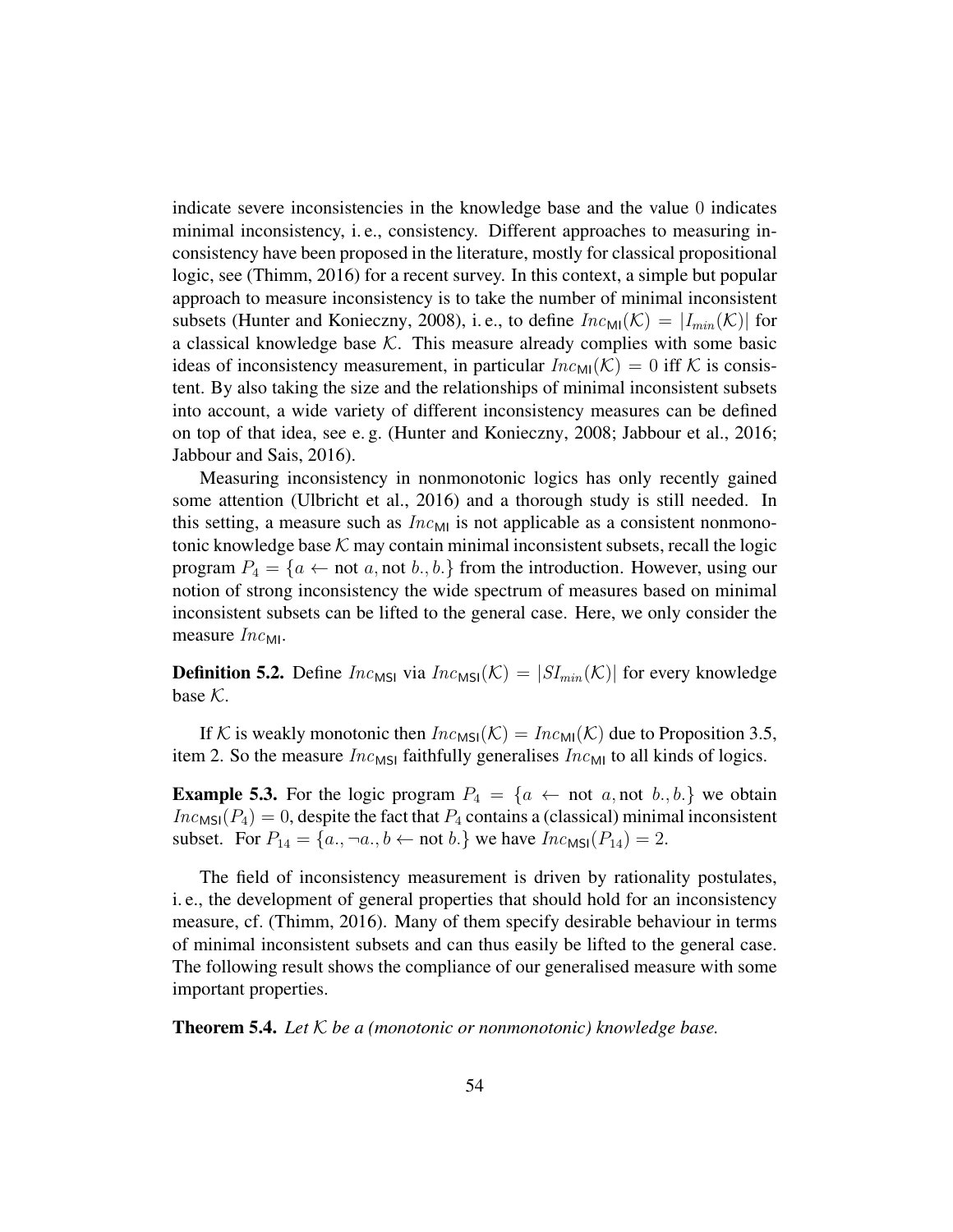indicate severe inconsistencies in the knowledge base and the value 0 indicates minimal inconsistency, i. e., consistency. Different approaches to measuring inconsistency have been proposed in the literature, mostly for classical propositional logic, see (Thimm, 2016) for a recent survey. In this context, a simple but popular approach to measure inconsistency is to take the number of minimal inconsistent subsets (Hunter and Konieczny, 2008), i. e., to define $Inc_{\mathsf{MI}}(\mathcal{K}) = |I_{min}(\mathcal{K})|$ for a classical knowledge base $\mathcal{K}$. This measure already complies with some basic ideas of inconsistency measurement, in particular $Inc_{\mathsf{MI}}(\mathcal{K}) = 0$ iff $\mathcal{K}$ is consistent. By also taking the size and the relationships of minimal inconsistent subsets into account, a wide variety of different inconsistency measures can be defined on top of that idea, see e. g. (Hunter and Konieczny, 2008; Jabbour et al., 2016; Jabbour and Sais, 2016).

Measuring inconsistency in nonmonotonic logics has only recently gained some attention (Ulbricht et al., 2016) and a thorough study is still needed. In this setting, a measure such as $Inc_{\mathsf{MI}}$ is not applicable as a consistent nonmonotonic knowledge base $\mathcal{K}$ may contain minimal inconsistent subsets, recall the logic program $P_4 = \{a \leftarrow \text{not } a, \text{not } b., b.\}$ from the introduction. However, using our notion of strong inconsistency the wide spectrum of measures based on minimal inconsistent subsets can be lifted to the general case. Here, we only consider the measure $Inc_{\mathsf{MI}}$.

**Definition 5.2.** Define $Inc_{\mathsf{MSI}}$ via $Inc_{\mathsf{MSI}}(\mathcal{K}) = |SI_{min}(\mathcal{K})|$ for every knowledge base $\mathcal{K}$.

If $\mathcal{K}$ is weakly monotonic then $Inc_{\mathsf{MSI}}(\mathcal{K}) = Inc_{\mathsf{MI}}(\mathcal{K})$ due to Proposition 3.5, item 2. So the measure $Inc_{\mathsf{MSI}}$ faithfully generalises $Inc_{\mathsf{MI}}$ to all kinds of logics.

**Example 5.3.** For the logic program $P_4 = \{a \leftarrow \text{not } a, \text{not } b., b.\}$ we obtain $Inc_{\mathsf{MSI}}(P_4) = 0$, despite the fact that $P_4$ contains a (classical) minimal inconsistent subset. For $P_{14} = \{a., \neg a., b \leftarrow \text{not } b.\}$ we have $Inc_{\mathsf{MSI}}(P_{14}) = 2$.

The field of inconsistency measurement is driven by rationality postulates, i. e., the development of general properties that should hold for an inconsistency measure, cf. (Thimm, 2016). Many of them specify desirable behaviour in terms of minimal inconsistent subsets and can thus easily be lifted to the general case. The following result shows the compliance of our generalised measure with some important properties.

**Theorem 5.4.** *Let $\mathcal{K}$ be a (monotonic or nonmonotonic) knowledge base.*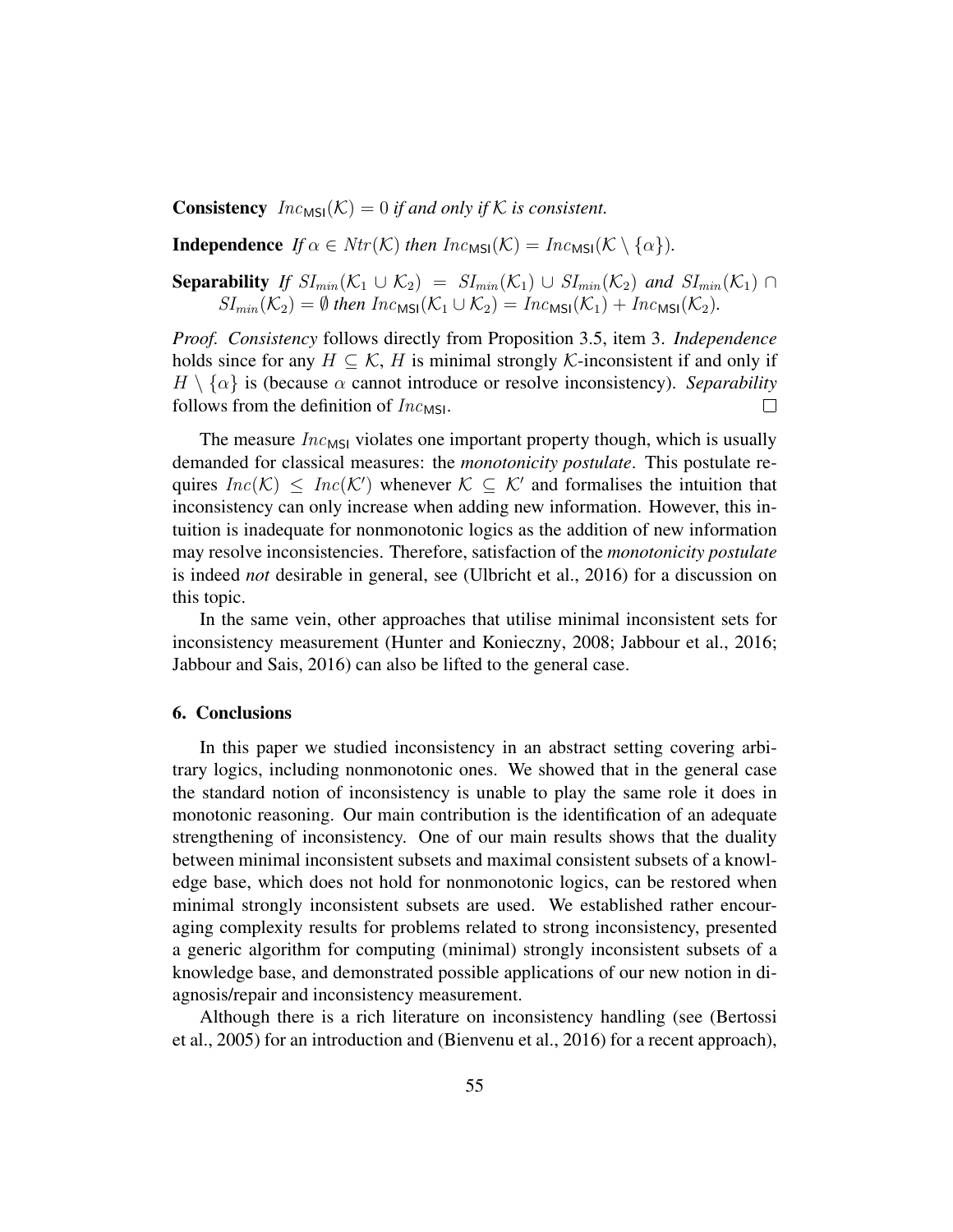**Consistency** $Inc_{\mathsf{MSI}}(\mathcal{K}) = 0$ *if and only if* $\mathcal{K}$ *is consistent.*

**Independence** *If* $\alpha \in Ntr(\mathcal{K})$ *then* $Inc_{\mathsf{MSI}}(\mathcal{K}) = Inc_{\mathsf{MSI}}(\mathcal{K} \setminus \{\alpha\})$.

**Separability** *If* $SI_{min}(\mathcal{K}_1 \cup \mathcal{K}_2) = SI_{min}(\mathcal{K}_1) \cup SI_{min}(\mathcal{K}_2)$ *and* $SI_{min}(\mathcal{K}_1) \cap SI_{min}(\mathcal{K}_2) = \emptyset$ *then* $Inc_{\mathsf{MSI}}(\mathcal{K}_1 \cup \mathcal{K}_2) = Inc_{\mathsf{MSI}}(\mathcal{K}_1) + Inc_{\mathsf{MSI}}(\mathcal{K}_2)$.

*Proof. Consistency* follows directly from Proposition 3.5, item 3. *Independence* holds since for any $H \subseteq \mathcal{K}$, $H$ is minimal strongly $\mathcal{K}$-inconsistent if and only if $H \setminus \{\alpha\}$ is (because $\alpha$ cannot introduce or resolve inconsistency). *Separability* follows from the definition of $Inc_{\mathsf{MSI}}$. □

The measure $Inc_{\mathsf{MSI}}$ violates one important property though, which is usually demanded for classical measures: the *monotonicity postulate*. This postulate requires $Inc(\mathcal{K}) \leq Inc(\mathcal{K}')$ whenever $\mathcal{K} \subseteq \mathcal{K}'$ and formalises the intuition that inconsistency can only increase when adding new information. However, this intuition is inadequate for nonmonotonic logics as the addition of new information may resolve inconsistencies. Therefore, satisfaction of the *monotonicity postulate* is indeed *not* desirable in general, see (Ulbricht et al., 2016) for a discussion on this topic.

In the same vein, other approaches that utilise minimal inconsistent sets for inconsistency measurement (Hunter and Konieczny, 2008; Jabbour et al., 2016; Jabbour and Sais, 2016) can also be lifted to the general case.

## 6. Conclusions

In this paper we studied inconsistency in an abstract setting covering arbitrary logics, including nonmonotonic ones. We showed that in the general case the standard notion of inconsistency is unable to play the same role it does in monotonic reasoning. Our main contribution is the identification of an adequate strengthening of inconsistency. One of our main results shows that the duality between minimal inconsistent subsets and maximal consistent subsets of a knowledge base, which does not hold for nonmonotonic logics, can be restored when minimal strongly inconsistent subsets are used. We established rather encouraging complexity results for problems related to strong inconsistency, presented a generic algorithm for computing (minimal) strongly inconsistent subsets of a knowledge base, and demonstrated possible applications of our new notion in diagnosis/repair and inconsistency measurement.

Although there is a rich literature on inconsistency handling (see (Bertossi et al., 2005) for an introduction and (Bienvenu et al., 2016) for a recent approach),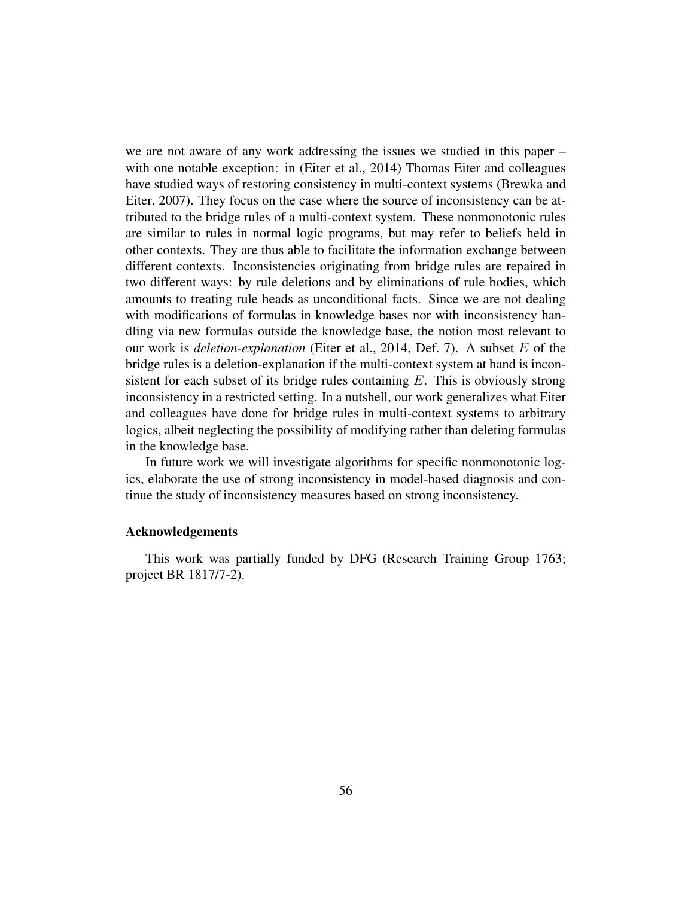we are not aware of any work addressing the issues we studied in this paper – with one notable exception: in (Eiter et al., 2014) Thomas Eiter and colleagues have studied ways of restoring consistency in multi-context systems (Brewka and Eiter, 2007). They focus on the case where the source of inconsistency can be attributed to the bridge rules of a multi-context system. These nonmonotonic rules are similar to rules in normal logic programs, but may refer to beliefs held in other contexts. They are thus able to facilitate the information exchange between different contexts. Inconsistencies originating from bridge rules are repaired in two different ways: by rule deletions and by eliminations of rule bodies, which amounts to treating rule heads as unconditional facts. Since we are not dealing with modifications of formulas in knowledge bases nor with inconsistency handling via new formulas outside the knowledge base, the notion most relevant to our work is *deletion-explanation* (Eiter et al., 2014, Def. 7). A subset $E$ of the bridge rules is a deletion-explanation if the multi-context system at hand is inconsistent for each subset of its bridge rules containing $E$. This is obviously strong inconsistency in a restricted setting. In a nutshell, our work generalizes what Eiter and colleagues have done for bridge rules in multi-context systems to arbitrary logics, albeit neglecting the possibility of modifying rather than deleting formulas in the knowledge base.

In future work we will investigate algorithms for specific nonmonotonic logics, elaborate the use of strong inconsistency in model-based diagnosis and continue the study of inconsistency measures based on strong inconsistency.

### Acknowledgements

This work was partially funded by DFG (Research Training Group 1763; project BR 1817/7-2).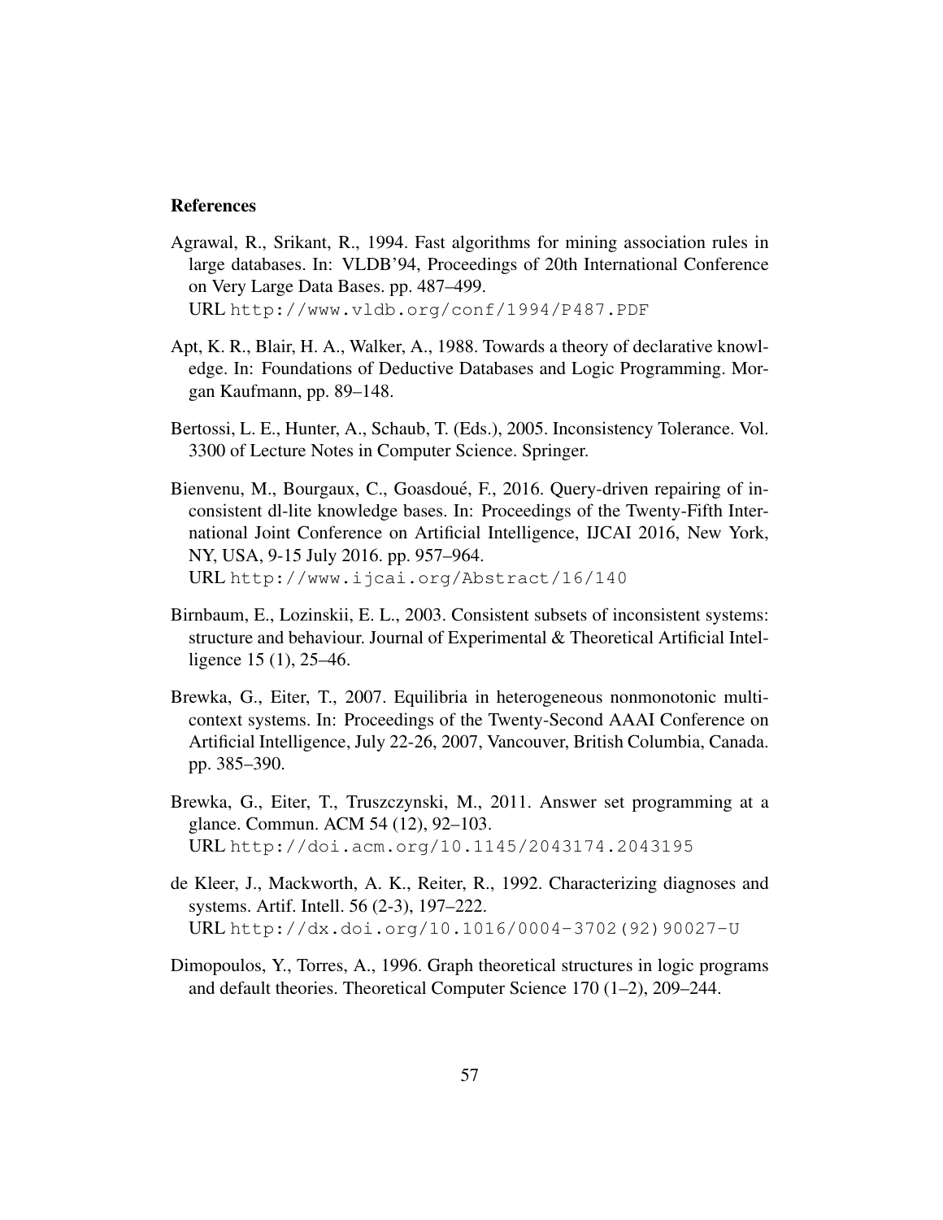## References

Agrawal, R., Srikant, R., 1994. Fast algorithms for mining association rules in large databases. In: VLDB'94, Proceedings of 20th International Conference on Very Large Data Bases. pp. 487–499.
URL http://www.vldb.org/conf/1994/P487.PDF

Apt, K. R., Blair, H. A., Walker, A., 1988. Towards a theory of declarative knowledge. In: Foundations of Deductive Databases and Logic Programming. Morgan Kaufmann, pp. 89–148.

Bertossi, L. E., Hunter, A., Schaub, T. (Eds.), 2005. Inconsistency Tolerance. Vol. 3300 of Lecture Notes in Computer Science. Springer.

Bienvenu, M., Bourgaux, C., Goasdoué, F., 2016. Query-driven repairing of inconsistent dl-lite knowledge bases. In: Proceedings of the Twenty-Fifth International Joint Conference on Artificial Intelligence, IJCAI 2016, New York, NY, USA, 9-15 July 2016. pp. 957–964.
URL http://www.ijcai.org/Abstract/16/140

Birnbaum, E., Lozinskii, E. L., 2003. Consistent subsets of inconsistent systems: structure and behaviour. Journal of Experimental & Theoretical Artificial Intelligence 15 (1), 25–46.

Brewka, G., Eiter, T., 2007. Equilibria in heterogeneous nonmonotonic multi-context systems. In: Proceedings of the Twenty-Second AAAI Conference on Artificial Intelligence, July 22-26, 2007, Vancouver, British Columbia, Canada. pp. 385–390.

Brewka, G., Eiter, T., Truszczynski, M., 2011. Answer set programming at a glance. Commun. ACM 54 (12), 92–103.
URL http://doi.acm.org/10.1145/2043174.2043195

de Kleer, J., Mackworth, A. K., Reiter, R., 1992. Characterizing diagnoses and systems. Artif. Intell. 56 (2-3), 197–222.
URL http://dx.doi.org/10.1016/0004-3702(92)90027-U

Dimopoulos, Y., Torres, A., 1996. Graph theoretical structures in logic programs and default theories. Theoretical Computer Science 170 (1–2), 209–244.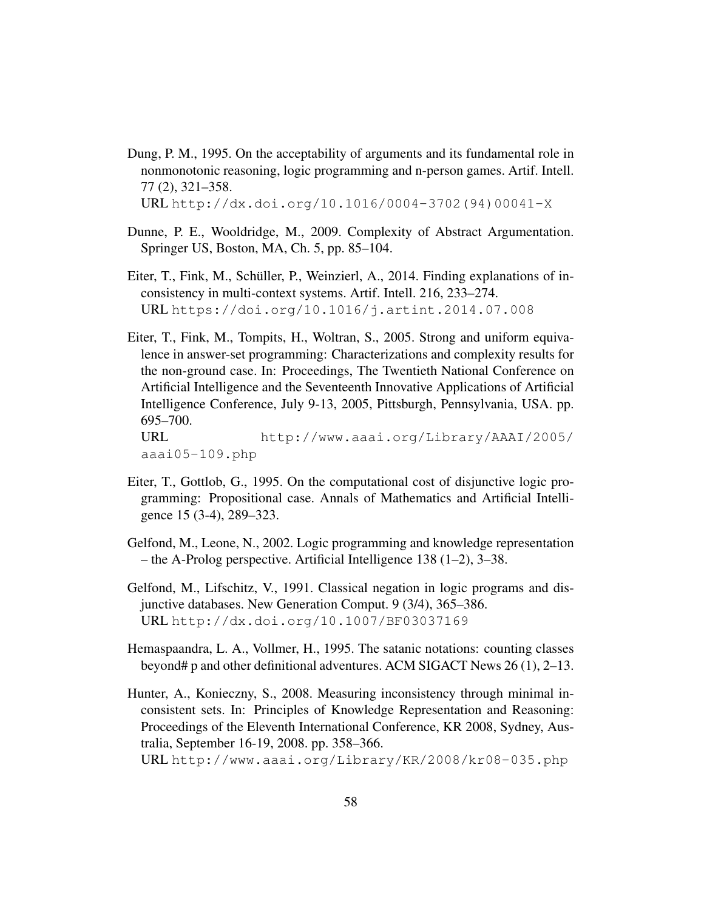Dung, P. M., 1995. On the acceptability of arguments and its fundamental role in nonmonotonic reasoning, logic programming and n-person games. Artif. Intell. 77 (2), 321–358.
URL http://dx.doi.org/10.1016/0004-3702(94)00041-X

Dunne, P. E., Wooldridge, M., 2009. Complexity of Abstract Argumentation. Springer US, Boston, MA, Ch. 5, pp. 85–104.

Eiter, T., Fink, M., Schüller, P., Weinzierl, A., 2014. Finding explanations of inconsistency in multi-context systems. Artif. Intell. 216, 233–274.
URL https://doi.org/10.1016/j.artint.2014.07.008

Eiter, T., Fink, M., Tompits, H., Woltran, S., 2005. Strong and uniform equivalence in answer-set programming: Characterizations and complexity results for the non-ground case. In: Proceedings, The Twentieth National Conference on Artificial Intelligence and the Seventeenth Innovative Applications of Artificial Intelligence Conference, July 9-13, 2005, Pittsburgh, Pennsylvania, USA. pp. 695–700.
URL http://www.aaai.org/Library/AAAI/2005/aaai05-109.php

Eiter, T., Gottlob, G., 1995. On the computational cost of disjunctive logic programming: Propositional case. Annals of Mathematics and Artificial Intelligence 15 (3-4), 289–323.

Gelfond, M., Leone, N., 2002. Logic programming and knowledge representation – the A-Prolog perspective. Artificial Intelligence 138 (1–2), 3–38.

Gelfond, M., Lifschitz, V., 1991. Classical negation in logic programs and disjunctive databases. New Generation Comput. 9 (3/4), 365–386.
URL http://dx.doi.org/10.1007/BF03037169

Hemaspaandra, L. A., Vollmer, H., 1995. The satanic notations: counting classes beyond# p and other definitional adventures. ACM SIGACT News 26 (1), 2–13.

Hunter, A., Konieczny, S., 2008. Measuring inconsistency through minimal inconsistent sets. In: Principles of Knowledge Representation and Reasoning: Proceedings of the Eleventh International Conference, KR 2008, Sydney, Australia, September 16-19, 2008. pp. 358–366.
URL http://www.aaai.org/Library/KR/2008/kr08-035.php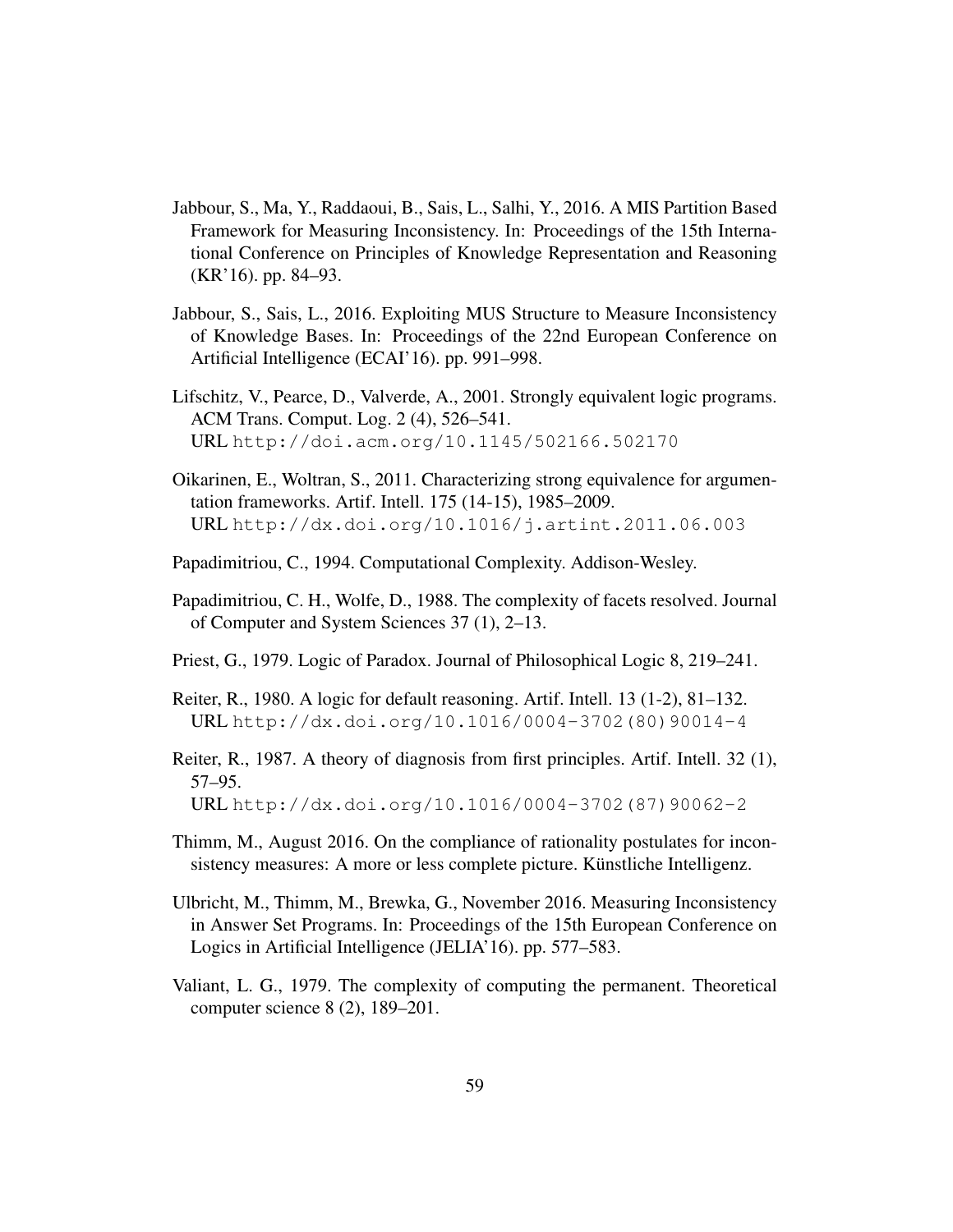Jabbour, S., Ma, Y., Raddaoui, B., Sais, L., Salhi, Y., 2016. A MIS Partition Based Framework for Measuring Inconsistency. In: Proceedings of the 15th International Conference on Principles of Knowledge Representation and Reasoning (KR'16). pp. 84–93.

Jabbour, S., Sais, L., 2016. Exploiting MUS Structure to Measure Inconsistency of Knowledge Bases. In: Proceedings of the 22nd European Conference on Artificial Intelligence (ECAI'16). pp. 991–998.

Lifschitz, V., Pearce, D., Valverde, A., 2001. Strongly equivalent logic programs. ACM Trans. Comput. Log. 2 (4), 526–541.
URL http://doi.acm.org/10.1145/502166.502170

Oikarinen, E., Woltran, S., 2011. Characterizing strong equivalence for argumentation frameworks. Artif. Intell. 175 (14-15), 1985–2009.
URL http://dx.doi.org/10.1016/j.artint.2011.06.003

Papadimitriou, C., 1994. Computational Complexity. Addison-Wesley.

Papadimitriou, C. H., Wolfe, D., 1988. The complexity of facets resolved. Journal of Computer and System Sciences 37 (1), 2–13.

Priest, G., 1979. Logic of Paradox. Journal of Philosophical Logic 8, 219–241.

Reiter, R., 1980. A logic for default reasoning. Artif. Intell. 13 (1-2), 81–132.
URL http://dx.doi.org/10.1016/0004-3702(80)90014-4

Reiter, R., 1987. A theory of diagnosis from first principles. Artif. Intell. 32 (1), 57–95.
URL http://dx.doi.org/10.1016/0004-3702(87)90062-2

Thimm, M., August 2016. On the compliance of rationality postulates for inconsistency measures: A more or less complete picture. Künstliche Intelligenz.

Ulbricht, M., Thimm, M., Brewka, G., November 2016. Measuring Inconsistency in Answer Set Programs. In: Proceedings of the 15th European Conference on Logics in Artificial Intelligence (JELIA'16). pp. 577–583.

Valiant, L. G., 1979. The complexity of computing the permanent. Theoretical computer science 8 (2), 189–201.